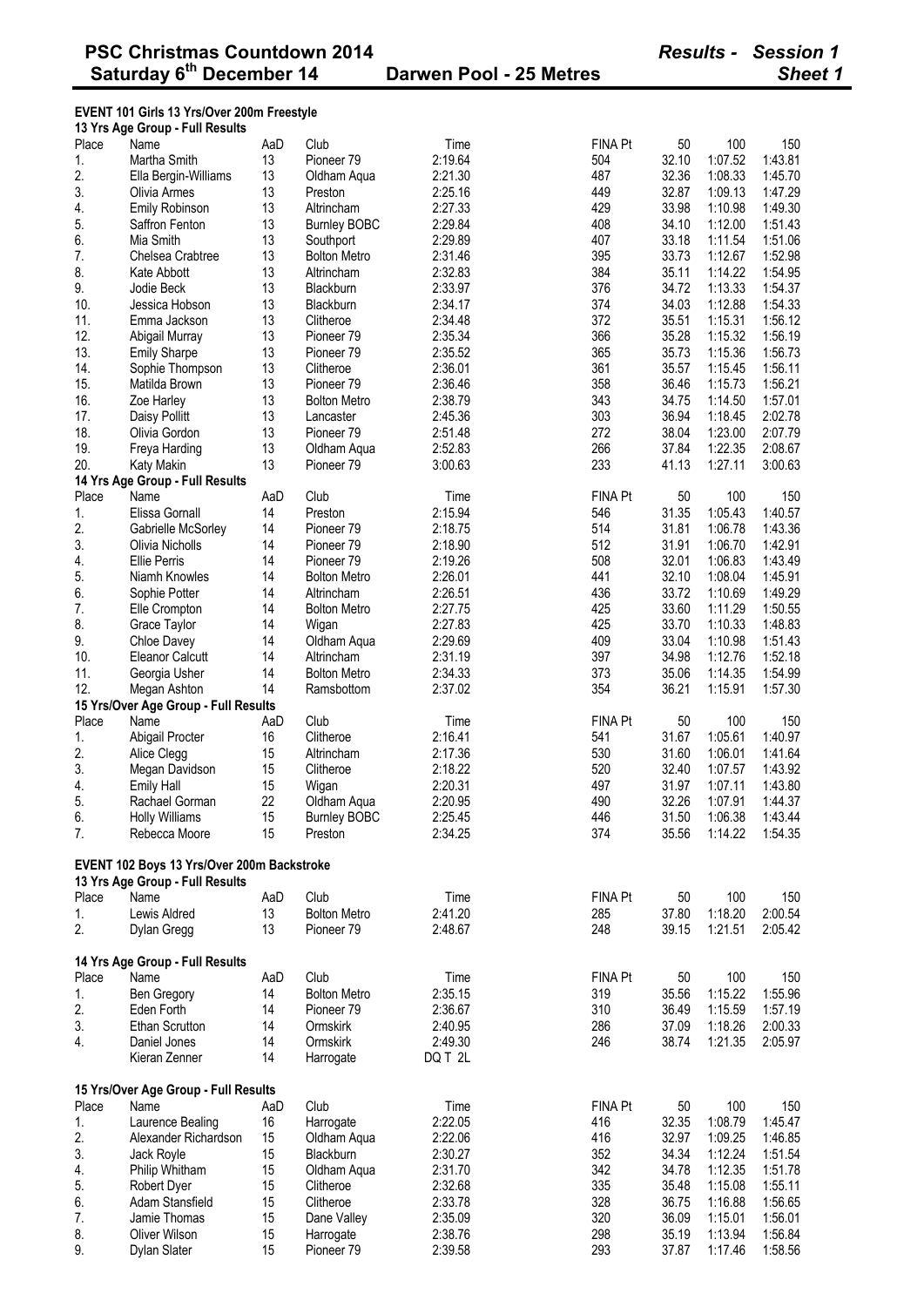# PSC Christmas Countdown 2014

**Saturday 6th December 14 — Darwen Pool - 25 Metres — Results - Session 1 — Sheet 1**

## EVENT 101 Girls 13 Yrs/Over 200m Freestyle

### 13 Yrs Age Group - Full Results

| Place | Name | AaD | Club | Time | FINA Pt | 50 | 100 | 150 |
|---|---|---|---|---|---|---|---|---|
| 1. | Martha Smith | 13 | Pioneer 79 | 2:19.64 | 504 | 32.10 | 1:07.52 | 1:43.81 |
| 2. | Ella Bergin-Williams | 13 | Oldham Aqua | 2:21.30 | 487 | 32.36 | 1:08.33 | 1:45.70 |
| 3. | Olivia Armes | 13 | Preston | 2:25.16 | 449 | 32.87 | 1:09.13 | 1:47.29 |
| 4. | Emily Robinson | 13 | Altrincham | 2:27.33 | 429 | 33.98 | 1:10.98 | 1:49.30 |
| 5. | Saffron Fenton | 13 | Burnley BOBC | 2:29.84 | 408 | 34.10 | 1:12.00 | 1:51.43 |
| 6. | Mia Smith | 13 | Southport | 2:29.89 | 407 | 33.18 | 1:11.54 | 1:51.06 |
| 7. | Chelsea Crabtree | 13 | Bolton Metro | 2:31.46 | 395 | 33.73 | 1:12.67 | 1:52.98 |
| 8. | Kate Abbott | 13 | Altrincham | 2:32.83 | 384 | 35.11 | 1:14.22 | 1:54.95 |
| 9. | Jodie Beck | 13 | Blackburn | 2:33.97 | 376 | 34.72 | 1:13.33 | 1:54.37 |
| 10. | Jessica Hobson | 13 | Blackburn | 2:34.17 | 374 | 34.03 | 1:12.88 | 1:54.33 |
| 11. | Emma Jackson | 13 | Clitheroe | 2:34.48 | 372 | 35.51 | 1:15.31 | 1:56.12 |
| 12. | Abigail Murray | 13 | Pioneer 79 | 2:35.34 | 366 | 35.28 | 1:15.32 | 1:56.19 |
| 13. | Emily Sharpe | 13 | Pioneer 79 | 2:35.52 | 365 | 35.73 | 1:15.36 | 1:56.73 |
| 14. | Sophie Thompson | 13 | Clitheroe | 2:36.01 | 361 | 35.57 | 1:15.45 | 1:56.11 |
| 15. | Matilda Brown | 13 | Pioneer 79 | 2:36.46 | 358 | 36.46 | 1:15.73 | 1:56.21 |
| 16. | Zoe Harley | 13 | Bolton Metro | 2:38.79 | 343 | 34.75 | 1:14.50 | 1:57.01 |
| 17. | Daisy Pollitt | 13 | Lancaster | 2:45.36 | 303 | 36.94 | 1:18.45 | 2:02.78 |
| 18. | Olivia Gordon | 13 | Pioneer 79 | 2:51.48 | 272 | 38.04 | 1:23.00 | 2:07.79 |
| 19. | Freya Harding | 13 | Oldham Aqua | 2:52.83 | 266 | 37.84 | 1:22.35 | 2:08.67 |
| 20. | Katy Makin | 13 | Pioneer 79 | 3:00.63 | 233 | 41.13 | 1:27.11 | 3:00.63 |

### 14 Yrs Age Group - Full Results

| Place | Name | AaD | Club | Time | FINA Pt | 50 | 100 | 150 |
|---|---|---|---|---|---|---|---|---|
| 1. | Elissa Gornall | 14 | Preston | 2:15.94 | 546 | 31.35 | 1:05.43 | 1:40.57 |
| 2. | Gabrielle McSorley | 14 | Pioneer 79 | 2:18.75 | 514 | 31.81 | 1:06.78 | 1:43.36 |
| 3. | Olivia Nicholls | 14 | Pioneer 79 | 2:18.90 | 512 | 31.91 | 1:06.70 | 1:42.91 |
| 4. | Ellie Perris | 14 | Pioneer 79 | 2:19.26 | 508 | 32.01 | 1:06.83 | 1:43.49 |
| 5. | Niamh Knowles | 14 | Bolton Metro | 2:26.01 | 441 | 32.10 | 1:08.04 | 1:45.91 |
| 6. | Sophie Potter | 14 | Altrincham | 2:26.51 | 436 | 33.72 | 1:10.69 | 1:49.29 |
| 7. | Elle Crompton | 14 | Bolton Metro | 2:27.75 | 425 | 33.60 | 1:11.29 | 1:50.55 |
| 8. | Grace Taylor | 14 | Wigan | 2:27.83 | 425 | 33.70 | 1:10.33 | 1:48.83 |
| 9. | Chloe Davey | 14 | Oldham Aqua | 2:29.69 | 409 | 33.04 | 1:10.98 | 1:51.43 |
| 10. | Eleanor Calcutt | 14 | Altrincham | 2:31.19 | 397 | 34.98 | 1:12.76 | 1:52.18 |
| 11. | Georgia Usher | 14 | Bolton Metro | 2:34.33 | 373 | 35.06 | 1:14.35 | 1:54.99 |
| 12. | Megan Ashton | 14 | Ramsbottom | 2:37.02 | 354 | 36.21 | 1:15.91 | 1:57.30 |

### 15 Yrs/Over Age Group - Full Results

| Place | Name | AaD | Club | Time | FINA Pt | 50 | 100 | 150 |
|---|---|---|---|---|---|---|---|---|
| 1. | Abigail Procter | 16 | Clitheroe | 2:16.41 | 541 | 31.67 | 1:05.61 | 1:40.97 |
| 2. | Alice Clegg | 15 | Altrincham | 2:17.36 | 530 | 31.60 | 1:06.01 | 1:41.64 |
| 3. | Megan Davidson | 15 | Clitheroe | 2:18.22 | 520 | 32.40 | 1:07.57 | 1:43.92 |
| 4. | Emily Hall | 15 | Wigan | 2:20.31 | 497 | 31.97 | 1:07.11 | 1:43.80 |
| 5. | Rachael Gorman | 22 | Oldham Aqua | 2:20.95 | 490 | 32.26 | 1:07.91 | 1:44.37 |
| 6. | Holly Williams | 15 | Burnley BOBC | 2:25.45 | 446 | 31.50 | 1:06.38 | 1:43.44 |
| 7. | Rebecca Moore | 15 | Preston | 2:34.25 | 374 | 35.56 | 1:14.22 | 1:54.35 |

## EVENT 102 Boys 13 Yrs/Over 200m Backstroke

### 13 Yrs Age Group - Full Results

| Place | Name | AaD | Club | Time | FINA Pt | 50 | 100 | 150 |
|---|---|---|---|---|---|---|---|---|
| 1. | Lewis Aldred | 13 | Bolton Metro | 2:41.20 | 285 | 37.80 | 1:18.20 | 2:00.54 |
| 2. | Dylan Gregg | 13 | Pioneer 79 | 2:48.67 | 248 | 39.15 | 1:21.51 | 2:05.42 |

### 14 Yrs Age Group - Full Results

| Place | Name | AaD | Club | Time | FINA Pt | 50 | 100 | 150 |
|---|---|---|---|---|---|---|---|---|
| 1. | Ben Gregory | 14 | Bolton Metro | 2:35.15 | 319 | 35.56 | 1:15.22 | 1:55.96 |
| 2. | Eden Forth | 14 | Pioneer 79 | 2:36.67 | 310 | 36.49 | 1:15.59 | 1:57.19 |
| 3. | Ethan Scrutton | 14 | Ormskirk | 2:40.95 | 286 | 37.09 | 1:18.26 | 2:00.33 |
| 4. | Daniel Jones | 14 | Ormskirk | 2:49.30 | 246 | 38.74 | 1:21.35 | 2:05.97 |
| | Kieran Zenner | 14 | Harrogate | DQ T 2L | | | | |

### 15 Yrs/Over Age Group - Full Results

| Place | Name | AaD | Club | Time | FINA Pt | 50 | 100 | 150 |
|---|---|---|---|---|---|---|---|---|
| 1. | Laurence Bealing | 16 | Harrogate | 2:22.05 | 416 | 32.35 | 1:08.79 | 1:45.47 |
| 2. | Alexander Richardson | 15 | Oldham Aqua | 2:22.06 | 416 | 32.97 | 1:09.25 | 1:46.85 |
| 3. | Jack Royle | 15 | Blackburn | 2:30.27 | 352 | 34.34 | 1:12.24 | 1:51.54 |
| 4. | Philip Whitham | 15 | Oldham Aqua | 2:31.70 | 342 | 34.78 | 1:12.35 | 1:51.78 |
| 5. | Robert Dyer | 15 | Clitheroe | 2:32.68 | 335 | 35.48 | 1:15.08 | 1:55.11 |
| 6. | Adam Stansfield | 15 | Clitheroe | 2:33.78 | 328 | 36.75 | 1:16.88 | 1:56.65 |
| 7. | Jamie Thomas | 15 | Dane Valley | 2:35.09 | 320 | 36.09 | 1:15.01 | 1:56.01 |
| 8. | Oliver Wilson | 15 | Harrogate | 2:38.76 | 298 | 35.19 | 1:13.94 | 1:56.84 |
| 9. | Dylan Slater | 15 | Pioneer 79 | 2:39.58 | 293 | 37.87 | 1:17.46 | 1:58.56 |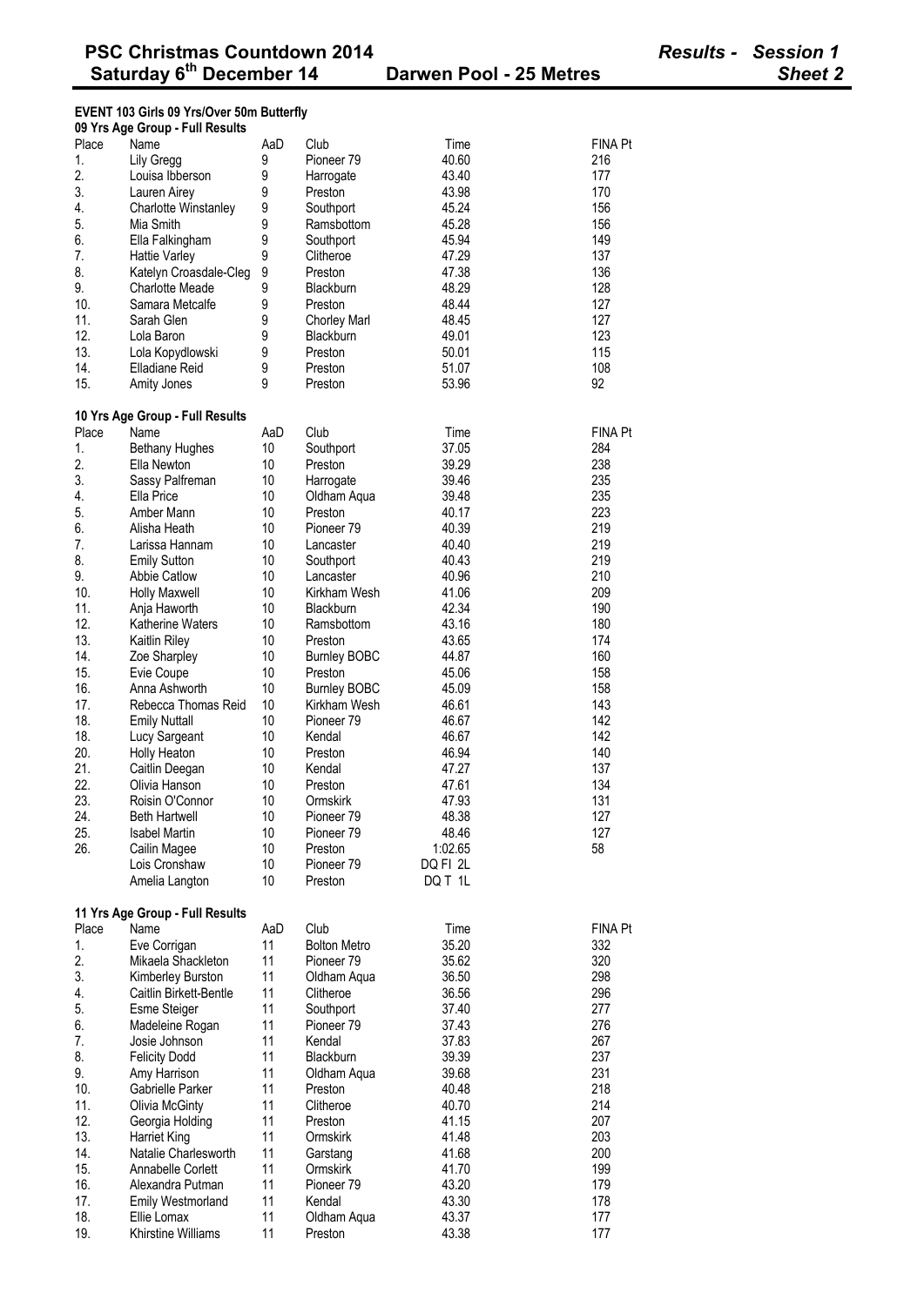# PSC Christmas Countdown 2014 — Results - Session 1

## Saturday 6th December 14 — Darwen Pool - 25 Metres — Sheet 2

### EVENT 103 Girls 09 Yrs/Over 50m Butterfly

#### 09 Yrs Age Group - Full Results

| Place | Name | AaD | Club | Time | FINA Pt |
|---|---|---|---|---|---|
| 1. | Lily Gregg | 9 | Pioneer 79 | 40.60 | 216 |
| 2. | Louisa Ibberson | 9 | Harrogate | 43.40 | 177 |
| 3. | Lauren Airey | 9 | Preston | 43.98 | 170 |
| 4. | Charlotte Winstanley | 9 | Southport | 45.24 | 156 |
| 5. | Mia Smith | 9 | Ramsbottom | 45.28 | 156 |
| 6. | Ella Falkingham | 9 | Southport | 45.94 | 149 |
| 7. | Hattie Varley | 9 | Clitheroe | 47.29 | 137 |
| 8. | Katelyn Croasdale-Cleg | 9 | Preston | 47.38 | 136 |
| 9. | Charlotte Meade | 9 | Blackburn | 48.29 | 128 |
| 10. | Samara Metcalfe | 9 | Preston | 48.44 | 127 |
| 11. | Sarah Glen | 9 | Chorley Marl | 48.45 | 127 |
| 12. | Lola Baron | 9 | Blackburn | 49.01 | 123 |
| 13. | Lola Kopydlowski | 9 | Preston | 50.01 | 115 |
| 14. | Elladiane Reid | 9 | Preston | 51.07 | 108 |
| 15. | Amity Jones | 9 | Preston | 53.96 | 92 |

#### 10 Yrs Age Group - Full Results

| Place | Name | AaD | Club | Time | FINA Pt |
|---|---|---|---|---|---|
| 1. | Bethany Hughes | 10 | Southport | 37.05 | 284 |
| 2. | Ella Newton | 10 | Preston | 39.29 | 238 |
| 3. | Sassy Palfreman | 10 | Harrogate | 39.46 | 235 |
| 4. | Ella Price | 10 | Oldham Aqua | 39.48 | 235 |
| 5. | Amber Mann | 10 | Preston | 40.17 | 223 |
| 6. | Alisha Heath | 10 | Pioneer 79 | 40.39 | 219 |
| 7. | Larissa Hannam | 10 | Lancaster | 40.40 | 219 |
| 8. | Emily Sutton | 10 | Southport | 40.43 | 219 |
| 9. | Abbie Catlow | 10 | Lancaster | 40.96 | 210 |
| 10. | Holly Maxwell | 10 | Kirkham Wesh | 41.06 | 209 |
| 11. | Anja Haworth | 10 | Blackburn | 42.34 | 190 |
| 12. | Katherine Waters | 10 | Ramsbottom | 43.16 | 180 |
| 13. | Kaitlin Riley | 10 | Preston | 43.65 | 174 |
| 14. | Zoe Sharpley | 10 | Burnley BOBC | 44.87 | 160 |
| 15. | Evie Coupe | 10 | Preston | 45.06 | 158 |
| 16. | Anna Ashworth | 10 | Burnley BOBC | 45.09 | 158 |
| 17. | Rebecca Thomas Reid | 10 | Kirkham Wesh | 46.61 | 143 |
| 18. | Emily Nuttall | 10 | Pioneer 79 | 46.67 | 142 |
| 18. | Lucy Sargeant | 10 | Kendal | 46.67 | 142 |
| 20. | Holly Heaton | 10 | Preston | 46.94 | 140 |
| 21. | Caitlin Deegan | 10 | Kendal | 47.27 | 137 |
| 22. | Olivia Hanson | 10 | Preston | 47.61 | 134 |
| 23. | Roisin O'Connor | 10 | Ormskirk | 47.93 | 131 |
| 24. | Beth Hartwell | 10 | Pioneer 79 | 48.38 | 127 |
| 25. | Isabel Martin | 10 | Pioneer 79 | 48.46 | 127 |
| 26. | Cailin Magee | 10 | Preston | 1:02.65 | 58 |
| | Lois Cronshaw | 10 | Pioneer 79 | DQ FI 2L | |
| | Amelia Langton | 10 | Preston | DQ T 1L | |

#### 11 Yrs Age Group - Full Results

| Place | Name | AaD | Club | Time | FINA Pt |
|---|---|---|---|---|---|
| 1. | Eve Corrigan | 11 | Bolton Metro | 35.20 | 332 |
| 2. | Mikaela Shackleton | 11 | Pioneer 79 | 35.62 | 320 |
| 3. | Kimberley Burston | 11 | Oldham Aqua | 36.50 | 298 |
| 4. | Caitlin Birkett-Bentle | 11 | Clitheroe | 36.56 | 296 |
| 5. | Esme Steiger | 11 | Southport | 37.40 | 277 |
| 6. | Madeleine Rogan | 11 | Pioneer 79 | 37.43 | 276 |
| 7. | Josie Johnson | 11 | Kendal | 37.83 | 267 |
| 8. | Felicity Dodd | 11 | Blackburn | 39.39 | 237 |
| 9. | Amy Harrison | 11 | Oldham Aqua | 39.68 | 231 |
| 10. | Gabrielle Parker | 11 | Preston | 40.48 | 218 |
| 11. | Olivia McGinty | 11 | Clitheroe | 40.70 | 214 |
| 12. | Georgia Holding | 11 | Preston | 41.15 | 207 |
| 13. | Harriet King | 11 | Ormskirk | 41.48 | 203 |
| 14. | Natalie Charlesworth | 11 | Garstang | 41.68 | 200 |
| 15. | Annabelle Corlett | 11 | Ormskirk | 41.70 | 199 |
| 16. | Alexandra Putman | 11 | Pioneer 79 | 43.20 | 179 |
| 17. | Emily Westmorland | 11 | Kendal | 43.30 | 178 |
| 18. | Ellie Lomax | 11 | Oldham Aqua | 43.37 | 177 |
| 19. | Khirstine Williams | 11 | Preston | 43.38 | 177 |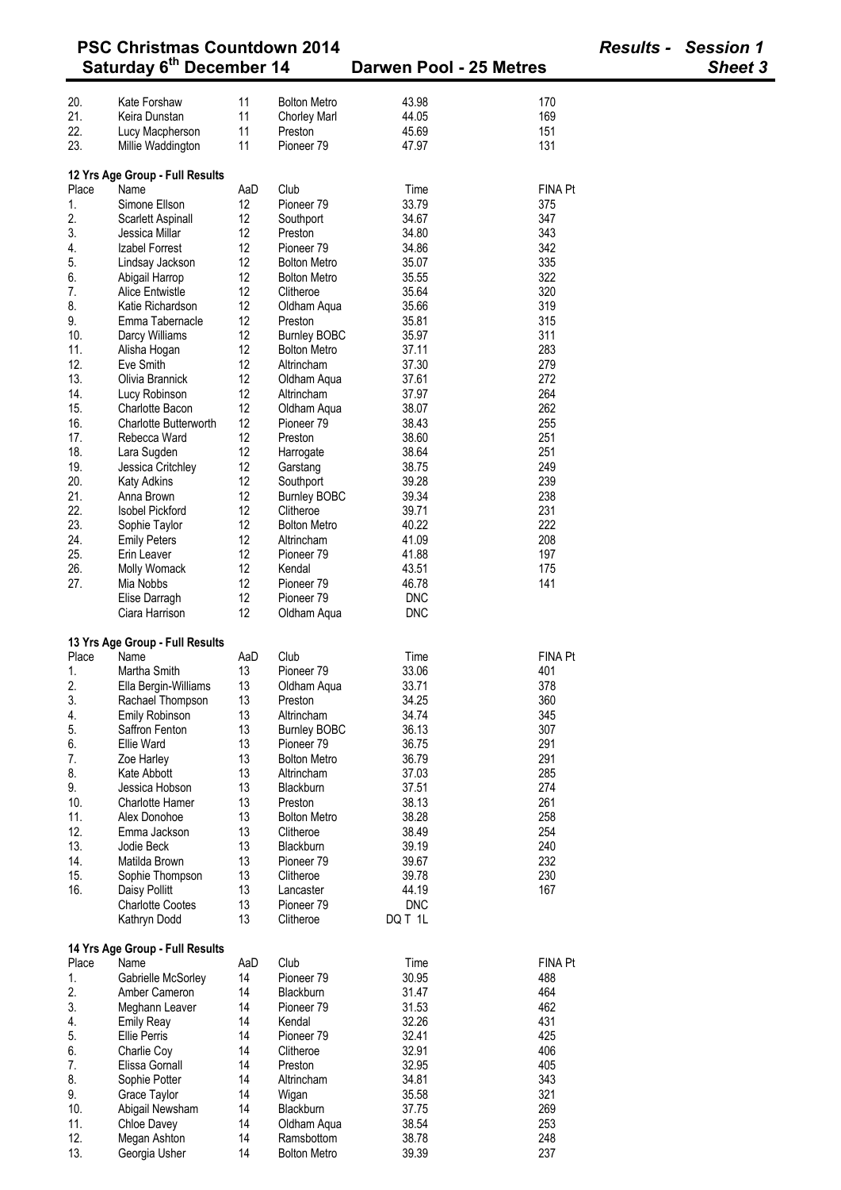| Place | Name | AaD | Club | Time | FINA Pt |
|---|---|---|---|---|---|
| 20. | Kate Forshaw | 11 | Bolton Metro | 43.98 | 170 |
| 21. | Keira Dunstan | 11 | Chorley Marl | 44.05 | 169 |
| 22. | Lucy Macpherson | 11 | Preston | 45.69 | 151 |
| 23. | Millie Waddington | 11 | Pioneer 79 | 47.97 | 131 |

**12 Yrs Age Group - Full Results**

| Place | Name | AaD | Club | Time | FINA Pt |
|---|---|---|---|---|---|
| 1. | Simone Ellson | 12 | Pioneer 79 | 33.79 | 375 |
| 2. | Scarlett Aspinall | 12 | Southport | 34.67 | 347 |
| 3. | Jessica Millar | 12 | Preston | 34.80 | 343 |
| 4. | Izabel Forrest | 12 | Pioneer 79 | 34.86 | 342 |
| 5. | Lindsay Jackson | 12 | Bolton Metro | 35.07 | 335 |
| 6. | Abigail Harrop | 12 | Bolton Metro | 35.55 | 322 |
| 7. | Alice Entwistle | 12 | Clitheroe | 35.64 | 320 |
| 8. | Katie Richardson | 12 | Oldham Aqua | 35.66 | 319 |
| 9. | Emma Tabernacle | 12 | Preston | 35.81 | 315 |
| 10. | Darcy Williams | 12 | Burnley BOBC | 35.97 | 311 |
| 11. | Alisha Hogan | 12 | Bolton Metro | 37.11 | 283 |
| 12. | Eve Smith | 12 | Altrincham | 37.30 | 279 |
| 13. | Olivia Brannick | 12 | Oldham Aqua | 37.61 | 272 |
| 14. | Lucy Robinson | 12 | Altrincham | 37.97 | 264 |
| 15. | Charlotte Bacon | 12 | Oldham Aqua | 38.07 | 262 |
| 16. | Charlotte Butterworth | 12 | Pioneer 79 | 38.43 | 255 |
| 17. | Rebecca Ward | 12 | Preston | 38.60 | 251 |
| 18. | Lara Sugden | 12 | Harrogate | 38.64 | 251 |
| 19. | Jessica Critchley | 12 | Garstang | 38.75 | 249 |
| 20. | Katy Adkins | 12 | Southport | 39.28 | 239 |
| 21. | Anna Brown | 12 | Burnley BOBC | 39.34 | 238 |
| 22. | Isobel Pickford | 12 | Clitheroe | 39.71 | 231 |
| 23. | Sophie Taylor | 12 | Bolton Metro | 40.22 | 222 |
| 24. | Emily Peters | 12 | Altrincham | 41.09 | 208 |
| 25. | Erin Leaver | 12 | Pioneer 79 | 41.88 | 197 |
| 26. | Molly Womack | 12 | Kendal | 43.51 | 175 |
| 27. | Mia Nobbs | 12 | Pioneer 79 | 46.78 | 141 |
| | Elise Darragh | 12 | Pioneer 79 | DNC | |
| | Ciara Harrison | 12 | Oldham Aqua | DNC | |

**13 Yrs Age Group - Full Results**

| Place | Name | AaD | Club | Time | FINA Pt |
|---|---|---|---|---|---|
| 1. | Martha Smith | 13 | Pioneer 79 | 33.06 | 401 |
| 2. | Ella Bergin-Williams | 13 | Oldham Aqua | 33.71 | 378 |
| 3. | Rachael Thompson | 13 | Preston | 34.25 | 360 |
| 4. | Emily Robinson | 13 | Altrincham | 34.74 | 345 |
| 5. | Saffron Fenton | 13 | Burnley BOBC | 36.13 | 307 |
| 6. | Ellie Ward | 13 | Pioneer 79 | 36.75 | 291 |
| 7. | Zoe Harley | 13 | Bolton Metro | 36.79 | 291 |
| 8. | Kate Abbott | 13 | Altrincham | 37.03 | 285 |
| 9. | Jessica Hobson | 13 | Blackburn | 37.51 | 274 |
| 10. | Charlotte Hamer | 13 | Preston | 38.13 | 261 |
| 11. | Alex Donohoe | 13 | Bolton Metro | 38.28 | 258 |
| 12. | Emma Jackson | 13 | Clitheroe | 38.49 | 254 |
| 13. | Jodie Beck | 13 | Blackburn | 39.19 | 240 |
| 14. | Matilda Brown | 13 | Pioneer 79 | 39.67 | 232 |
| 15. | Sophie Thompson | 13 | Clitheroe | 39.78 | 230 |
| 16. | Daisy Pollitt | 13 | Lancaster | 44.19 | 167 |
| | Charlotte Cootes | 13 | Pioneer 79 | DNC | |
| | Kathryn Dodd | 13 | Clitheroe | DQ T 1L | |

**14 Yrs Age Group - Full Results**

| Place | Name | AaD | Club | Time | FINA Pt |
|---|---|---|---|---|---|
| 1. | Gabrielle McSorley | 14 | Pioneer 79 | 30.95 | 488 |
| 2. | Amber Cameron | 14 | Blackburn | 31.47 | 464 |
| 3. | Meghann Leaver | 14 | Pioneer 79 | 31.53 | 462 |
| 4. | Emily Reay | 14 | Kendal | 32.26 | 431 |
| 5. | Ellie Perris | 14 | Pioneer 79 | 32.41 | 425 |
| 6. | Charlie Coy | 14 | Clitheroe | 32.91 | 406 |
| 7. | Elissa Gornall | 14 | Preston | 32.95 | 405 |
| 8. | Sophie Potter | 14 | Altrincham | 34.81 | 343 |
| 9. | Grace Taylor | 14 | Wigan | 35.58 | 321 |
| 10. | Abigail Newsham | 14 | Blackburn | 37.75 | 269 |
| 11. | Chloe Davey | 14 | Oldham Aqua | 38.54 | 253 |
| 12. | Megan Ashton | 14 | Ramsbottom | 38.78 | 248 |
| 13. | Georgia Usher | 14 | Bolton Metro | 39.39 | 237 |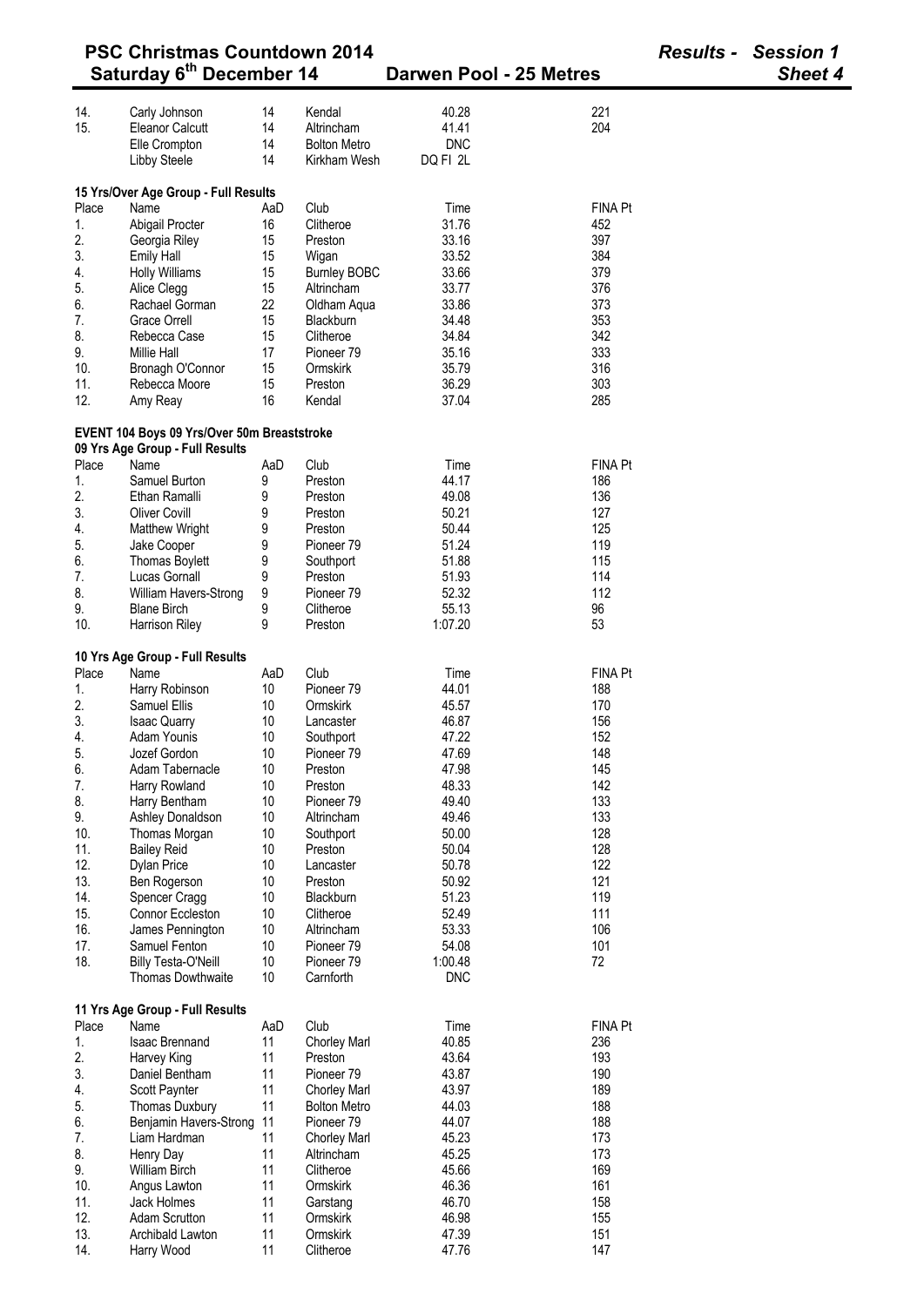# PSC Christmas Countdown 2014

**Saturday 6th December 14** — **Darwen Pool - 25 Metres** — *Results - Session 1* — *Sheet 4*

| Place | Name | AaD | Club | Time | FINA Pt |
|---|---|---|---|---|---|
| 14. | Carly Johnson | 14 | Kendal | 40.28 | 221 |
| 15. | Eleanor Calcutt | 14 | Altrincham | 41.41 | 204 |
| | Elle Crompton | 14 | Bolton Metro | DNC | |
| | Libby Steele | 14 | Kirkham Wesh | DQ FI 2L | |

### 15 Yrs/Over Age Group - Full Results

| Place | Name | AaD | Club | Time | FINA Pt |
|---|---|---|---|---|---|
| 1. | Abigail Procter | 16 | Clitheroe | 31.76 | 452 |
| 2. | Georgia Riley | 15 | Preston | 33.16 | 397 |
| 3. | Emily Hall | 15 | Wigan | 33.52 | 384 |
| 4. | Holly Williams | 15 | Burnley BOBC | 33.66 | 379 |
| 5. | Alice Clegg | 15 | Altrincham | 33.77 | 376 |
| 6. | Rachael Gorman | 22 | Oldham Aqua | 33.86 | 373 |
| 7. | Grace Orrell | 15 | Blackburn | 34.48 | 353 |
| 8. | Rebecca Case | 15 | Clitheroe | 34.84 | 342 |
| 9. | Millie Hall | 17 | Pioneer 79 | 35.16 | 333 |
| 10. | Bronagh O'Connor | 15 | Ormskirk | 35.79 | 316 |
| 11. | Rebecca Moore | 15 | Preston | 36.29 | 303 |
| 12. | Amy Reay | 16 | Kendal | 37.04 | 285 |

## EVENT 104 Boys 09 Yrs/Over 50m Breaststroke

### 09 Yrs Age Group - Full Results

| Place | Name | AaD | Club | Time | FINA Pt |
|---|---|---|---|---|---|
| 1. | Samuel Burton | 9 | Preston | 44.17 | 186 |
| 2. | Ethan Ramalli | 9 | Preston | 49.08 | 136 |
| 3. | Oliver Covill | 9 | Preston | 50.21 | 127 |
| 4. | Matthew Wright | 9 | Preston | 50.44 | 125 |
| 5. | Jake Cooper | 9 | Pioneer 79 | 51.24 | 119 |
| 6. | Thomas Boylett | 9 | Southport | 51.88 | 115 |
| 7. | Lucas Gornall | 9 | Preston | 51.93 | 114 |
| 8. | William Havers-Strong | 9 | Pioneer 79 | 52.32 | 112 |
| 9. | Blane Birch | 9 | Clitheroe | 55.13 | 96 |
| 10. | Harrison Riley | 9 | Preston | 1:07.20 | 53 |

### 10 Yrs Age Group - Full Results

| Place | Name | AaD | Club | Time | FINA Pt |
|---|---|---|---|---|---|
| 1. | Harry Robinson | 10 | Pioneer 79 | 44.01 | 188 |
| 2. | Samuel Ellis | 10 | Ormskirk | 45.57 | 170 |
| 3. | Isaac Quarry | 10 | Lancaster | 46.87 | 156 |
| 4. | Adam Younis | 10 | Southport | 47.22 | 152 |
| 5. | Jozef Gordon | 10 | Pioneer 79 | 47.69 | 148 |
| 6. | Adam Tabernacle | 10 | Preston | 47.98 | 145 |
| 7. | Harry Rowland | 10 | Preston | 48.33 | 142 |
| 8. | Harry Bentham | 10 | Pioneer 79 | 49.40 | 133 |
| 9. | Ashley Donaldson | 10 | Altrincham | 49.46 | 133 |
| 10. | Thomas Morgan | 10 | Southport | 50.00 | 128 |
| 11. | Bailey Reid | 10 | Preston | 50.04 | 128 |
| 12. | Dylan Price | 10 | Lancaster | 50.78 | 122 |
| 13. | Ben Rogerson | 10 | Preston | 50.92 | 121 |
| 14. | Spencer Cragg | 10 | Blackburn | 51.23 | 119 |
| 15. | Connor Eccleston | 10 | Clitheroe | 52.49 | 111 |
| 16. | James Pennington | 10 | Altrincham | 53.33 | 106 |
| 17. | Samuel Fenton | 10 | Pioneer 79 | 54.08 | 101 |
| 18. | Billy Testa-O'Neill | 10 | Pioneer 79 | 1:00.48 | 72 |
| | Thomas Dowthwaite | 10 | Carnforth | DNC | |

### 11 Yrs Age Group - Full Results

| Place | Name | AaD | Club | Time | FINA Pt |
|---|---|---|---|---|---|
| 1. | Isaac Brennand | 11 | Chorley Marl | 40.85 | 236 |
| 2. | Harvey King | 11 | Preston | 43.64 | 193 |
| 3. | Daniel Bentham | 11 | Pioneer 79 | 43.87 | 190 |
| 4. | Scott Paynter | 11 | Chorley Marl | 43.97 | 189 |
| 5. | Thomas Duxbury | 11 | Bolton Metro | 44.03 | 188 |
| 6. | Benjamin Havers-Strong | 11 | Pioneer 79 | 44.07 | 188 |
| 7. | Liam Hardman | 11 | Chorley Marl | 45.23 | 173 |
| 8. | Henry Day | 11 | Altrincham | 45.25 | 173 |
| 9. | William Birch | 11 | Clitheroe | 45.66 | 169 |
| 10. | Angus Lawton | 11 | Ormskirk | 46.36 | 161 |
| 11. | Jack Holmes | 11 | Garstang | 46.70 | 158 |
| 12. | Adam Scrutton | 11 | Ormskirk | 46.98 | 155 |
| 13. | Archibald Lawton | 11 | Ormskirk | 47.39 | 151 |
| 14. | Harry Wood | 11 | Clitheroe | 47.76 | 147 |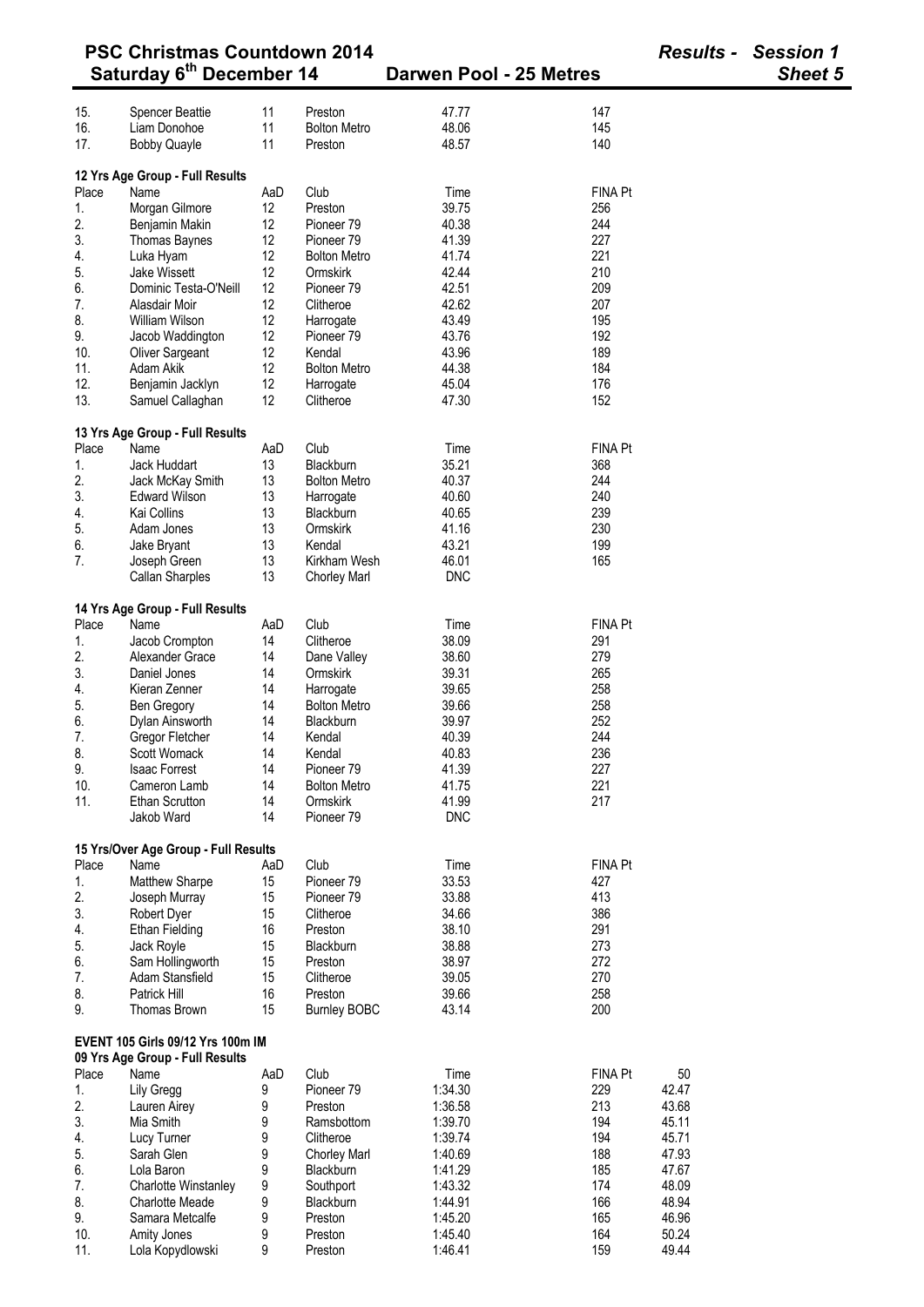| Place | Name | AaD | Club | Time | FINA Pt |
|---|---|---|---|---|---|
| 15. | Spencer Beattie | 11 | Preston | 47.77 | 147 |
| 16. | Liam Donohoe | 11 | Bolton Metro | 48.06 | 145 |
| 17. | Bobby Quayle | 11 | Preston | 48.57 | 140 |

**12 Yrs Age Group - Full Results**

| Place | Name | AaD | Club | Time | FINA Pt |
|---|---|---|---|---|---|
| 1. | Morgan Gilmore | 12 | Preston | 39.75 | 256 |
| 2. | Benjamin Makin | 12 | Pioneer 79 | 40.38 | 244 |
| 3. | Thomas Baynes | 12 | Pioneer 79 | 41.39 | 227 |
| 4. | Luka Hyam | 12 | Bolton Metro | 41.74 | 221 |
| 5. | Jake Wissett | 12 | Ormskirk | 42.44 | 210 |
| 6. | Dominic Testa-O'Neill | 12 | Pioneer 79 | 42.51 | 209 |
| 7. | Alasdair Moir | 12 | Clitheroe | 42.62 | 207 |
| 8. | William Wilson | 12 | Harrogate | 43.49 | 195 |
| 9. | Jacob Waddington | 12 | Pioneer 79 | 43.76 | 192 |
| 10. | Oliver Sargeant | 12 | Kendal | 43.96 | 189 |
| 11. | Adam Akik | 12 | Bolton Metro | 44.38 | 184 |
| 12. | Benjamin Jacklyn | 12 | Harrogate | 45.04 | 176 |
| 13. | Samuel Callaghan | 12 | Clitheroe | 47.30 | 152 |

**13 Yrs Age Group - Full Results**

| Place | Name | AaD | Club | Time | FINA Pt |
|---|---|---|---|---|---|
| 1. | Jack Huddart | 13 | Blackburn | 35.21 | 368 |
| 2. | Jack McKay Smith | 13 | Bolton Metro | 40.37 | 244 |
| 3. | Edward Wilson | 13 | Harrogate | 40.60 | 240 |
| 4. | Kai Collins | 13 | Blackburn | 40.65 | 239 |
| 5. | Adam Jones | 13 | Ormskirk | 41.16 | 230 |
| 6. | Jake Bryant | 13 | Kendal | 43.21 | 199 |
| 7. | Joseph Green | 13 | Kirkham Wesh | 46.01 | 165 |
| | Callan Sharples | 13 | Chorley Marl | DNC | |

**14 Yrs Age Group - Full Results**

| Place | Name | AaD | Club | Time | FINA Pt |
|---|---|---|---|---|---|
| 1. | Jacob Crompton | 14 | Clitheroe | 38.09 | 291 |
| 2. | Alexander Grace | 14 | Dane Valley | 38.60 | 279 |
| 3. | Daniel Jones | 14 | Ormskirk | 39.31 | 265 |
| 4. | Kieran Zenner | 14 | Harrogate | 39.65 | 258 |
| 5. | Ben Gregory | 14 | Bolton Metro | 39.66 | 258 |
| 6. | Dylan Ainsworth | 14 | Blackburn | 39.97 | 252 |
| 7. | Gregor Fletcher | 14 | Kendal | 40.39 | 244 |
| 8. | Scott Womack | 14 | Kendal | 40.83 | 236 |
| 9. | Isaac Forrest | 14 | Pioneer 79 | 41.39 | 227 |
| 10. | Cameron Lamb | 14 | Bolton Metro | 41.75 | 221 |
| 11. | Ethan Scrutton | 14 | Ormskirk | 41.99 | 217 |
| | Jakob Ward | 14 | Pioneer 79 | DNC | |

**15 Yrs/Over Age Group - Full Results**

| Place | Name | AaD | Club | Time | FINA Pt |
|---|---|---|---|---|---|
| 1. | Matthew Sharpe | 15 | Pioneer 79 | 33.53 | 427 |
| 2. | Joseph Murray | 15 | Pioneer 79 | 33.88 | 413 |
| 3. | Robert Dyer | 15 | Clitheroe | 34.66 | 386 |
| 4. | Ethan Fielding | 16 | Preston | 38.10 | 291 |
| 5. | Jack Royle | 15 | Blackburn | 38.88 | 273 |
| 6. | Sam Hollingworth | 15 | Preston | 38.97 | 272 |
| 7. | Adam Stansfield | 15 | Clitheroe | 39.05 | 270 |
| 8. | Patrick Hill | 16 | Preston | 39.66 | 258 |
| 9. | Thomas Brown | 15 | Burnley BOBC | 43.14 | 200 |

**EVENT 105 Girls 09/12 Yrs 100m IM**

**09 Yrs Age Group - Full Results**

| Place | Name | AaD | Club | Time | FINA Pt | 50 |
|---|---|---|---|---|---|---|
| 1. | Lily Gregg | 9 | Pioneer 79 | 1:34.30 | 229 | 42.47 |
| 2. | Lauren Airey | 9 | Preston | 1:36.58 | 213 | 43.68 |
| 3. | Mia Smith | 9 | Ramsbottom | 1:39.70 | 194 | 45.11 |
| 4. | Lucy Turner | 9 | Clitheroe | 1:39.74 | 194 | 45.71 |
| 5. | Sarah Glen | 9 | Chorley Marl | 1:40.69 | 188 | 47.93 |
| 6. | Lola Baron | 9 | Blackburn | 1:41.29 | 185 | 47.67 |
| 7. | Charlotte Winstanley | 9 | Southport | 1:43.32 | 174 | 48.09 |
| 8. | Charlotte Meade | 9 | Blackburn | 1:44.91 | 166 | 48.94 |
| 9. | Samara Metcalfe | 9 | Preston | 1:45.20 | 165 | 46.96 |
| 10. | Amity Jones | 9 | Preston | 1:45.40 | 164 | 50.24 |
| 11. | Lola Kopydlowski | 9 | Preston | 1:46.41 | 159 | 49.44 |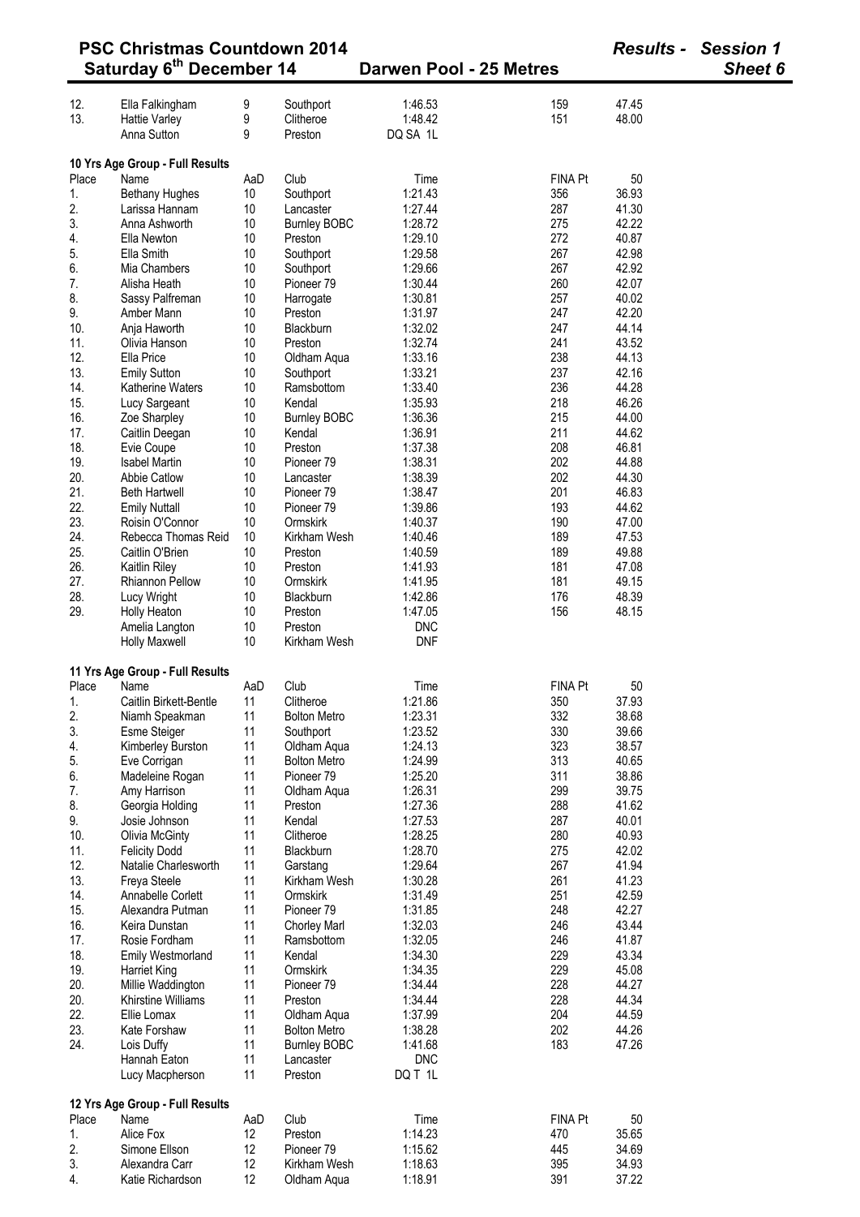| | | | | | | |
|---|---|---|---|---|---|---|
| 12. | Ella Falkingham | 9 | Southport | 1:46.53 | 159 | 47.45 |
| 13. | Hattie Varley | 9 | Clitheroe | 1:48.42 | 151 | 48.00 |
| | Anna Sutton | 9 | Preston | DQ SA 1L | | |

**10 Yrs Age Group - Full Results**

| Place | Name | AaD | Club | Time | FINA Pt | 50 |
|---|---|---|---|---|---|---|
| 1. | Bethany Hughes | 10 | Southport | 1:21.43 | 356 | 36.93 |
| 2. | Larissa Hannam | 10 | Lancaster | 1:27.44 | 287 | 41.30 |
| 3. | Anna Ashworth | 10 | Burnley BOBC | 1:28.72 | 275 | 42.22 |
| 4. | Ella Newton | 10 | Preston | 1:29.10 | 272 | 40.87 |
| 5. | Ella Smith | 10 | Southport | 1:29.58 | 267 | 42.98 |
| 6. | Mia Chambers | 10 | Southport | 1:29.66 | 267 | 42.92 |
| 7. | Alisha Heath | 10 | Pioneer 79 | 1:30.44 | 260 | 42.07 |
| 8. | Sassy Palfreman | 10 | Harrogate | 1:30.81 | 257 | 40.02 |
| 9. | Amber Mann | 10 | Preston | 1:31.97 | 247 | 42.20 |
| 10. | Anja Haworth | 10 | Blackburn | 1:32.02 | 247 | 44.14 |
| 11. | Olivia Hanson | 10 | Preston | 1:32.74 | 241 | 43.52 |
| 12. | Ella Price | 10 | Oldham Aqua | 1:33.16 | 238 | 44.13 |
| 13. | Emily Sutton | 10 | Southport | 1:33.21 | 237 | 42.16 |
| 14. | Katherine Waters | 10 | Ramsbottom | 1:33.40 | 236 | 44.28 |
| 15. | Lucy Sargeant | 10 | Kendal | 1:35.93 | 218 | 46.26 |
| 16. | Zoe Sharpley | 10 | Burnley BOBC | 1:36.36 | 215 | 44.00 |
| 17. | Caitlin Deegan | 10 | Kendal | 1:36.91 | 211 | 44.62 |
| 18. | Evie Coupe | 10 | Preston | 1:37.38 | 208 | 46.81 |
| 19. | Isabel Martin | 10 | Pioneer 79 | 1:38.31 | 202 | 44.88 |
| 20. | Abbie Catlow | 10 | Lancaster | 1:38.39 | 202 | 44.30 |
| 21. | Beth Hartwell | 10 | Pioneer 79 | 1:38.47 | 201 | 46.83 |
| 22. | Emily Nuttall | 10 | Pioneer 79 | 1:39.86 | 193 | 44.62 |
| 23. | Roisin O'Connor | 10 | Ormskirk | 1:40.37 | 190 | 47.00 |
| 24. | Rebecca Thomas Reid | 10 | Kirkham Wesh | 1:40.46 | 189 | 47.53 |
| 25. | Caitlin O'Brien | 10 | Preston | 1:40.59 | 189 | 49.88 |
| 26. | Kaitlin Riley | 10 | Preston | 1:41.93 | 181 | 47.08 |
| 27. | Rhiannon Pellow | 10 | Ormskirk | 1:41.95 | 181 | 49.15 |
| 28. | Lucy Wright | 10 | Blackburn | 1:42.86 | 176 | 48.39 |
| 29. | Holly Heaton | 10 | Preston | 1:47.05 | 156 | 48.15 |
| | Amelia Langton | 10 | Preston | DNC | | |
| | Holly Maxwell | 10 | Kirkham Wesh | DNF | | |

**11 Yrs Age Group - Full Results**

| Place | Name | AaD | Club | Time | FINA Pt | 50 |
|---|---|---|---|---|---|---|
| 1. | Caitlin Birkett-Bentle | 11 | Clitheroe | 1:21.86 | 350 | 37.93 |
| 2. | Niamh Speakman | 11 | Bolton Metro | 1:23.31 | 332 | 38.68 |
| 3. | Esme Steiger | 11 | Southport | 1:23.52 | 330 | 39.66 |
| 4. | Kimberley Burston | 11 | Oldham Aqua | 1:24.13 | 323 | 38.57 |
| 5. | Eve Corrigan | 11 | Bolton Metro | 1:24.99 | 313 | 40.65 |
| 6. | Madeleine Rogan | 11 | Pioneer 79 | 1:25.20 | 311 | 38.86 |
| 7. | Amy Harrison | 11 | Oldham Aqua | 1:26.31 | 299 | 39.75 |
| 8. | Georgia Holding | 11 | Preston | 1:27.36 | 288 | 41.62 |
| 9. | Josie Johnson | 11 | Kendal | 1:27.53 | 287 | 40.01 |
| 10. | Olivia McGinty | 11 | Clitheroe | 1:28.25 | 280 | 40.93 |
| 11. | Felicity Dodd | 11 | Blackburn | 1:28.70 | 275 | 42.02 |
| 12. | Natalie Charlesworth | 11 | Garstang | 1:29.64 | 267 | 41.94 |
| 13. | Freya Steele | 11 | Kirkham Wesh | 1:30.28 | 261 | 41.23 |
| 14. | Annabelle Corlett | 11 | Ormskirk | 1:31.49 | 251 | 42.59 |
| 15. | Alexandra Putman | 11 | Pioneer 79 | 1:31.85 | 248 | 42.27 |
| 16. | Keira Dunstan | 11 | Chorley Marl | 1:32.03 | 246 | 43.44 |
| 17. | Rosie Fordham | 11 | Ramsbottom | 1:32.05 | 246 | 41.87 |
| 18. | Emily Westmorland | 11 | Kendal | 1:34.30 | 229 | 43.34 |
| 19. | Harriet King | 11 | Ormskirk | 1:34.35 | 229 | 45.08 |
| 20. | Millie Waddington | 11 | Pioneer 79 | 1:34.44 | 228 | 44.27 |
| 20. | Khirstine Williams | 11 | Preston | 1:34.44 | 228 | 44.34 |
| 22. | Ellie Lomax | 11 | Oldham Aqua | 1:37.99 | 204 | 44.59 |
| 23. | Kate Forshaw | 11 | Bolton Metro | 1:38.28 | 202 | 44.26 |
| 24. | Lois Duffy | 11 | Burnley BOBC | 1:41.68 | 183 | 47.26 |
| | Hannah Eaton | 11 | Lancaster | DNC | | |
| | Lucy Macpherson | 11 | Preston | DQ T 1L | | |

**12 Yrs Age Group - Full Results**

| Place | Name | AaD | Club | Time | FINA Pt | 50 |
|---|---|---|---|---|---|---|
| 1. | Alice Fox | 12 | Preston | 1:14.23 | 470 | 35.65 |
| 2. | Simone Ellson | 12 | Pioneer 79 | 1:15.62 | 445 | 34.69 |
| 3. | Alexandra Carr | 12 | Kirkham Wesh | 1:18.63 | 395 | 34.93 |
| 4. | Katie Richardson | 12 | Oldham Aqua | 1:18.91 | 391 | 37.22 |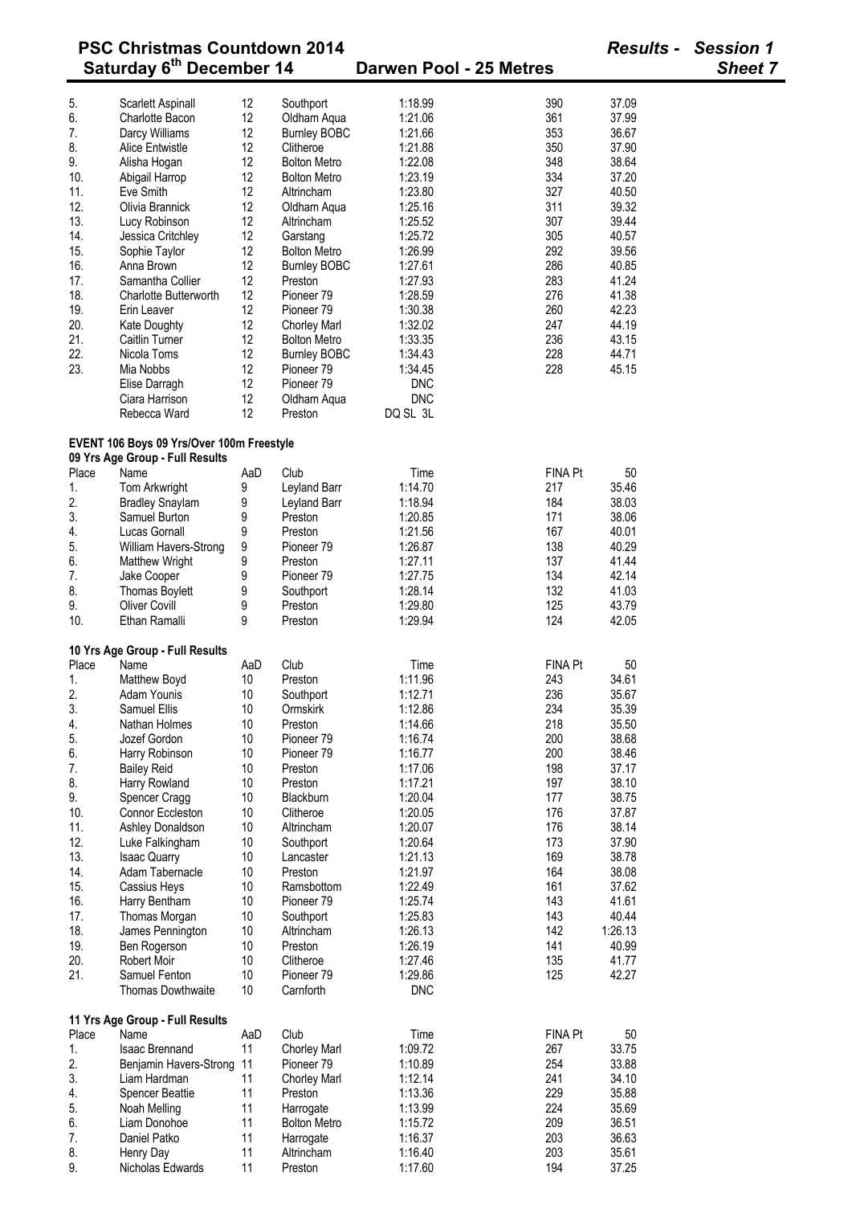| | | | | | | |
|---|---|---|---|---|---|---|
| 5. | Scarlett Aspinall | 12 | Southport | 1:18.99 | 390 | 37.09 |
| 6. | Charlotte Bacon | 12 | Oldham Aqua | 1:21.06 | 361 | 37.99 |
| 7. | Darcy Williams | 12 | Burnley BOBC | 1:21.66 | 353 | 36.67 |
| 8. | Alice Entwistle | 12 | Clitheroe | 1:21.88 | 350 | 37.90 |
| 9. | Alisha Hogan | 12 | Bolton Metro | 1:22.08 | 348 | 38.64 |
| 10. | Abigail Harrop | 12 | Bolton Metro | 1:23.19 | 334 | 37.20 |
| 11. | Eve Smith | 12 | Altrincham | 1:23.80 | 327 | 40.50 |
| 12. | Olivia Brannick | 12 | Oldham Aqua | 1:25.16 | 311 | 39.32 |
| 13. | Lucy Robinson | 12 | Altrincham | 1:25.52 | 307 | 39.44 |
| 14. | Jessica Critchley | 12 | Garstang | 1:25.72 | 305 | 40.57 |
| 15. | Sophie Taylor | 12 | Bolton Metro | 1:26.99 | 292 | 39.56 |
| 16. | Anna Brown | 12 | Burnley BOBC | 1:27.61 | 286 | 40.85 |
| 17. | Samantha Collier | 12 | Preston | 1:27.93 | 283 | 41.24 |
| 18. | Charlotte Butterworth | 12 | Pioneer 79 | 1:28.59 | 276 | 41.38 |
| 19. | Erin Leaver | 12 | Pioneer 79 | 1:30.38 | 260 | 42.23 |
| 20. | Kate Doughty | 12 | Chorley Marl | 1:32.02 | 247 | 44.19 |
| 21. | Caitlin Turner | 12 | Bolton Metro | 1:33.35 | 236 | 43.15 |
| 22. | Nicola Toms | 12 | Burnley BOBC | 1:34.43 | 228 | 44.71 |
| 23. | Mia Nobbs | 12 | Pioneer 79 | 1:34.45 | 228 | 45.15 |
| | Elise Darragh | 12 | Pioneer 79 | DNC | | |
| | Ciara Harrison | 12 | Oldham Aqua | DNC | | |
| | Rebecca Ward | 12 | Preston | DQ SL 3L | | |

### EVENT 106 Boys 09 Yrs/Over 100m Freestyle

#### 09 Yrs Age Group - Full Results

| Place | Name | AaD | Club | Time | FINA Pt | 50 |
|---|---|---|---|---|---|---|
| 1. | Tom Arkwright | 9 | Leyland Barr | 1:14.70 | 217 | 35.46 |
| 2. | Bradley Snaylam | 9 | Leyland Barr | 1:18.94 | 184 | 38.03 |
| 3. | Samuel Burton | 9 | Preston | 1:20.85 | 171 | 38.06 |
| 4. | Lucas Gornall | 9 | Preston | 1:21.56 | 167 | 40.01 |
| 5. | William Havers-Strong | 9 | Pioneer 79 | 1:26.87 | 138 | 40.29 |
| 6. | Matthew Wright | 9 | Preston | 1:27.11 | 137 | 41.44 |
| 7. | Jake Cooper | 9 | Pioneer 79 | 1:27.75 | 134 | 42.14 |
| 8. | Thomas Boylett | 9 | Southport | 1:28.14 | 132 | 41.03 |
| 9. | Oliver Covill | 9 | Preston | 1:29.80 | 125 | 43.79 |
| 10. | Ethan Ramalli | 9 | Preston | 1:29.94 | 124 | 42.05 |

#### 10 Yrs Age Group - Full Results

| Place | Name | AaD | Club | Time | FINA Pt | 50 |
|---|---|---|---|---|---|---|
| 1. | Matthew Boyd | 10 | Preston | 1:11.96 | 243 | 34.61 |
| 2. | Adam Younis | 10 | Southport | 1:12.71 | 236 | 35.67 |
| 3. | Samuel Ellis | 10 | Ormskirk | 1:12.86 | 234 | 35.39 |
| 4. | Nathan Holmes | 10 | Preston | 1:14.66 | 218 | 35.50 |
| 5. | Jozef Gordon | 10 | Pioneer 79 | 1:16.74 | 200 | 38.68 |
| 6. | Harry Robinson | 10 | Pioneer 79 | 1:16.77 | 200 | 38.46 |
| 7. | Bailey Reid | 10 | Preston | 1:17.06 | 198 | 37.17 |
| 8. | Harry Rowland | 10 | Preston | 1:17.21 | 197 | 38.10 |
| 9. | Spencer Cragg | 10 | Blackburn | 1:20.04 | 177 | 38.75 |
| 10. | Connor Eccleston | 10 | Clitheroe | 1:20.05 | 176 | 37.87 |
| 11. | Ashley Donaldson | 10 | Altrincham | 1:20.07 | 176 | 38.14 |
| 12. | Luke Falkingham | 10 | Southport | 1:20.64 | 173 | 37.90 |
| 13. | Isaac Quarry | 10 | Lancaster | 1:21.13 | 169 | 38.78 |
| 14. | Adam Tabernacle | 10 | Preston | 1:21.97 | 164 | 38.08 |
| 15. | Cassius Heys | 10 | Ramsbottom | 1:22.49 | 161 | 37.62 |
| 16. | Harry Bentham | 10 | Pioneer 79 | 1:25.74 | 143 | 41.61 |
| 17. | Thomas Morgan | 10 | Southport | 1:25.83 | 143 | 40.44 |
| 18. | James Pennington | 10 | Altrincham | 1:26.13 | 142 | 1:26.13 |
| 19. | Ben Rogerson | 10 | Preston | 1:26.19 | 141 | 40.99 |
| 20. | Robert Moir | 10 | Clitheroe | 1:27.46 | 135 | 41.77 |
| 21. | Samuel Fenton | 10 | Pioneer 79 | 1:29.86 | 125 | 42.27 |
| | Thomas Dowthwaite | 10 | Carnforth | DNC | | |

#### 11 Yrs Age Group - Full Results

| Place | Name | AaD | Club | Time | FINA Pt | 50 |
|---|---|---|---|---|---|---|
| 1. | Isaac Brennand | 11 | Chorley Marl | 1:09.72 | 267 | 33.75 |
| 2. | Benjamin Havers-Strong | 11 | Pioneer 79 | 1:10.89 | 254 | 33.88 |
| 3. | Liam Hardman | 11 | Chorley Marl | 1:12.14 | 241 | 34.10 |
| 4. | Spencer Beattie | 11 | Preston | 1:13.36 | 229 | 35.88 |
| 5. | Noah Melling | 11 | Harrogate | 1:13.99 | 224 | 35.69 |
| 6. | Liam Donohoe | 11 | Bolton Metro | 1:15.72 | 209 | 36.51 |
| 7. | Daniel Patko | 11 | Harrogate | 1:16.37 | 203 | 36.63 |
| 8. | Henry Day | 11 | Altrincham | 1:16.40 | 203 | 35.61 |
| 9. | Nicholas Edwards | 11 | Preston | 1:17.60 | 194 | 37.25 |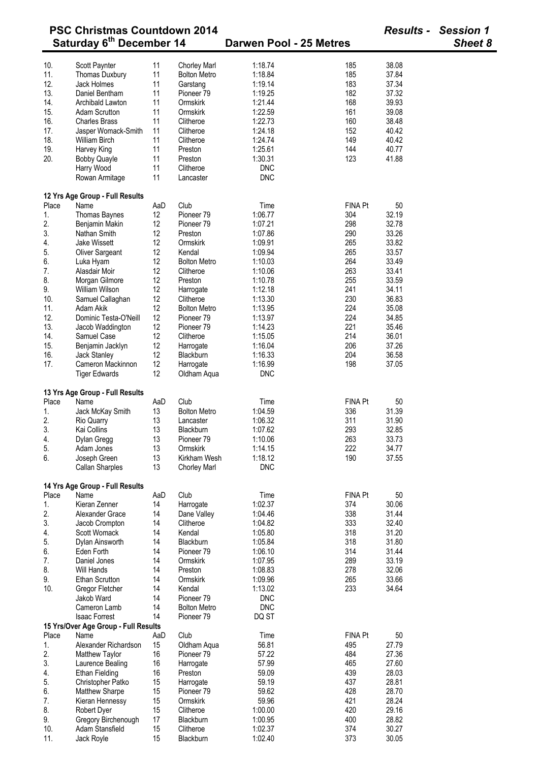**PSC Christmas Countdown 2014** — **Saturday 6th December 14** — **Darwen Pool - 25 Metres** — *Results - Session 1* — *Sheet 8*

| Place | Name | AaD | Club | Time | FINA Pt | 50 |
|---|---|---|---|---|---|---|
| 10. | Scott Paynter | 11 | Chorley Marl | 1:18.74 | 185 | 38.08 |
| 11. | Thomas Duxbury | 11 | Bolton Metro | 1:18.84 | 185 | 37.84 |
| 12. | Jack Holmes | 11 | Garstang | 1:19.14 | 183 | 37.34 |
| 13. | Daniel Bentham | 11 | Pioneer 79 | 1:19.25 | 182 | 37.32 |
| 14. | Archibald Lawton | 11 | Ormskirk | 1:21.44 | 168 | 39.93 |
| 15. | Adam Scrutton | 11 | Ormskirk | 1:22.59 | 161 | 39.08 |
| 16. | Charles Brass | 11 | Clitheroe | 1:22.73 | 160 | 38.48 |
| 17. | Jasper Womack-Smith | 11 | Clitheroe | 1:24.18 | 152 | 40.42 |
| 18. | William Birch | 11 | Clitheroe | 1:24.74 | 149 | 40.42 |
| 19. | Harvey King | 11 | Preston | 1:25.61 | 144 | 40.77 |
| 20. | Bobby Quayle | 11 | Preston | 1:30.31 | 123 | 41.88 |
| | Harry Wood | 11 | Clitheroe | DNC | | |
| | Rowan Armitage | 11 | Lancaster | DNC | | |

**12 Yrs Age Group - Full Results**

| Place | Name | AaD | Club | Time | FINA Pt | 50 |
|---|---|---|---|---|---|---|
| 1. | Thomas Baynes | 12 | Pioneer 79 | 1:06.77 | 304 | 32.19 |
| 2. | Benjamin Makin | 12 | Pioneer 79 | 1:07.21 | 298 | 32.78 |
| 3. | Nathan Smith | 12 | Preston | 1:07.86 | 290 | 33.26 |
| 4. | Jake Wissett | 12 | Ormskirk | 1:09.91 | 265 | 33.82 |
| 5. | Oliver Sargeant | 12 | Kendal | 1:09.94 | 265 | 33.57 |
| 6. | Luka Hyam | 12 | Bolton Metro | 1:10.03 | 264 | 33.49 |
| 7. | Alasdair Moir | 12 | Clitheroe | 1:10.06 | 263 | 33.41 |
| 8. | Morgan Gilmore | 12 | Preston | 1:10.78 | 255 | 33.59 |
| 9. | William Wilson | 12 | Harrogate | 1:12.18 | 241 | 34.11 |
| 10. | Samuel Callaghan | 12 | Clitheroe | 1:13.30 | 230 | 36.83 |
| 11. | Adam Akik | 12 | Bolton Metro | 1:13.95 | 224 | 35.08 |
| 12. | Dominic Testa-O'Neill | 12 | Pioneer 79 | 1:13.97 | 224 | 34.85 |
| 13. | Jacob Waddington | 12 | Pioneer 79 | 1:14.23 | 221 | 35.46 |
| 14. | Samuel Case | 12 | Clitheroe | 1:15.05 | 214 | 36.01 |
| 15. | Benjamin Jacklyn | 12 | Harrogate | 1:16.04 | 206 | 37.26 |
| 16. | Jack Stanley | 12 | Blackburn | 1:16.33 | 204 | 36.58 |
| 17. | Cameron Mackinnon | 12 | Harrogate | 1:16.99 | 198 | 37.05 |
| | Tiger Edwards | 12 | Oldham Aqua | DNC | | |

**13 Yrs Age Group - Full Results**

| Place | Name | AaD | Club | Time | FINA Pt | 50 |
|---|---|---|---|---|---|---|
| 1. | Jack McKay Smith | 13 | Bolton Metro | 1:04.59 | 336 | 31.39 |
| 2. | Rio Quarry | 13 | Lancaster | 1:06.32 | 311 | 31.90 |
| 3. | Kai Collins | 13 | Blackburn | 1:07.62 | 293 | 32.85 |
| 4. | Dylan Gregg | 13 | Pioneer 79 | 1:10.06 | 263 | 33.73 |
| 5. | Adam Jones | 13 | Ormskirk | 1:14.15 | 222 | 34.77 |
| 6. | Joseph Green | 13 | Kirkham Wesh | 1:18.12 | 190 | 37.55 |
| | Callan Sharples | 13 | Chorley Marl | DNC | | |

**14 Yrs Age Group - Full Results**

| Place | Name | AaD | Club | Time | FINA Pt | 50 |
|---|---|---|---|---|---|---|
| 1. | Kieran Zenner | 14 | Harrogate | 1:02.37 | 374 | 30.06 |
| 2. | Alexander Grace | 14 | Dane Valley | 1:04.46 | 338 | 31.44 |
| 3. | Jacob Crompton | 14 | Clitheroe | 1:04.82 | 333 | 32.40 |
| 4. | Scott Womack | 14 | Kendal | 1:05.80 | 318 | 31.20 |
| 5. | Dylan Ainsworth | 14 | Blackburn | 1:05.84 | 318 | 31.80 |
| 6. | Eden Forth | 14 | Pioneer 79 | 1:06.10 | 314 | 31.44 |
| 7. | Daniel Jones | 14 | Ormskirk | 1:07.95 | 289 | 33.19 |
| 8. | Will Hands | 14 | Preston | 1:08.83 | 278 | 32.06 |
| 9. | Ethan Scrutton | 14 | Ormskirk | 1:09.96 | 265 | 33.66 |
| 10. | Gregor Fletcher | 14 | Kendal | 1:13.02 | 233 | 34.64 |
| | Jakob Ward | 14 | Pioneer 79 | DNC | | |
| | Cameron Lamb | 14 | Bolton Metro | DNC | | |
| | Isaac Forrest | 14 | Pioneer 79 | DQ ST | | |

**15 Yrs/Over Age Group - Full Results**

| Place | Name | AaD | Club | Time | FINA Pt | 50 |
|---|---|---|---|---|---|---|
| 1. | Alexander Richardson | 15 | Oldham Aqua | 56.81 | 495 | 27.79 |
| 2. | Matthew Taylor | 16 | Pioneer 79 | 57.22 | 484 | 27.36 |
| 3. | Laurence Bealing | 16 | Harrogate | 57.99 | 465 | 27.60 |
| 4. | Ethan Fielding | 16 | Preston | 59.09 | 439 | 28.03 |
| 5. | Christopher Patko | 15 | Harrogate | 59.19 | 437 | 28.81 |
| 6. | Matthew Sharpe | 15 | Pioneer 79 | 59.62 | 428 | 28.70 |
| 7. | Kieran Hennessy | 15 | Ormskirk | 59.96 | 421 | 28.24 |
| 8. | Robert Dyer | 15 | Clitheroe | 1:00.00 | 420 | 29.16 |
| 9. | Gregory Birchenough | 17 | Blackburn | 1:00.95 | 400 | 28.82 |
| 10. | Adam Stansfield | 15 | Clitheroe | 1:02.37 | 374 | 30.27 |
| 11. | Jack Royle | 15 | Blackburn | 1:02.40 | 373 | 30.05 |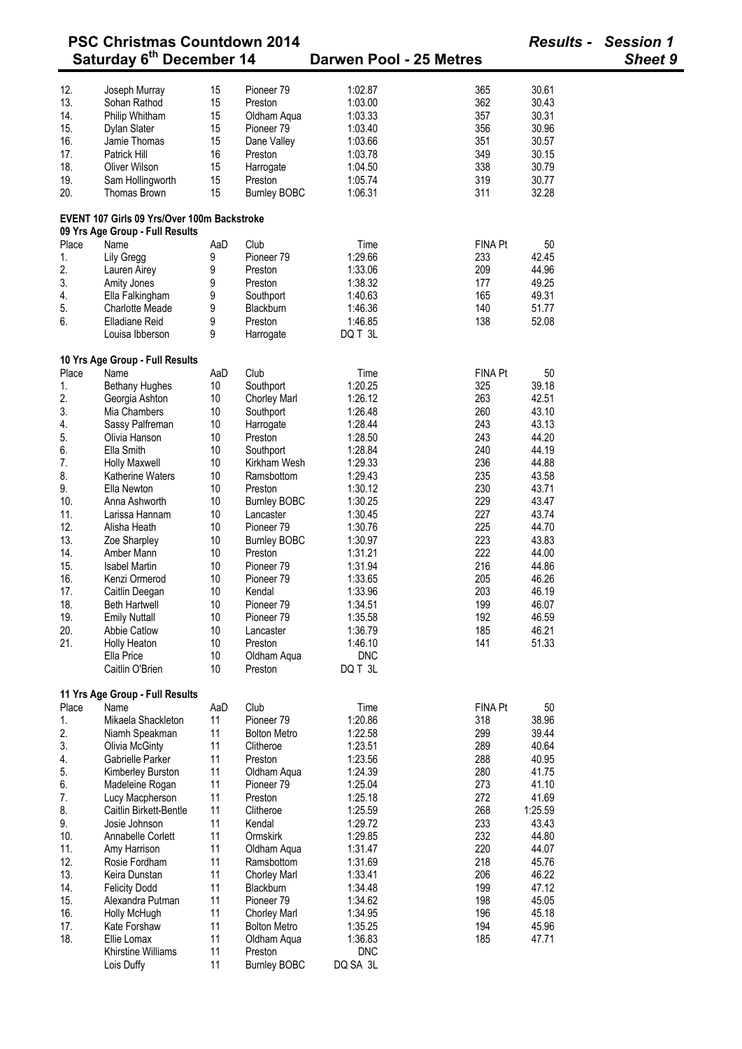# PSC Christmas Countdown 2014

**Saturday 6th December 14** — **Darwen Pool - 25 Metres** — *Results - Session 1* — *Sheet 9*

| Place | Name | AaD | Club | Time | FINA Pt | 50 |
|---|---|---|---|---|---|---|
| 12. | Joseph Murray | 15 | Pioneer 79 | 1:02.87 | 365 | 30.61 |
| 13. | Sohan Rathod | 15 | Preston | 1:03.00 | 362 | 30.43 |
| 14. | Philip Whitham | 15 | Oldham Aqua | 1:03.33 | 357 | 30.31 |
| 15. | Dylan Slater | 15 | Pioneer 79 | 1:03.40 | 356 | 30.96 |
| 16. | Jamie Thomas | 15 | Dane Valley | 1:03.66 | 351 | 30.57 |
| 17. | Patrick Hill | 16 | Preston | 1:03.78 | 349 | 30.15 |
| 18. | Oliver Wilson | 15 | Harrogate | 1:04.50 | 338 | 30.79 |
| 19. | Sam Hollingworth | 15 | Preston | 1:05.74 | 319 | 30.77 |
| 20. | Thomas Brown | 15 | Burnley BOBC | 1:06.31 | 311 | 32.28 |

## EVENT 107 Girls 09 Yrs/Over 100m Backstroke

### 09 Yrs Age Group - Full Results

| Place | Name | AaD | Club | Time | FINA Pt | 50 |
|---|---|---|---|---|---|---|
| 1. | Lily Gregg | 9 | Pioneer 79 | 1:29.66 | 233 | 42.45 |
| 2. | Lauren Airey | 9 | Preston | 1:33.06 | 209 | 44.96 |
| 3. | Amity Jones | 9 | Preston | 1:38.32 | 177 | 49.25 |
| 4. | Ella Falkingham | 9 | Southport | 1:40.63 | 165 | 49.31 |
| 5. | Charlotte Meade | 9 | Blackburn | 1:46.36 | 140 | 51.77 |
| 6. | Elladiane Reid | 9 | Preston | 1:46.85 | 138 | 52.08 |
| | Louisa Ibberson | 9 | Harrogate | DQ T 3L | | |

### 10 Yrs Age Group - Full Results

| Place | Name | AaD | Club | Time | FINA Pt | 50 |
|---|---|---|---|---|---|---|
| 1. | Bethany Hughes | 10 | Southport | 1:20.25 | 325 | 39.18 |
| 2. | Georgia Ashton | 10 | Chorley Marl | 1:26.12 | 263 | 42.51 |
| 3. | Mia Chambers | 10 | Southport | 1:26.48 | 260 | 43.10 |
| 4. | Sassy Palfreman | 10 | Harrogate | 1:28.44 | 243 | 43.13 |
| 5. | Olivia Hanson | 10 | Preston | 1:28.50 | 243 | 44.20 |
| 6. | Ella Smith | 10 | Southport | 1:28.84 | 240 | 44.19 |
| 7. | Holly Maxwell | 10 | Kirkham Wesh | 1:29.33 | 236 | 44.88 |
| 8. | Katherine Waters | 10 | Ramsbottom | 1:29.43 | 235 | 43.58 |
| 9. | Ella Newton | 10 | Preston | 1:30.12 | 230 | 43.71 |
| 10. | Anna Ashworth | 10 | Burnley BOBC | 1:30.25 | 229 | 43.47 |
| 11. | Larissa Hannam | 10 | Lancaster | 1:30.45 | 227 | 43.74 |
| 12. | Alisha Heath | 10 | Pioneer 79 | 1:30.76 | 225 | 44.70 |
| 13. | Zoe Sharpley | 10 | Burnley BOBC | 1:30.97 | 223 | 43.83 |
| 14. | Amber Mann | 10 | Preston | 1:31.21 | 222 | 44.00 |
| 15. | Isabel Martin | 10 | Pioneer 79 | 1:31.94 | 216 | 44.86 |
| 16. | Kenzi Ormerod | 10 | Pioneer 79 | 1:33.65 | 205 | 46.26 |
| 17. | Caitlin Deegan | 10 | Kendal | 1:33.96 | 203 | 46.19 |
| 18. | Beth Hartwell | 10 | Pioneer 79 | 1:34.51 | 199 | 46.07 |
| 19. | Emily Nuttall | 10 | Pioneer 79 | 1:35.58 | 192 | 46.59 |
| 20. | Abbie Catlow | 10 | Lancaster | 1:36.79 | 185 | 46.21 |
| 21. | Holly Heaton | 10 | Preston | 1:46.10 | 141 | 51.33 |
| | Ella Price | 10 | Oldham Aqua | DNC | | |
| | Caitlin O'Brien | 10 | Preston | DQ T 3L | | |

### 11 Yrs Age Group - Full Results

| Place | Name | AaD | Club | Time | FINA Pt | 50 |
|---|---|---|---|---|---|---|
| 1. | Mikaela Shackleton | 11 | Pioneer 79 | 1:20.86 | 318 | 38.96 |
| 2. | Niamh Speakman | 11 | Bolton Metro | 1:22.58 | 299 | 39.44 |
| 3. | Olivia McGinty | 11 | Clitheroe | 1:23.51 | 289 | 40.64 |
| 4. | Gabrielle Parker | 11 | Preston | 1:23.56 | 288 | 40.95 |
| 5. | Kimberley Burston | 11 | Oldham Aqua | 1:24.39 | 280 | 41.75 |
| 6. | Madeleine Rogan | 11 | Pioneer 79 | 1:25.04 | 273 | 41.10 |
| 7. | Lucy Macpherson | 11 | Preston | 1:25.18 | 272 | 41.69 |
| 8. | Caitlin Birkett-Bentle | 11 | Clitheroe | 1:25.59 | 268 | 1:25.59 |
| 9. | Josie Johnson | 11 | Kendal | 1:29.72 | 233 | 43.43 |
| 10. | Annabelle Corlett | 11 | Ormskirk | 1:29.85 | 232 | 44.80 |
| 11. | Amy Harrison | 11 | Oldham Aqua | 1:31.47 | 220 | 44.07 |
| 12. | Rosie Fordham | 11 | Ramsbottom | 1:31.69 | 218 | 45.76 |
| 13. | Keira Dunstan | 11 | Chorley Marl | 1:33.41 | 206 | 46.22 |
| 14. | Felicity Dodd | 11 | Blackburn | 1:34.48 | 199 | 47.12 |
| 15. | Alexandra Putman | 11 | Pioneer 79 | 1:34.62 | 198 | 45.05 |
| 16. | Holly McHugh | 11 | Chorley Marl | 1:34.95 | 196 | 45.18 |
| 17. | Kate Forshaw | 11 | Bolton Metro | 1:35.25 | 194 | 45.96 |
| 18. | Ellie Lomax | 11 | Oldham Aqua | 1:36.83 | 185 | 47.71 |
| | Khirstine Williams | 11 | Preston | DNC | | |
| | Lois Duffy | 11 | Burnley BOBC | DQ SA 3L | | |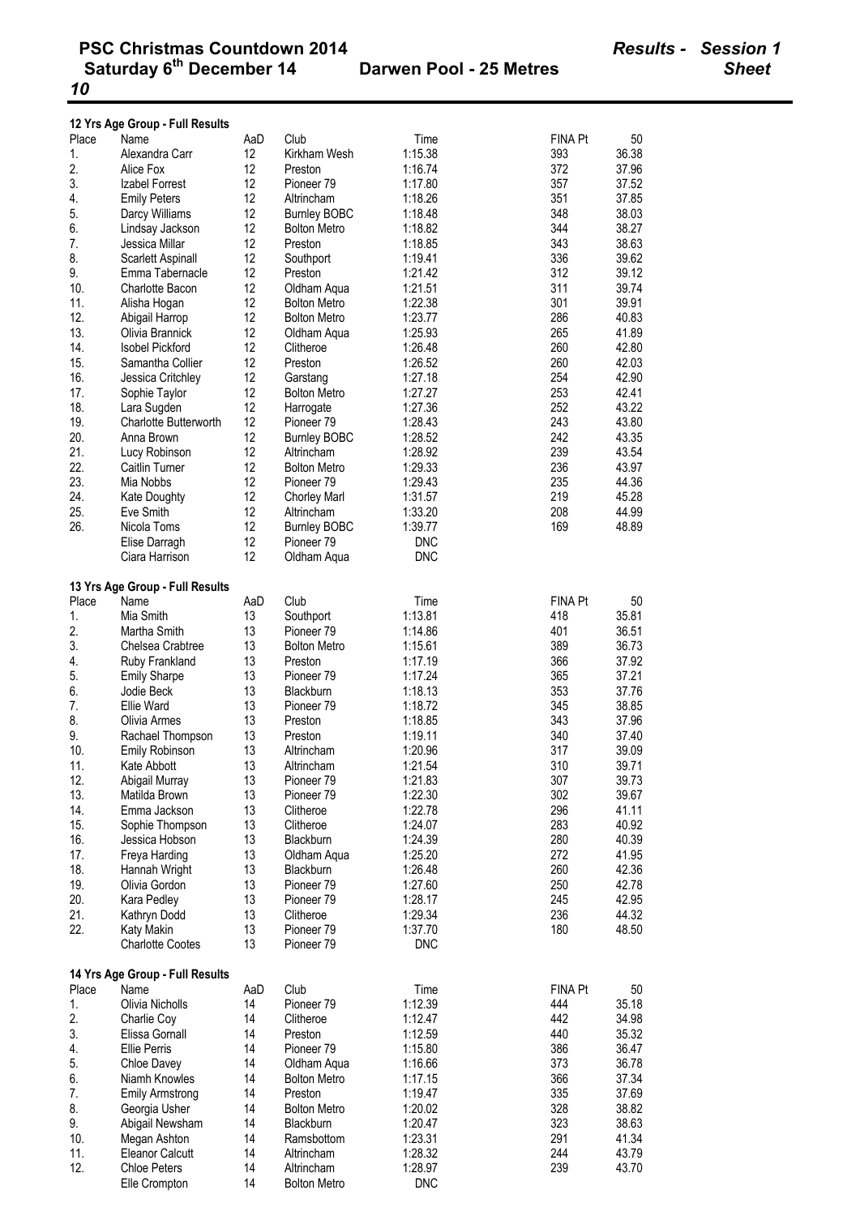**PSC Christmas Countdown 2014** *Results - Session 1*
**Saturday 6th December 14** **Darwen Pool - 25 Metres** *Sheet 10*

**12 Yrs Age Group - Full Results**

| Place | Name | AaD | Club | Time | FINA Pt | 50 |
|---|---|---|---|---|---|---|
| 1. | Alexandra Carr | 12 | Kirkham Wesh | 1:15.38 | 393 | 36.38 |
| 2. | Alice Fox | 12 | Preston | 1:16.74 | 372 | 37.96 |
| 3. | Izabel Forrest | 12 | Pioneer 79 | 1:17.80 | 357 | 37.52 |
| 4. | Emily Peters | 12 | Altrincham | 1:18.26 | 351 | 37.85 |
| 5. | Darcy Williams | 12 | Burnley BOBC | 1:18.48 | 348 | 38.03 |
| 6. | Lindsay Jackson | 12 | Bolton Metro | 1:18.82 | 344 | 38.27 |
| 7. | Jessica Millar | 12 | Preston | 1:18.85 | 343 | 38.63 |
| 8. | Scarlett Aspinall | 12 | Southport | 1:19.41 | 336 | 39.62 |
| 9. | Emma Tabernacle | 12 | Preston | 1:21.42 | 312 | 39.12 |
| 10. | Charlotte Bacon | 12 | Oldham Aqua | 1:21.51 | 311 | 39.74 |
| 11. | Alisha Hogan | 12 | Bolton Metro | 1:22.38 | 301 | 39.91 |
| 12. | Abigail Harrop | 12 | Bolton Metro | 1:23.77 | 286 | 40.83 |
| 13. | Olivia Brannick | 12 | Oldham Aqua | 1:25.93 | 265 | 41.89 |
| 14. | Isobel Pickford | 12 | Clitheroe | 1:26.48 | 260 | 42.80 |
| 15. | Samantha Collier | 12 | Preston | 1:26.52 | 260 | 42.03 |
| 16. | Jessica Critchley | 12 | Garstang | 1:27.18 | 254 | 42.90 |
| 17. | Sophie Taylor | 12 | Bolton Metro | 1:27.27 | 253 | 42.41 |
| 18. | Lara Sugden | 12 | Harrogate | 1:27.36 | 252 | 43.22 |
| 19. | Charlotte Butterworth | 12 | Pioneer 79 | 1:28.43 | 243 | 43.80 |
| 20. | Anna Brown | 12 | Burnley BOBC | 1:28.52 | 242 | 43.35 |
| 21. | Lucy Robinson | 12 | Altrincham | 1:28.92 | 239 | 43.54 |
| 22. | Caitlin Turner | 12 | Bolton Metro | 1:29.33 | 236 | 43.97 |
| 23. | Mia Nobbs | 12 | Pioneer 79 | 1:29.43 | 235 | 44.36 |
| 24. | Kate Doughty | 12 | Chorley Marl | 1:31.57 | 219 | 45.28 |
| 25. | Eve Smith | 12 | Altrincham | 1:33.20 | 208 | 44.99 |
| 26. | Nicola Toms | 12 | Burnley BOBC | 1:39.77 | 169 | 48.89 |
| | Elise Darragh | 12 | Pioneer 79 | DNC | | |
| | Ciara Harrison | 12 | Oldham Aqua | DNC | | |

**13 Yrs Age Group - Full Results**

| Place | Name | AaD | Club | Time | FINA Pt | 50 |
|---|---|---|---|---|---|---|
| 1. | Mia Smith | 13 | Southport | 1:13.81 | 418 | 35.81 |
| 2. | Martha Smith | 13 | Pioneer 79 | 1:14.86 | 401 | 36.51 |
| 3. | Chelsea Crabtree | 13 | Bolton Metro | 1:15.61 | 389 | 36.73 |
| 4. | Ruby Frankland | 13 | Preston | 1:17.19 | 366 | 37.92 |
| 5. | Emily Sharpe | 13 | Pioneer 79 | 1:17.24 | 365 | 37.21 |
| 6. | Jodie Beck | 13 | Blackburn | 1:18.13 | 353 | 37.76 |
| 7. | Ellie Ward | 13 | Pioneer 79 | 1:18.72 | 345 | 38.85 |
| 8. | Olivia Armes | 13 | Preston | 1:18.85 | 343 | 37.96 |
| 9. | Rachael Thompson | 13 | Preston | 1:19.11 | 340 | 37.40 |
| 10. | Emily Robinson | 13 | Altrincham | 1:20.96 | 317 | 39.09 |
| 11. | Kate Abbott | 13 | Altrincham | 1:21.54 | 310 | 39.71 |
| 12. | Abigail Murray | 13 | Pioneer 79 | 1:21.83 | 307 | 39.73 |
| 13. | Matilda Brown | 13 | Pioneer 79 | 1:22.30 | 302 | 39.67 |
| 14. | Emma Jackson | 13 | Clitheroe | 1:22.78 | 296 | 41.11 |
| 15. | Sophie Thompson | 13 | Clitheroe | 1:24.07 | 283 | 40.92 |
| 16. | Jessica Hobson | 13 | Blackburn | 1:24.39 | 280 | 40.39 |
| 17. | Freya Harding | 13 | Oldham Aqua | 1:25.20 | 272 | 41.95 |
| 18. | Hannah Wright | 13 | Blackburn | 1:26.48 | 260 | 42.36 |
| 19. | Olivia Gordon | 13 | Pioneer 79 | 1:27.60 | 250 | 42.78 |
| 20. | Kara Pedley | 13 | Pioneer 79 | 1:28.17 | 245 | 42.95 |
| 21. | Kathryn Dodd | 13 | Clitheroe | 1:29.34 | 236 | 44.32 |
| 22. | Katy Makin | 13 | Pioneer 79 | 1:37.70 | 180 | 48.50 |
| | Charlotte Cootes | 13 | Pioneer 79 | DNC | | |

**14 Yrs Age Group - Full Results**

| Place | Name | AaD | Club | Time | FINA Pt | 50 |
|---|---|---|---|---|---|---|
| 1. | Olivia Nicholls | 14 | Pioneer 79 | 1:12.39 | 444 | 35.18 |
| 2. | Charlie Coy | 14 | Clitheroe | 1:12.47 | 442 | 34.98 |
| 3. | Elissa Gornall | 14 | Preston | 1:12.59 | 440 | 35.32 |
| 4. | Ellie Perris | 14 | Pioneer 79 | 1:15.80 | 386 | 36.47 |
| 5. | Chloe Davey | 14 | Oldham Aqua | 1:16.66 | 373 | 36.78 |
| 6. | Niamh Knowles | 14 | Bolton Metro | 1:17.15 | 366 | 37.34 |
| 7. | Emily Armstrong | 14 | Preston | 1:19.47 | 335 | 37.69 |
| 8. | Georgia Usher | 14 | Bolton Metro | 1:20.02 | 328 | 38.82 |
| 9. | Abigail Newsham | 14 | Blackburn | 1:20.47 | 323 | 38.63 |
| 10. | Megan Ashton | 14 | Ramsbottom | 1:23.31 | 291 | 41.34 |
| 11. | Eleanor Calcutt | 14 | Altrincham | 1:28.32 | 244 | 43.79 |
| 12. | Chloe Peters | 14 | Altrincham | 1:28.97 | 239 | 43.70 |
| | Elle Crompton | 14 | Bolton Metro | DNC | | |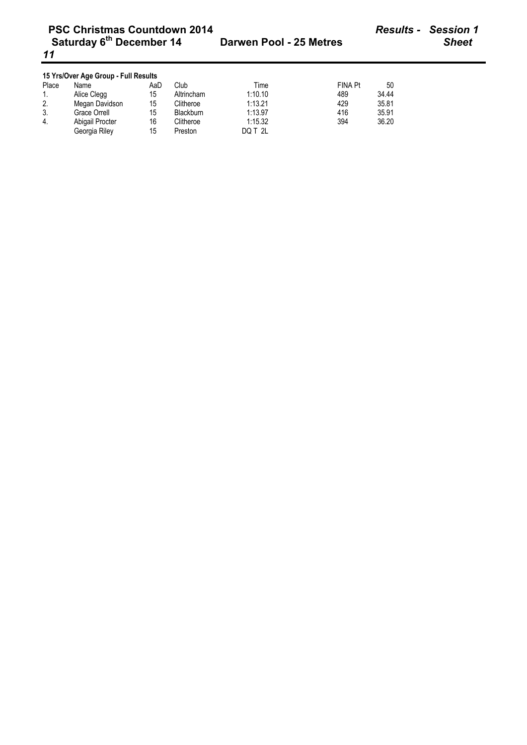**15 Yrs/Over Age Group - Full Results**

| Place | Name | AaD | Club | Time | FINA Pt | 50 |
|---|---|---|---|---|---|---|
| 1. | Alice Clegg | 15 | Altrincham | 1:10.10 | 489 | 34.44 |
| 2. | Megan Davidson | 15 | Clitheroe | 1:13.21 | 429 | 35.81 |
| 3. | Grace Orrell | 15 | Blackburn | 1:13.97 | 416 | 35.91 |
| 4. | Abigail Procter | 16 | Clitheroe | 1:15.32 | 394 | 36.20 |
| | Georgia Riley | 15 | Preston | DQ T 2L | | |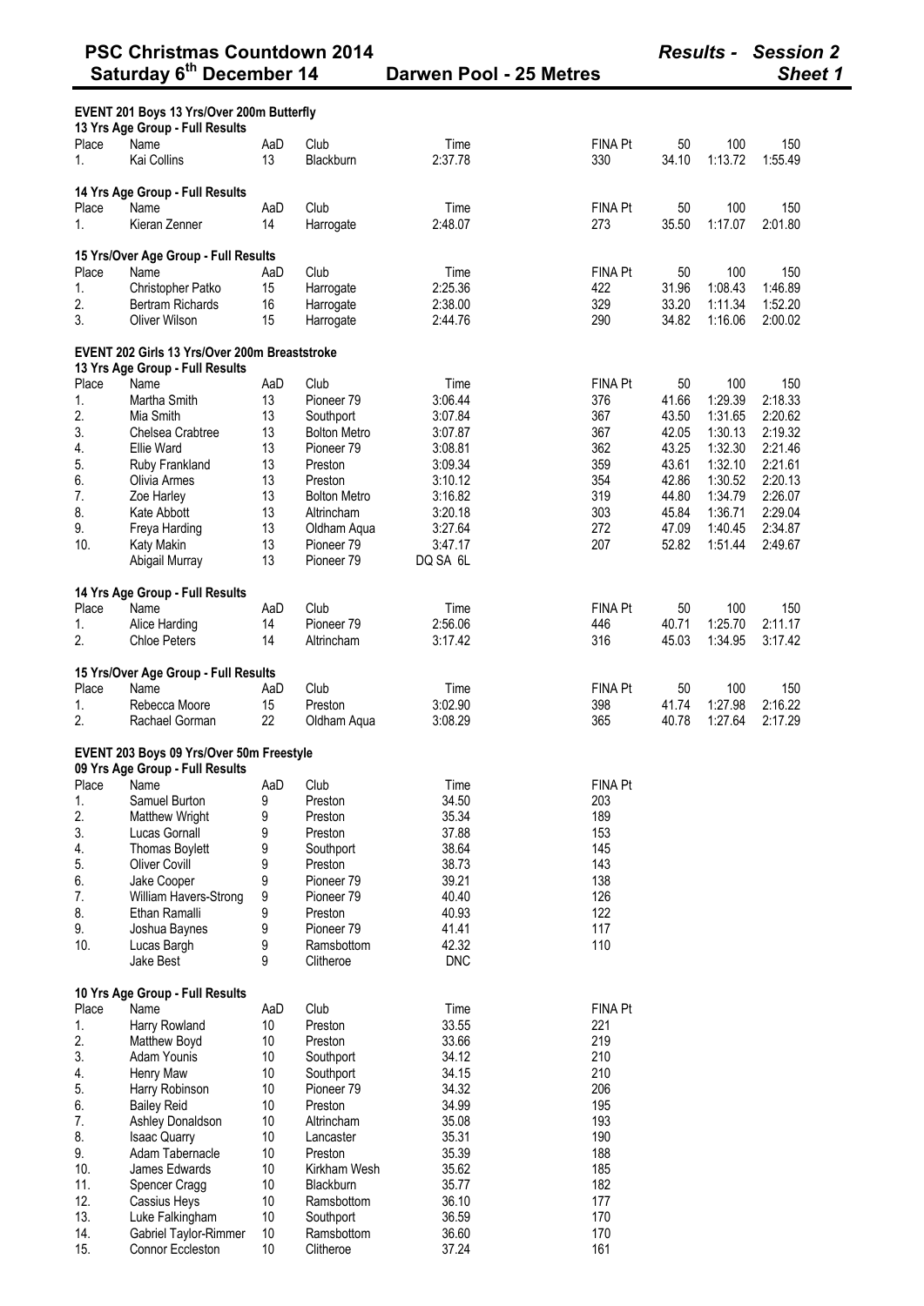# PSC Christmas Countdown 2014

**Saturday 6th December 14** — **Darwen Pool - 25 Metres** — ***Results - Session 2*** — ***Sheet 1***

## EVENT 201 Boys 13 Yrs/Over 200m Butterfly

### 13 Yrs Age Group - Full Results

| Place | Name | AaD | Club | Time | FINA Pt | 50 | 100 | 150 |
|---|---|---|---|---|---|---|---|---|
| 1. | Kai Collins | 13 | Blackburn | 2:37.78 | 330 | 34.10 | 1:13.72 | 1:55.49 |

### 14 Yrs Age Group - Full Results

| Place | Name | AaD | Club | Time | FINA Pt | 50 | 100 | 150 |
|---|---|---|---|---|---|---|---|---|
| 1. | Kieran Zenner | 14 | Harrogate | 2:48.07 | 273 | 35.50 | 1:17.07 | 2:01.80 |

### 15 Yrs/Over Age Group - Full Results

| Place | Name | AaD | Club | Time | FINA Pt | 50 | 100 | 150 |
|---|---|---|---|---|---|---|---|---|
| 1. | Christopher Patko | 15 | Harrogate | 2:25.36 | 422 | 31.96 | 1:08.43 | 1:46.89 |
| 2. | Bertram Richards | 16 | Harrogate | 2:38.00 | 329 | 33.20 | 1:11.34 | 1:52.20 |
| 3. | Oliver Wilson | 15 | Harrogate | 2:44.76 | 290 | 34.82 | 1:16.06 | 2:00.02 |

## EVENT 202 Girls 13 Yrs/Over 200m Breaststroke

### 13 Yrs Age Group - Full Results

| Place | Name | AaD | Club | Time | FINA Pt | 50 | 100 | 150 |
|---|---|---|---|---|---|---|---|---|
| 1. | Martha Smith | 13 | Pioneer 79 | 3:06.44 | 376 | 41.66 | 1:29.39 | 2:18.33 |
| 2. | Mia Smith | 13 | Southport | 3:07.84 | 367 | 43.50 | 1:31.65 | 2:20.62 |
| 3. | Chelsea Crabtree | 13 | Bolton Metro | 3:07.87 | 367 | 42.05 | 1:30.13 | 2:19.32 |
| 4. | Ellie Ward | 13 | Pioneer 79 | 3:08.81 | 362 | 43.25 | 1:32.30 | 2:21.46 |
| 5. | Ruby Frankland | 13 | Preston | 3:09.34 | 359 | 43.61 | 1:32.10 | 2:21.61 |
| 6. | Olivia Armes | 13 | Preston | 3:10.12 | 354 | 42.86 | 1:30.52 | 2:20.13 |
| 7. | Zoe Harley | 13 | Bolton Metro | 3:16.82 | 319 | 44.80 | 1:34.79 | 2:26.07 |
| 8. | Kate Abbott | 13 | Altrincham | 3:20.18 | 303 | 45.84 | 1:36.71 | 2:29.04 |
| 9. | Freya Harding | 13 | Oldham Aqua | 3:27.64 | 272 | 47.09 | 1:40.45 | 2:34.87 |
| 10. | Katy Makin | 13 | Pioneer 79 | 3:47.17 | 207 | 52.82 | 1:51.44 | 2:49.67 |
| | Abigail Murray | 13 | Pioneer 79 | DQ SA 6L | | | | |

### 14 Yrs Age Group - Full Results

| Place | Name | AaD | Club | Time | FINA Pt | 50 | 100 | 150 |
|---|---|---|---|---|---|---|---|---|
| 1. | Alice Harding | 14 | Pioneer 79 | 2:56.06 | 446 | 40.71 | 1:25.70 | 2:11.17 |
| 2. | Chloe Peters | 14 | Altrincham | 3:17.42 | 316 | 45.03 | 1:34.95 | 3:17.42 |

### 15 Yrs/Over Age Group - Full Results

| Place | Name | AaD | Club | Time | FINA Pt | 50 | 100 | 150 |
|---|---|---|---|---|---|---|---|---|
| 1. | Rebecca Moore | 15 | Preston | 3:02.90 | 398 | 41.74 | 1:27.98 | 2:16.22 |
| 2. | Rachael Gorman | 22 | Oldham Aqua | 3:08.29 | 365 | 40.78 | 1:27.64 | 2:17.29 |

## EVENT 203 Boys 09 Yrs/Over 50m Freestyle

### 09 Yrs Age Group - Full Results

| Place | Name | AaD | Club | Time | FINA Pt |
|---|---|---|---|---|---|
| 1. | Samuel Burton | 9 | Preston | 34.50 | 203 |
| 2. | Matthew Wright | 9 | Preston | 35.34 | 189 |
| 3. | Lucas Gornall | 9 | Preston | 37.88 | 153 |
| 4. | Thomas Boylett | 9 | Southport | 38.64 | 145 |
| 5. | Oliver Covill | 9 | Preston | 38.73 | 143 |
| 6. | Jake Cooper | 9 | Pioneer 79 | 39.21 | 138 |
| 7. | William Havers-Strong | 9 | Pioneer 79 | 40.40 | 126 |
| 8. | Ethan Ramalli | 9 | Preston | 40.93 | 122 |
| 9. | Joshua Baynes | 9 | Pioneer 79 | 41.41 | 117 |
| 10. | Lucas Bargh | 9 | Ramsbottom | 42.32 | 110 |
| | Jake Best | 9 | Clitheroe | DNC | |

### 10 Yrs Age Group - Full Results

| Place | Name | AaD | Club | Time | FINA Pt |
|---|---|---|---|---|---|
| 1. | Harry Rowland | 10 | Preston | 33.55 | 221 |
| 2. | Matthew Boyd | 10 | Preston | 33.66 | 219 |
| 3. | Adam Younis | 10 | Southport | 34.12 | 210 |
| 4. | Henry Maw | 10 | Southport | 34.15 | 210 |
| 5. | Harry Robinson | 10 | Pioneer 79 | 34.32 | 206 |
| 6. | Bailey Reid | 10 | Preston | 34.99 | 195 |
| 7. | Ashley Donaldson | 10 | Altrincham | 35.08 | 193 |
| 8. | Isaac Quarry | 10 | Lancaster | 35.31 | 190 |
| 9. | Adam Tabernacle | 10 | Preston | 35.39 | 188 |
| 10. | James Edwards | 10 | Kirkham Wesh | 35.62 | 185 |
| 11. | Spencer Cragg | 10 | Blackburn | 35.77 | 182 |
| 12. | Cassius Heys | 10 | Ramsbottom | 36.10 | 177 |
| 13. | Luke Falkingham | 10 | Southport | 36.59 | 170 |
| 14. | Gabriel Taylor-Rimmer | 10 | Ramsbottom | 36.60 | 170 |
| 15. | Connor Eccleston | 10 | Clitheroe | 37.24 | 161 |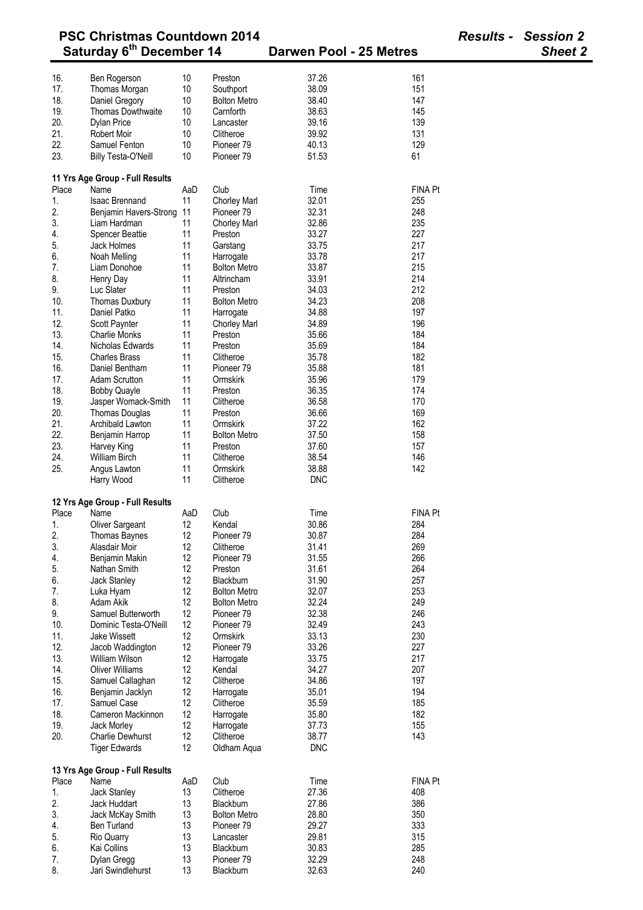# PSC Christmas Countdown 2014

**Saturday 6th December 14** — **Darwen Pool - 25 Metres** — ***Results - Session 2 Sheet 2***

| Place | Name | AaD | Club | Time | FINA Pt |
|---|---|---|---|---|---|
| 16. | Ben Rogerson | 10 | Preston | 37.26 | 161 |
| 17. | Thomas Morgan | 10 | Southport | 38.09 | 151 |
| 18. | Daniel Gregory | 10 | Bolton Metro | 38.40 | 147 |
| 19. | Thomas Dowthwaite | 10 | Carnforth | 38.63 | 145 |
| 20. | Dylan Price | 10 | Lancaster | 39.16 | 139 |
| 21. | Robert Moir | 10 | Clitheroe | 39.92 | 131 |
| 22. | Samuel Fenton | 10 | Pioneer 79 | 40.13 | 129 |
| 23. | Billy Testa-O'Neill | 10 | Pioneer 79 | 51.53 | 61 |

**11 Yrs Age Group - Full Results**

| Place | Name | AaD | Club | Time | FINA Pt |
|---|---|---|---|---|---|
| 1. | Isaac Brennand | 11 | Chorley Marl | 32.01 | 255 |
| 2. | Benjamin Havers-Strong | 11 | Pioneer 79 | 32.31 | 248 |
| 3. | Liam Hardman | 11 | Chorley Marl | 32.86 | 235 |
| 4. | Spencer Beattie | 11 | Preston | 33.27 | 227 |
| 5. | Jack Holmes | 11 | Garstang | 33.75 | 217 |
| 6. | Noah Melling | 11 | Harrogate | 33.78 | 217 |
| 7. | Liam Donohoe | 11 | Bolton Metro | 33.87 | 215 |
| 8. | Henry Day | 11 | Altrincham | 33.91 | 214 |
| 9. | Luc Slater | 11 | Preston | 34.03 | 212 |
| 10. | Thomas Duxbury | 11 | Bolton Metro | 34.23 | 208 |
| 11. | Daniel Patko | 11 | Harrogate | 34.88 | 197 |
| 12. | Scott Paynter | 11 | Chorley Marl | 34.89 | 196 |
| 13. | Charlie Monks | 11 | Preston | 35.66 | 184 |
| 14. | Nicholas Edwards | 11 | Preston | 35.69 | 184 |
| 15. | Charles Brass | 11 | Clitheroe | 35.78 | 182 |
| 16. | Daniel Bentham | 11 | Pioneer 79 | 35.88 | 181 |
| 17. | Adam Scrutton | 11 | Ormskirk | 35.96 | 179 |
| 18. | Bobby Quayle | 11 | Preston | 36.35 | 174 |
| 19. | Jasper Womack-Smith | 11 | Clitheroe | 36.58 | 170 |
| 20. | Thomas Douglas | 11 | Preston | 36.66 | 169 |
| 21. | Archibald Lawton | 11 | Ormskirk | 37.22 | 162 |
| 22. | Benjamin Harrop | 11 | Bolton Metro | 37.50 | 158 |
| 23. | Harvey King | 11 | Preston | 37.60 | 157 |
| 24. | William Birch | 11 | Clitheroe | 38.54 | 146 |
| 25. | Angus Lawton | 11 | Ormskirk | 38.88 | 142 |
| | Harry Wood | 11 | Clitheroe | DNC | |

**12 Yrs Age Group - Full Results**

| Place | Name | AaD | Club | Time | FINA Pt |
|---|---|---|---|---|---|
| 1. | Oliver Sargeant | 12 | Kendal | 30.86 | 284 |
| 2. | Thomas Baynes | 12 | Pioneer 79 | 30.87 | 284 |
| 3. | Alasdair Moir | 12 | Clitheroe | 31.41 | 269 |
| 4. | Benjamin Makin | 12 | Pioneer 79 | 31.55 | 266 |
| 5. | Nathan Smith | 12 | Preston | 31.61 | 264 |
| 6. | Jack Stanley | 12 | Blackburn | 31.90 | 257 |
| 7. | Luka Hyam | 12 | Bolton Metro | 32.07 | 253 |
| 8. | Adam Akik | 12 | Bolton Metro | 32.24 | 249 |
| 9. | Samuel Butterworth | 12 | Pioneer 79 | 32.38 | 246 |
| 10. | Dominic Testa-O'Neill | 12 | Pioneer 79 | 32.49 | 243 |
| 11. | Jake Wissett | 12 | Ormskirk | 33.13 | 230 |
| 12. | Jacob Waddington | 12 | Pioneer 79 | 33.26 | 227 |
| 13. | William Wilson | 12 | Harrogate | 33.75 | 217 |
| 14. | Oliver Williams | 12 | Kendal | 34.27 | 207 |
| 15. | Samuel Callaghan | 12 | Clitheroe | 34.86 | 197 |
| 16. | Benjamin Jacklyn | 12 | Harrogate | 35.01 | 194 |
| 17. | Samuel Case | 12 | Clitheroe | 35.59 | 185 |
| 18. | Cameron Mackinnon | 12 | Harrogate | 35.80 | 182 |
| 19. | Jack Morley | 12 | Harrogate | 37.73 | 155 |
| 20. | Charlie Dewhurst | 12 | Clitheroe | 38.77 | 143 |
| | Tiger Edwards | 12 | Oldham Aqua | DNC | |

**13 Yrs Age Group - Full Results**

| Place | Name | AaD | Club | Time | FINA Pt |
|---|---|---|---|---|---|
| 1. | Jack Stanley | 13 | Clitheroe | 27.36 | 408 |
| 2. | Jack Huddart | 13 | Blackburn | 27.86 | 386 |
| 3. | Jack McKay Smith | 13 | Bolton Metro | 28.80 | 350 |
| 4. | Ben Turland | 13 | Pioneer 79 | 29.27 | 333 |
| 5. | Rio Quarry | 13 | Lancaster | 29.81 | 315 |
| 6. | Kai Collins | 13 | Blackburn | 30.83 | 285 |
| 7. | Dylan Gregg | 13 | Pioneer 79 | 32.29 | 248 |
| 8. | Jari Swindlehurst | 13 | Blackburn | 32.63 | 240 |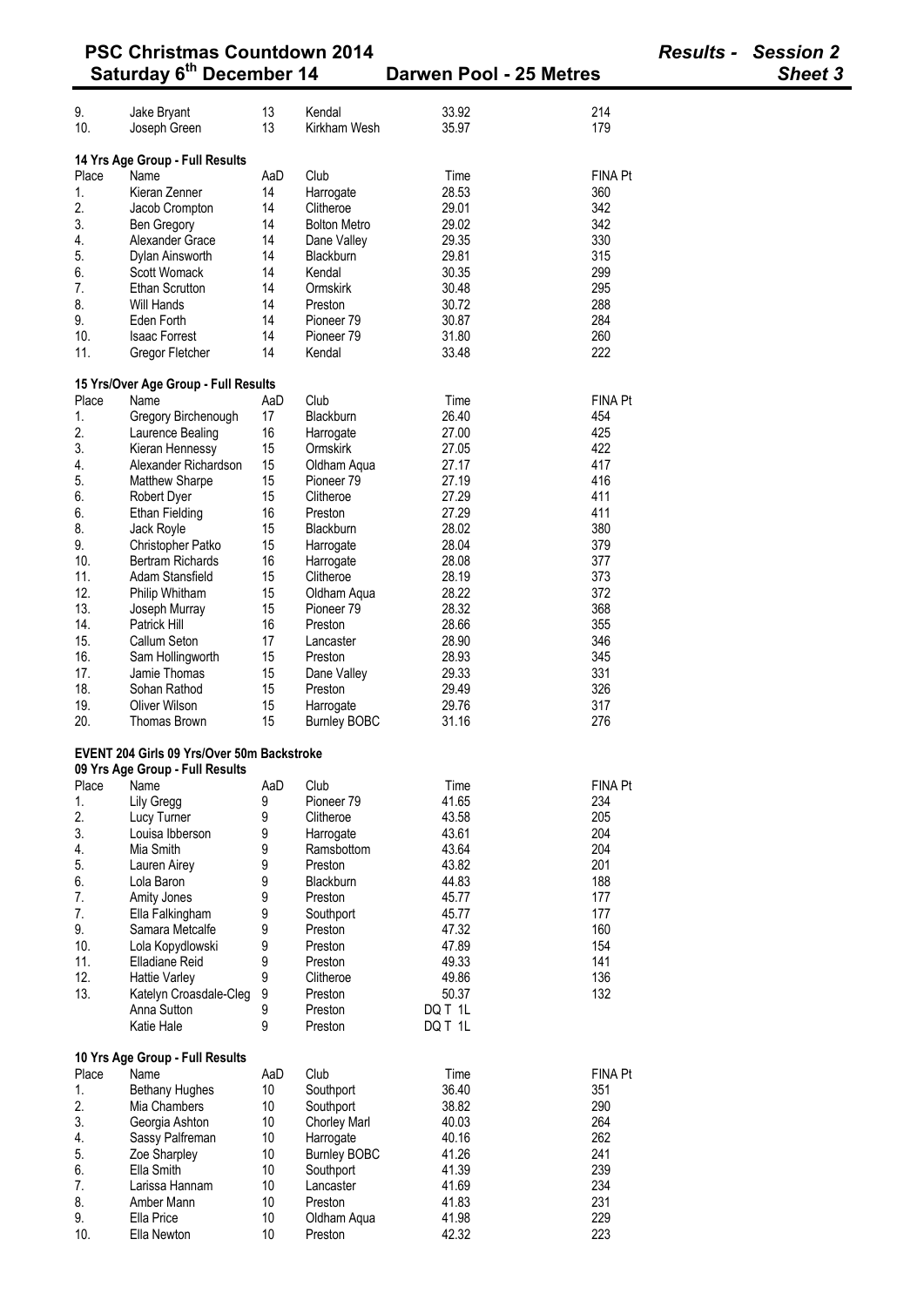| Place | Name | AaD | Club | Time | FINA Pt |
|---|---|---|---|---|---|
| 9. | Jake Bryant | 13 | Kendal | 33.92 | 214 |
| 10. | Joseph Green | 13 | Kirkham Wesh | 35.97 | 179 |

**14 Yrs Age Group - Full Results**

| Place | Name | AaD | Club | Time | FINA Pt |
|---|---|---|---|---|---|
| 1. | Kieran Zenner | 14 | Harrogate | 28.53 | 360 |
| 2. | Jacob Crompton | 14 | Clitheroe | 29.01 | 342 |
| 3. | Ben Gregory | 14 | Bolton Metro | 29.02 | 342 |
| 4. | Alexander Grace | 14 | Dane Valley | 29.35 | 330 |
| 5. | Dylan Ainsworth | 14 | Blackburn | 29.81 | 315 |
| 6. | Scott Womack | 14 | Kendal | 30.35 | 299 |
| 7. | Ethan Scrutton | 14 | Ormskirk | 30.48 | 295 |
| 8. | Will Hands | 14 | Preston | 30.72 | 288 |
| 9. | Eden Forth | 14 | Pioneer 79 | 30.87 | 284 |
| 10. | Isaac Forrest | 14 | Pioneer 79 | 31.80 | 260 |
| 11. | Gregor Fletcher | 14 | Kendal | 33.48 | 222 |

**15 Yrs/Over Age Group - Full Results**

| Place | Name | AaD | Club | Time | FINA Pt |
|---|---|---|---|---|---|
| 1. | Gregory Birchenough | 17 | Blackburn | 26.40 | 454 |
| 2. | Laurence Bealing | 16 | Harrogate | 27.00 | 425 |
| 3. | Kieran Hennessy | 15 | Ormskirk | 27.05 | 422 |
| 4. | Alexander Richardson | 15 | Oldham Aqua | 27.17 | 417 |
| 5. | Matthew Sharpe | 15 | Pioneer 79 | 27.19 | 416 |
| 6. | Robert Dyer | 15 | Clitheroe | 27.29 | 411 |
| 6. | Ethan Fielding | 16 | Preston | 27.29 | 411 |
| 8. | Jack Royle | 15 | Blackburn | 28.02 | 380 |
| 9. | Christopher Patko | 15 | Harrogate | 28.04 | 379 |
| 10. | Bertram Richards | 16 | Harrogate | 28.08 | 377 |
| 11. | Adam Stansfield | 15 | Clitheroe | 28.19 | 373 |
| 12. | Philip Whitham | 15 | Oldham Aqua | 28.22 | 372 |
| 13. | Joseph Murray | 15 | Pioneer 79 | 28.32 | 368 |
| 14. | Patrick Hill | 16 | Preston | 28.66 | 355 |
| 15. | Callum Seton | 17 | Lancaster | 28.90 | 346 |
| 16. | Sam Hollingworth | 15 | Preston | 28.93 | 345 |
| 17. | Jamie Thomas | 15 | Dane Valley | 29.33 | 331 |
| 18. | Sohan Rathod | 15 | Preston | 29.49 | 326 |
| 19. | Oliver Wilson | 15 | Harrogate | 29.76 | 317 |
| 20. | Thomas Brown | 15 | Burnley BOBC | 31.16 | 276 |

**EVENT 204 Girls 09 Yrs/Over 50m Backstroke**

**09 Yrs Age Group - Full Results**

| Place | Name | AaD | Club | Time | FINA Pt |
|---|---|---|---|---|---|
| 1. | Lily Gregg | 9 | Pioneer 79 | 41.65 | 234 |
| 2. | Lucy Turner | 9 | Clitheroe | 43.58 | 205 |
| 3. | Louisa Ibberson | 9 | Harrogate | 43.61 | 204 |
| 4. | Mia Smith | 9 | Ramsbottom | 43.64 | 204 |
| 5. | Lauren Airey | 9 | Preston | 43.82 | 201 |
| 6. | Lola Baron | 9 | Blackburn | 44.83 | 188 |
| 7. | Amity Jones | 9 | Preston | 45.77 | 177 |
| 7. | Ella Falkingham | 9 | Southport | 45.77 | 177 |
| 9. | Samara Metcalfe | 9 | Preston | 47.32 | 160 |
| 10. | Lola Kopydlowski | 9 | Preston | 47.89 | 154 |
| 11. | Elladiane Reid | 9 | Preston | 49.33 | 141 |
| 12. | Hattie Varley | 9 | Clitheroe | 49.86 | 136 |
| 13. | Katelyn Croasdale-Cleg | 9 | Preston | 50.37 | 132 |
| | Anna Sutton | 9 | Preston | DQ T 1L | |
| | Katie Hale | 9 | Preston | DQ T 1L | |

**10 Yrs Age Group - Full Results**

| Place | Name | AaD | Club | Time | FINA Pt |
|---|---|---|---|---|---|
| 1. | Bethany Hughes | 10 | Southport | 36.40 | 351 |
| 2. | Mia Chambers | 10 | Southport | 38.82 | 290 |
| 3. | Georgia Ashton | 10 | Chorley Marl | 40.03 | 264 |
| 4. | Sassy Palfreman | 10 | Harrogate | 40.16 | 262 |
| 5. | Zoe Sharpley | 10 | Burnley BOBC | 41.26 | 241 |
| 6. | Ella Smith | 10 | Southport | 41.39 | 239 |
| 7. | Larissa Hannam | 10 | Lancaster | 41.69 | 234 |
| 8. | Amber Mann | 10 | Preston | 41.83 | 231 |
| 9. | Ella Price | 10 | Oldham Aqua | 41.98 | 229 |
| 10. | Ella Newton | 10 | Preston | 42.32 | 223 |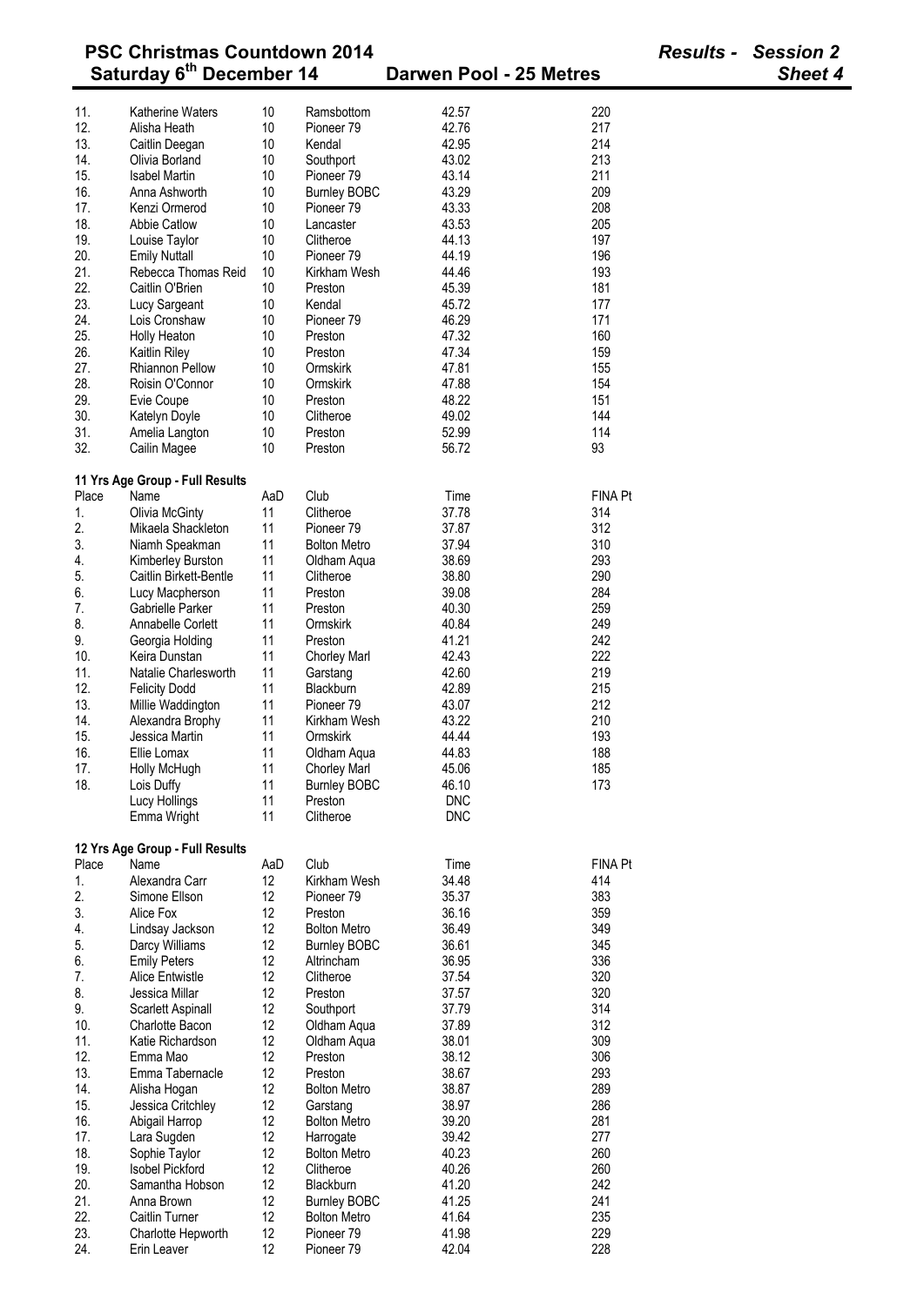| | | | | | |
|---|---|---|---|---|---|
| 11. | Katherine Waters | 10 | Ramsbottom | 42.57 | 220 |
| 12. | Alisha Heath | 10 | Pioneer 79 | 42.76 | 217 |
| 13. | Caitlin Deegan | 10 | Kendal | 42.95 | 214 |
| 14. | Olivia Borland | 10 | Southport | 43.02 | 213 |
| 15. | Isabel Martin | 10 | Pioneer 79 | 43.14 | 211 |
| 16. | Anna Ashworth | 10 | Burnley BOBC | 43.29 | 209 |
| 17. | Kenzi Ormerod | 10 | Pioneer 79 | 43.33 | 208 |
| 18. | Abbie Catlow | 10 | Lancaster | 43.53 | 205 |
| 19. | Louise Taylor | 10 | Clitheroe | 44.13 | 197 |
| 20. | Emily Nuttall | 10 | Pioneer 79 | 44.19 | 196 |
| 21. | Rebecca Thomas Reid | 10 | Kirkham Wesh | 44.46 | 193 |
| 22. | Caitlin O'Brien | 10 | Preston | 45.39 | 181 |
| 23. | Lucy Sargeant | 10 | Kendal | 45.72 | 177 |
| 24. | Lois Cronshaw | 10 | Pioneer 79 | 46.29 | 171 |
| 25. | Holly Heaton | 10 | Preston | 47.32 | 160 |
| 26. | Kaitlin Riley | 10 | Preston | 47.34 | 159 |
| 27. | Rhiannon Pellow | 10 | Ormskirk | 47.81 | 155 |
| 28. | Roisin O'Connor | 10 | Ormskirk | 47.88 | 154 |
| 29. | Evie Coupe | 10 | Preston | 48.22 | 151 |
| 30. | Katelyn Doyle | 10 | Clitheroe | 49.02 | 144 |
| 31. | Amelia Langton | 10 | Preston | 52.99 | 114 |
| 32. | Cailin Magee | 10 | Preston | 56.72 | 93 |

**11 Yrs Age Group - Full Results**

| Place | Name | AaD | Club | Time | FINA Pt |
|---|---|---|---|---|---|
| 1. | Olivia McGinty | 11 | Clitheroe | 37.78 | 314 |
| 2. | Mikaela Shackleton | 11 | Pioneer 79 | 37.87 | 312 |
| 3. | Niamh Speakman | 11 | Bolton Metro | 37.94 | 310 |
| 4. | Kimberley Burston | 11 | Oldham Aqua | 38.69 | 293 |
| 5. | Caitlin Birkett-Bentle | 11 | Clitheroe | 38.80 | 290 |
| 6. | Lucy Macpherson | 11 | Preston | 39.08 | 284 |
| 7. | Gabrielle Parker | 11 | Preston | 40.30 | 259 |
| 8. | Annabelle Corlett | 11 | Ormskirk | 40.84 | 249 |
| 9. | Georgia Holding | 11 | Preston | 41.21 | 242 |
| 10. | Keira Dunstan | 11 | Chorley Marl | 42.43 | 222 |
| 11. | Natalie Charlesworth | 11 | Garstang | 42.60 | 219 |
| 12. | Felicity Dodd | 11 | Blackburn | 42.89 | 215 |
| 13. | Millie Waddington | 11 | Pioneer 79 | 43.07 | 212 |
| 14. | Alexandra Brophy | 11 | Kirkham Wesh | 43.22 | 210 |
| 15. | Jessica Martin | 11 | Ormskirk | 44.44 | 193 |
| 16. | Ellie Lomax | 11 | Oldham Aqua | 44.83 | 188 |
| 17. | Holly McHugh | 11 | Chorley Marl | 45.06 | 185 |
| 18. | Lois Duffy | 11 | Burnley BOBC | 46.10 | 173 |
| | Lucy Hollings | 11 | Preston | DNC | |
| | Emma Wright | 11 | Clitheroe | DNC | |

**12 Yrs Age Group - Full Results**

| Place | Name | AaD | Club | Time | FINA Pt |
|---|---|---|---|---|---|
| 1. | Alexandra Carr | 12 | Kirkham Wesh | 34.48 | 414 |
| 2. | Simone Ellson | 12 | Pioneer 79 | 35.37 | 383 |
| 3. | Alice Fox | 12 | Preston | 36.16 | 359 |
| 4. | Lindsay Jackson | 12 | Bolton Metro | 36.49 | 349 |
| 5. | Darcy Williams | 12 | Burnley BOBC | 36.61 | 345 |
| 6. | Emily Peters | 12 | Altrincham | 36.95 | 336 |
| 7. | Alice Entwistle | 12 | Clitheroe | 37.54 | 320 |
| 8. | Jessica Millar | 12 | Preston | 37.57 | 320 |
| 9. | Scarlett Aspinall | 12 | Southport | 37.79 | 314 |
| 10. | Charlotte Bacon | 12 | Oldham Aqua | 37.89 | 312 |
| 11. | Katie Richardson | 12 | Oldham Aqua | 38.01 | 309 |
| 12. | Emma Mao | 12 | Preston | 38.12 | 306 |
| 13. | Emma Tabernacle | 12 | Preston | 38.67 | 293 |
| 14. | Alisha Hogan | 12 | Bolton Metro | 38.87 | 289 |
| 15. | Jessica Critchley | 12 | Garstang | 38.97 | 286 |
| 16. | Abigail Harrop | 12 | Bolton Metro | 39.20 | 281 |
| 17. | Lara Sugden | 12 | Harrogate | 39.42 | 277 |
| 18. | Sophie Taylor | 12 | Bolton Metro | 40.23 | 260 |
| 19. | Isobel Pickford | 12 | Clitheroe | 40.26 | 260 |
| 20. | Samantha Hobson | 12 | Blackburn | 41.20 | 242 |
| 21. | Anna Brown | 12 | Burnley BOBC | 41.25 | 241 |
| 22. | Caitlin Turner | 12 | Bolton Metro | 41.64 | 235 |
| 23. | Charlotte Hepworth | 12 | Pioneer 79 | 41.98 | 229 |
| 24. | Erin Leaver | 12 | Pioneer 79 | 42.04 | 228 |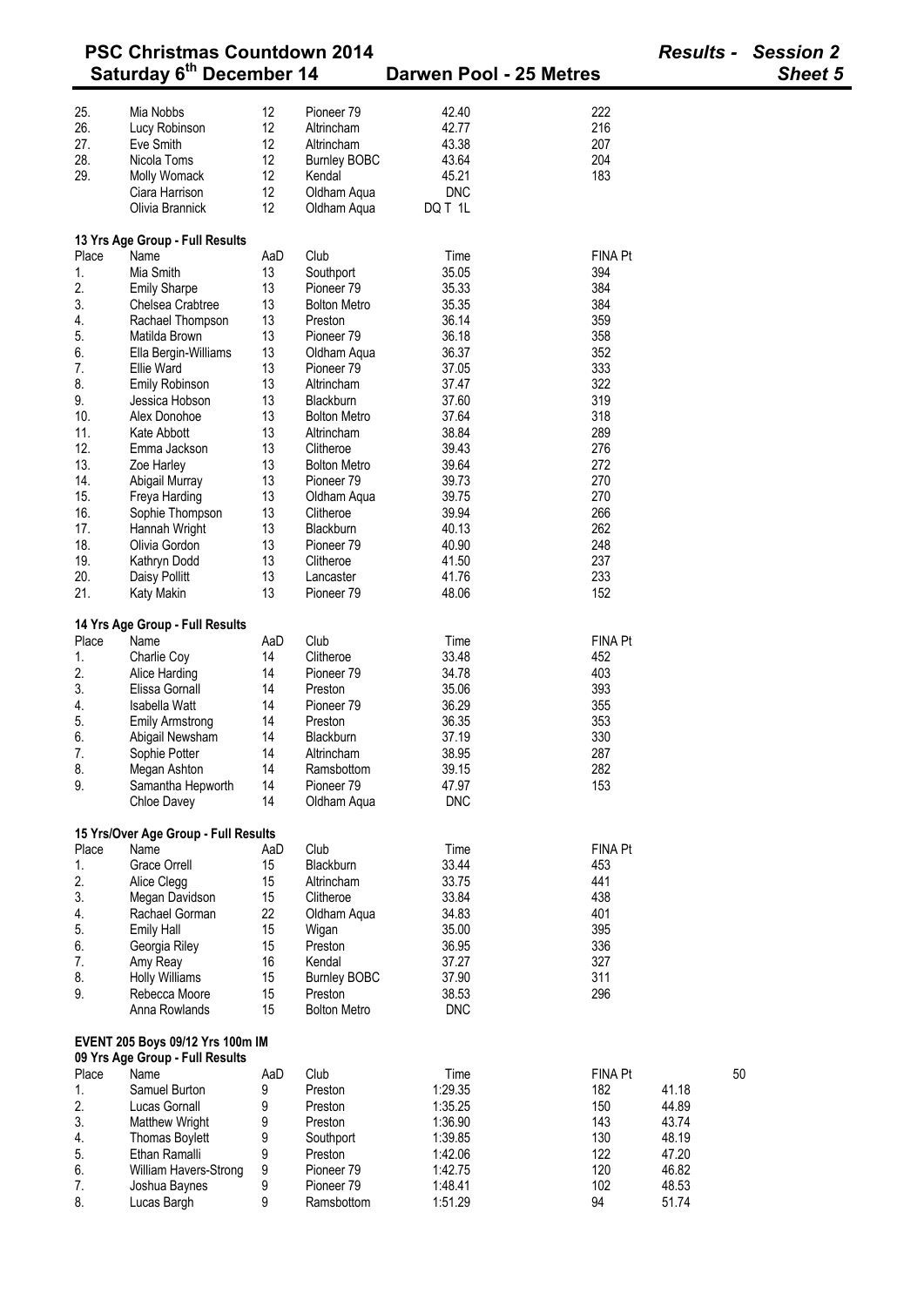| Place | Name | AaD | Club | Time | FINA Pt |
|---|---|---|---|---|---|
| 25. | Mia Nobbs | 12 | Pioneer 79 | 42.40 | 222 |
| 26. | Lucy Robinson | 12 | Altrincham | 42.77 | 216 |
| 27. | Eve Smith | 12 | Altrincham | 43.38 | 207 |
| 28. | Nicola Toms | 12 | Burnley BOBC | 43.64 | 204 |
| 29. | Molly Womack | 12 | Kendal | 45.21 | 183 |
| | Ciara Harrison | 12 | Oldham Aqua | DNC | |
| | Olivia Brannick | 12 | Oldham Aqua | DQ T 1L | |

**13 Yrs Age Group - Full Results**

| Place | Name | AaD | Club | Time | FINA Pt |
|---|---|---|---|---|---|
| 1. | Mia Smith | 13 | Southport | 35.05 | 394 |
| 2. | Emily Sharpe | 13 | Pioneer 79 | 35.33 | 384 |
| 3. | Chelsea Crabtree | 13 | Bolton Metro | 35.35 | 384 |
| 4. | Rachael Thompson | 13 | Preston | 36.14 | 359 |
| 5. | Matilda Brown | 13 | Pioneer 79 | 36.18 | 358 |
| 6. | Ella Bergin-Williams | 13 | Oldham Aqua | 36.37 | 352 |
| 7. | Ellie Ward | 13 | Pioneer 79 | 37.05 | 333 |
| 8. | Emily Robinson | 13 | Altrincham | 37.47 | 322 |
| 9. | Jessica Hobson | 13 | Blackburn | 37.60 | 319 |
| 10. | Alex Donohoe | 13 | Bolton Metro | 37.64 | 318 |
| 11. | Kate Abbott | 13 | Altrincham | 38.84 | 289 |
| 12. | Emma Jackson | 13 | Clitheroe | 39.43 | 276 |
| 13. | Zoe Harley | 13 | Bolton Metro | 39.64 | 272 |
| 14. | Abigail Murray | 13 | Pioneer 79 | 39.73 | 270 |
| 15. | Freya Harding | 13 | Oldham Aqua | 39.75 | 270 |
| 16. | Sophie Thompson | 13 | Clitheroe | 39.94 | 266 |
| 17. | Hannah Wright | 13 | Blackburn | 40.13 | 262 |
| 18. | Olivia Gordon | 13 | Pioneer 79 | 40.90 | 248 |
| 19. | Kathryn Dodd | 13 | Clitheroe | 41.50 | 237 |
| 20. | Daisy Pollitt | 13 | Lancaster | 41.76 | 233 |
| 21. | Katy Makin | 13 | Pioneer 79 | 48.06 | 152 |

**14 Yrs Age Group - Full Results**

| Place | Name | AaD | Club | Time | FINA Pt |
|---|---|---|---|---|---|
| 1. | Charlie Coy | 14 | Clitheroe | 33.48 | 452 |
| 2. | Alice Harding | 14 | Pioneer 79 | 34.78 | 403 |
| 3. | Elissa Gornall | 14 | Preston | 35.06 | 393 |
| 4. | Isabella Watt | 14 | Pioneer 79 | 36.29 | 355 |
| 5. | Emily Armstrong | 14 | Preston | 36.35 | 353 |
| 6. | Abigail Newsham | 14 | Blackburn | 37.19 | 330 |
| 7. | Sophie Potter | 14 | Altrincham | 38.95 | 287 |
| 8. | Megan Ashton | 14 | Ramsbottom | 39.15 | 282 |
| 9. | Samantha Hepworth | 14 | Pioneer 79 | 47.97 | 153 |
| | Chloe Davey | 14 | Oldham Aqua | DNC | |

**15 Yrs/Over Age Group - Full Results**

| Place | Name | AaD | Club | Time | FINA Pt |
|---|---|---|---|---|---|
| 1. | Grace Orrell | 15 | Blackburn | 33.44 | 453 |
| 2. | Alice Clegg | 15 | Altrincham | 33.75 | 441 |
| 3. | Megan Davidson | 15 | Clitheroe | 33.84 | 438 |
| 4. | Rachael Gorman | 22 | Oldham Aqua | 34.83 | 401 |
| 5. | Emily Hall | 15 | Wigan | 35.00 | 395 |
| 6. | Georgia Riley | 15 | Preston | 36.95 | 336 |
| 7. | Amy Reay | 16 | Kendal | 37.27 | 327 |
| 8. | Holly Williams | 15 | Burnley BOBC | 37.90 | 311 |
| 9. | Rebecca Moore | 15 | Preston | 38.53 | 296 |
| | Anna Rowlands | 15 | Bolton Metro | DNC | |

**EVENT 205 Boys 09/12 Yrs 100m IM**

**09 Yrs Age Group - Full Results**

| Place | Name | AaD | Club | Time | FINA Pt | 50 |
|---|---|---|---|---|---|---|
| 1. | Samuel Burton | 9 | Preston | 1:29.35 | 182 | 41.18 |
| 2. | Lucas Gornall | 9 | Preston | 1:35.25 | 150 | 44.89 |
| 3. | Matthew Wright | 9 | Preston | 1:36.90 | 143 | 43.74 |
| 4. | Thomas Boylett | 9 | Southport | 1:39.85 | 130 | 48.19 |
| 5. | Ethan Ramalli | 9 | Preston | 1:42.06 | 122 | 47.20 |
| 6. | William Havers-Strong | 9 | Pioneer 79 | 1:42.75 | 120 | 46.82 |
| 7. | Joshua Baynes | 9 | Pioneer 79 | 1:48.41 | 102 | 48.53 |
| 8. | Lucas Bargh | 9 | Ramsbottom | 1:51.29 | 94 | 51.74 |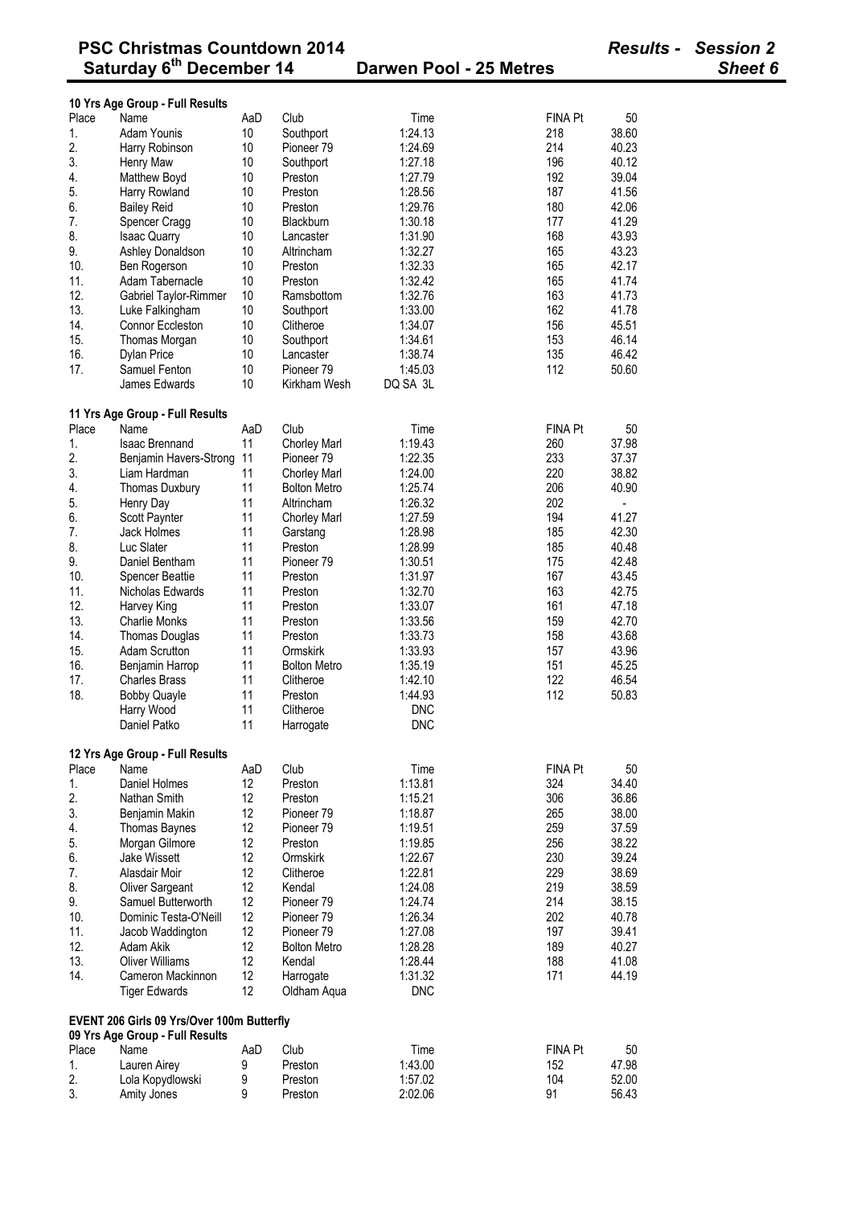# PSC Christmas Countdown 2014 — Results - Session 2

## Saturday 6th December 14 — Darwen Pool - 25 Metres — Sheet 6

### 10 Yrs Age Group - Full Results

| Place | Name | AaD | Club | Time | FINA Pt | 50 |
|---|---|---|---|---|---|---|
| 1. | Adam Younis | 10 | Southport | 1:24.13 | 218 | 38.60 |
| 2. | Harry Robinson | 10 | Pioneer 79 | 1:24.69 | 214 | 40.23 |
| 3. | Henry Maw | 10 | Southport | 1:27.18 | 196 | 40.12 |
| 4. | Matthew Boyd | 10 | Preston | 1:27.79 | 192 | 39.04 |
| 5. | Harry Rowland | 10 | Preston | 1:28.56 | 187 | 41.56 |
| 6. | Bailey Reid | 10 | Preston | 1:29.76 | 180 | 42.06 |
| 7. | Spencer Cragg | 10 | Blackburn | 1:30.18 | 177 | 41.29 |
| 8. | Isaac Quarry | 10 | Lancaster | 1:31.90 | 168 | 43.93 |
| 9. | Ashley Donaldson | 10 | Altrincham | 1:32.27 | 165 | 43.23 |
| 10. | Ben Rogerson | 10 | Preston | 1:32.33 | 165 | 42.17 |
| 11. | Adam Tabernacle | 10 | Preston | 1:32.42 | 165 | 41.74 |
| 12. | Gabriel Taylor-Rimmer | 10 | Ramsbottom | 1:32.76 | 163 | 41.73 |
| 13. | Luke Falkingham | 10 | Southport | 1:33.00 | 162 | 41.78 |
| 14. | Connor Eccleston | 10 | Clitheroe | 1:34.07 | 156 | 45.51 |
| 15. | Thomas Morgan | 10 | Southport | 1:34.61 | 153 | 46.14 |
| 16. | Dylan Price | 10 | Lancaster | 1:38.74 | 135 | 46.42 |
| 17. | Samuel Fenton | 10 | Pioneer 79 | 1:45.03 | 112 | 50.60 |
| | James Edwards | 10 | Kirkham Wesh | DQ SA 3L | | |

### 11 Yrs Age Group - Full Results

| Place | Name | AaD | Club | Time | FINA Pt | 50 |
|---|---|---|---|---|---|---|
| 1. | Isaac Brennand | 11 | Chorley Marl | 1:19.43 | 260 | 37.98 |
| 2. | Benjamin Havers-Strong | 11 | Pioneer 79 | 1:22.35 | 233 | 37.37 |
| 3. | Liam Hardman | 11 | Chorley Marl | 1:24.00 | 220 | 38.82 |
| 4. | Thomas Duxbury | 11 | Bolton Metro | 1:25.74 | 206 | 40.90 |
| 5. | Henry Day | 11 | Altrincham | 1:26.32 | 202 | - |
| 6. | Scott Paynter | 11 | Chorley Marl | 1:27.59 | 194 | 41.27 |
| 7. | Jack Holmes | 11 | Garstang | 1:28.98 | 185 | 42.30 |
| 8. | Luc Slater | 11 | Preston | 1:28.99 | 185 | 40.48 |
| 9. | Daniel Bentham | 11 | Pioneer 79 | 1:30.51 | 175 | 42.48 |
| 10. | Spencer Beattie | 11 | Preston | 1:31.97 | 167 | 43.45 |
| 11. | Nicholas Edwards | 11 | Preston | 1:32.70 | 163 | 42.75 |
| 12. | Harvey King | 11 | Preston | 1:33.07 | 161 | 47.18 |
| 13. | Charlie Monks | 11 | Preston | 1:33.56 | 159 | 42.70 |
| 14. | Thomas Douglas | 11 | Preston | 1:33.73 | 158 | 43.68 |
| 15. | Adam Scrutton | 11 | Ormskirk | 1:33.93 | 157 | 43.96 |
| 16. | Benjamin Harrop | 11 | Bolton Metro | 1:35.19 | 151 | 45.25 |
| 17. | Charles Brass | 11 | Clitheroe | 1:42.10 | 122 | 46.54 |
| 18. | Bobby Quayle | 11 | Preston | 1:44.93 | 112 | 50.83 |
| | Harry Wood | 11 | Clitheroe | DNC | | |
| | Daniel Patko | 11 | Harrogate | DNC | | |

### 12 Yrs Age Group - Full Results

| Place | Name | AaD | Club | Time | FINA Pt | 50 |
|---|---|---|---|---|---|---|
| 1. | Daniel Holmes | 12 | Preston | 1:13.81 | 324 | 34.40 |
| 2. | Nathan Smith | 12 | Preston | 1:15.21 | 306 | 36.86 |
| 3. | Benjamin Makin | 12 | Pioneer 79 | 1:18.87 | 265 | 38.00 |
| 4. | Thomas Baynes | 12 | Pioneer 79 | 1:19.51 | 259 | 37.59 |
| 5. | Morgan Gilmore | 12 | Preston | 1:19.85 | 256 | 38.22 |
| 6. | Jake Wissett | 12 | Ormskirk | 1:22.67 | 230 | 39.24 |
| 7. | Alasdair Moir | 12 | Clitheroe | 1:22.81 | 229 | 38.69 |
| 8. | Oliver Sargeant | 12 | Kendal | 1:24.08 | 219 | 38.59 |
| 9. | Samuel Butterworth | 12 | Pioneer 79 | 1:24.74 | 214 | 38.15 |
| 10. | Dominic Testa-O'Neill | 12 | Pioneer 79 | 1:26.34 | 202 | 40.78 |
| 11. | Jacob Waddington | 12 | Pioneer 79 | 1:27.08 | 197 | 39.41 |
| 12. | Adam Akik | 12 | Bolton Metro | 1:28.28 | 189 | 40.27 |
| 13. | Oliver Williams | 12 | Kendal | 1:28.44 | 188 | 41.08 |
| 14. | Cameron Mackinnon | 12 | Harrogate | 1:31.32 | 171 | 44.19 |
| | Tiger Edwards | 12 | Oldham Aqua | DNC | | |

## EVENT 206 Girls 09 Yrs/Over 100m Butterfly

### 09 Yrs Age Group - Full Results

| Place | Name | AaD | Club | Time | FINA Pt | 50 |
|---|---|---|---|---|---|---|
| 1. | Lauren Airey | 9 | Preston | 1:43.00 | 152 | 47.98 |
| 2. | Lola Kopydlowski | 9 | Preston | 1:57.02 | 104 | 52.00 |
| 3. | Amity Jones | 9 | Preston | 2:02.06 | 91 | 56.43 |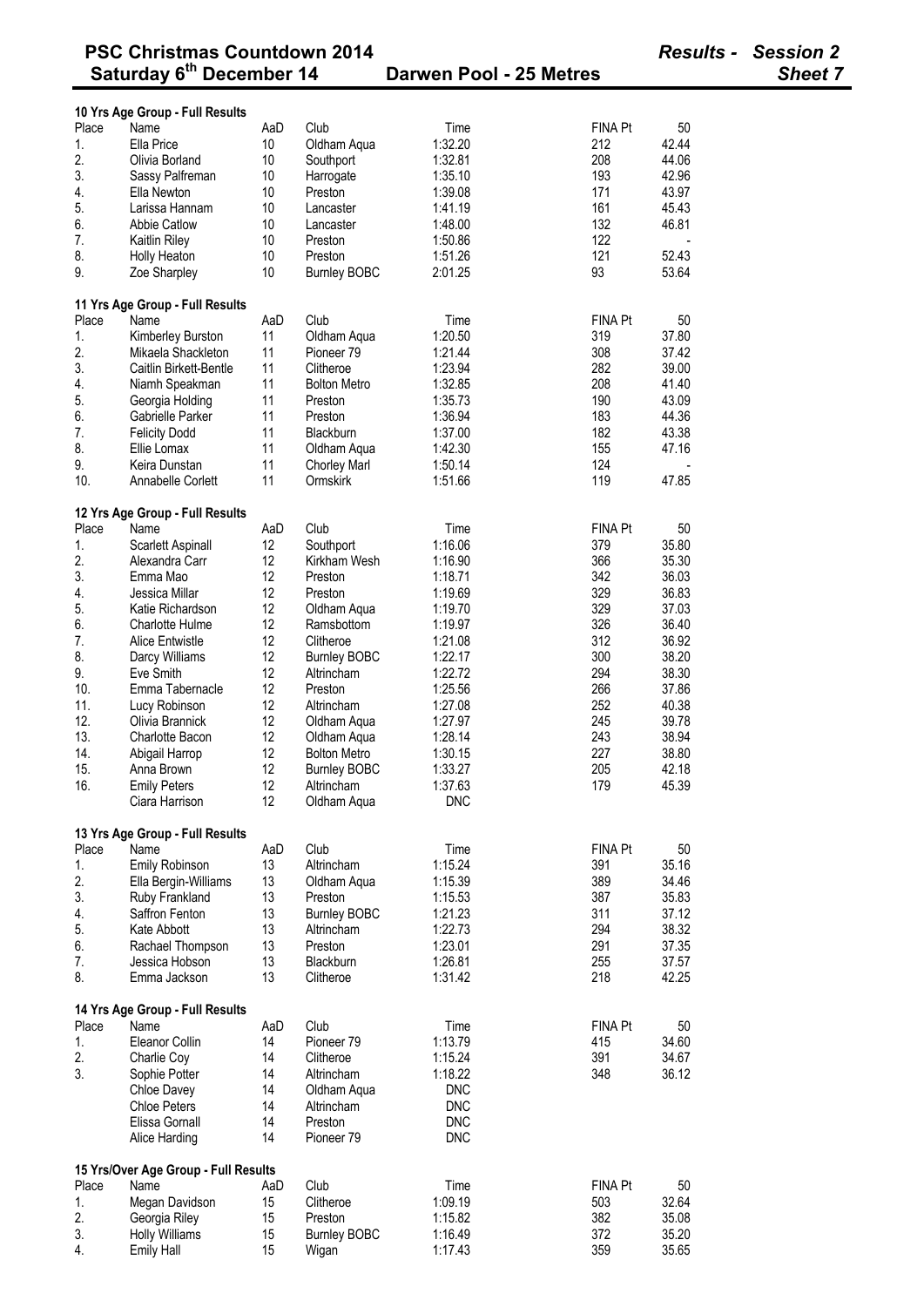# PSC Christmas Countdown 2014

**Saturday 6th December 14** — **Darwen Pool - 25 Metres** — *Results - Session 2* — *Sheet 7*

### 10 Yrs Age Group - Full Results

| Place | Name | AaD | Club | Time | FINA Pt | 50 |
|---|---|---|---|---|---|---|
| 1. | Ella Price | 10 | Oldham Aqua | 1:32.20 | 212 | 42.44 |
| 2. | Olivia Borland | 10 | Southport | 1:32.81 | 208 | 44.06 |
| 3. | Sassy Palfreman | 10 | Harrogate | 1:35.10 | 193 | 42.96 |
| 4. | Ella Newton | 10 | Preston | 1:39.08 | 171 | 43.97 |
| 5. | Larissa Hannam | 10 | Lancaster | 1:41.19 | 161 | 45.43 |
| 6. | Abbie Catlow | 10 | Lancaster | 1:48.00 | 132 | 46.81 |
| 7. | Kaitlin Riley | 10 | Preston | 1:50.86 | 122 | - |
| 8. | Holly Heaton | 10 | Preston | 1:51.26 | 121 | 52.43 |
| 9. | Zoe Sharpley | 10 | Burnley BOBC | 2:01.25 | 93 | 53.64 |

### 11 Yrs Age Group - Full Results

| Place | Name | AaD | Club | Time | FINA Pt | 50 |
|---|---|---|---|---|---|---|
| 1. | Kimberley Burston | 11 | Oldham Aqua | 1:20.50 | 319 | 37.80 |
| 2. | Mikaela Shackleton | 11 | Pioneer 79 | 1:21.44 | 308 | 37.42 |
| 3. | Caitlin Birkett-Bentle | 11 | Clitheroe | 1:23.94 | 282 | 39.00 |
| 4. | Niamh Speakman | 11 | Bolton Metro | 1:32.85 | 208 | 41.40 |
| 5. | Georgia Holding | 11 | Preston | 1:35.73 | 190 | 43.09 |
| 6. | Gabrielle Parker | 11 | Preston | 1:36.94 | 183 | 44.36 |
| 7. | Felicity Dodd | 11 | Blackburn | 1:37.00 | 182 | 43.38 |
| 8. | Ellie Lomax | 11 | Oldham Aqua | 1:42.30 | 155 | 47.16 |
| 9. | Keira Dunstan | 11 | Chorley Marl | 1:50.14 | 124 | - |
| 10. | Annabelle Corlett | 11 | Ormskirk | 1:51.66 | 119 | 47.85 |

### 12 Yrs Age Group - Full Results

| Place | Name | AaD | Club | Time | FINA Pt | 50 |
|---|---|---|---|---|---|---|
| 1. | Scarlett Aspinall | 12 | Southport | 1:16.06 | 379 | 35.80 |
| 2. | Alexandra Carr | 12 | Kirkham Wesh | 1:16.90 | 366 | 35.30 |
| 3. | Emma Mao | 12 | Preston | 1:18.71 | 342 | 36.03 |
| 4. | Jessica Millar | 12 | Preston | 1:19.69 | 329 | 36.83 |
| 5. | Katie Richardson | 12 | Oldham Aqua | 1:19.70 | 329 | 37.03 |
| 6. | Charlotte Hulme | 12 | Ramsbottom | 1:19.97 | 326 | 36.40 |
| 7. | Alice Entwistle | 12 | Clitheroe | 1:21.08 | 312 | 36.92 |
| 8. | Darcy Williams | 12 | Burnley BOBC | 1:22.17 | 300 | 38.20 |
| 9. | Eve Smith | 12 | Altrincham | 1:22.72 | 294 | 38.30 |
| 10. | Emma Tabernacle | 12 | Preston | 1:25.56 | 266 | 37.86 |
| 11. | Lucy Robinson | 12 | Altrincham | 1:27.08 | 252 | 40.38 |
| 12. | Olivia Brannick | 12 | Oldham Aqua | 1:27.97 | 245 | 39.78 |
| 13. | Charlotte Bacon | 12 | Oldham Aqua | 1:28.14 | 243 | 38.94 |
| 14. | Abigail Harrop | 12 | Bolton Metro | 1:30.15 | 227 | 38.80 |
| 15. | Anna Brown | 12 | Burnley BOBC | 1:33.27 | 205 | 42.18 |
| 16. | Emily Peters | 12 | Altrincham | 1:37.63 | 179 | 45.39 |
| | Ciara Harrison | 12 | Oldham Aqua | DNC | | |

### 13 Yrs Age Group - Full Results

| Place | Name | AaD | Club | Time | FINA Pt | 50 |
|---|---|---|---|---|---|---|
| 1. | Emily Robinson | 13 | Altrincham | 1:15.24 | 391 | 35.16 |
| 2. | Ella Bergin-Williams | 13 | Oldham Aqua | 1:15.39 | 389 | 34.46 |
| 3. | Ruby Frankland | 13 | Preston | 1:15.53 | 387 | 35.83 |
| 4. | Saffron Fenton | 13 | Burnley BOBC | 1:21.23 | 311 | 37.12 |
| 5. | Kate Abbott | 13 | Altrincham | 1:22.73 | 294 | 38.32 |
| 6. | Rachael Thompson | 13 | Preston | 1:23.01 | 291 | 37.35 |
| 7. | Jessica Hobson | 13 | Blackburn | 1:26.81 | 255 | 37.57 |
| 8. | Emma Jackson | 13 | Clitheroe | 1:31.42 | 218 | 42.25 |

### 14 Yrs Age Group - Full Results

| Place | Name | AaD | Club | Time | FINA Pt | 50 |
|---|---|---|---|---|---|---|
| 1. | Eleanor Collin | 14 | Pioneer 79 | 1:13.79 | 415 | 34.60 |
| 2. | Charlie Coy | 14 | Clitheroe | 1:15.24 | 391 | 34.67 |
| 3. | Sophie Potter | 14 | Altrincham | 1:18.22 | 348 | 36.12 |
| | Chloe Davey | 14 | Oldham Aqua | DNC | | |
| | Chloe Peters | 14 | Altrincham | DNC | | |
| | Elissa Gornall | 14 | Preston | DNC | | |
| | Alice Harding | 14 | Pioneer 79 | DNC | | |

### 15 Yrs/Over Age Group - Full Results

| Place | Name | AaD | Club | Time | FINA Pt | 50 |
|---|---|---|---|---|---|---|
| 1. | Megan Davidson | 15 | Clitheroe | 1:09.19 | 503 | 32.64 |
| 2. | Georgia Riley | 15 | Preston | 1:15.82 | 382 | 35.08 |
| 3. | Holly Williams | 15 | Burnley BOBC | 1:16.49 | 372 | 35.20 |
| 4. | Emily Hall | 15 | Wigan | 1:17.43 | 359 | 35.65 |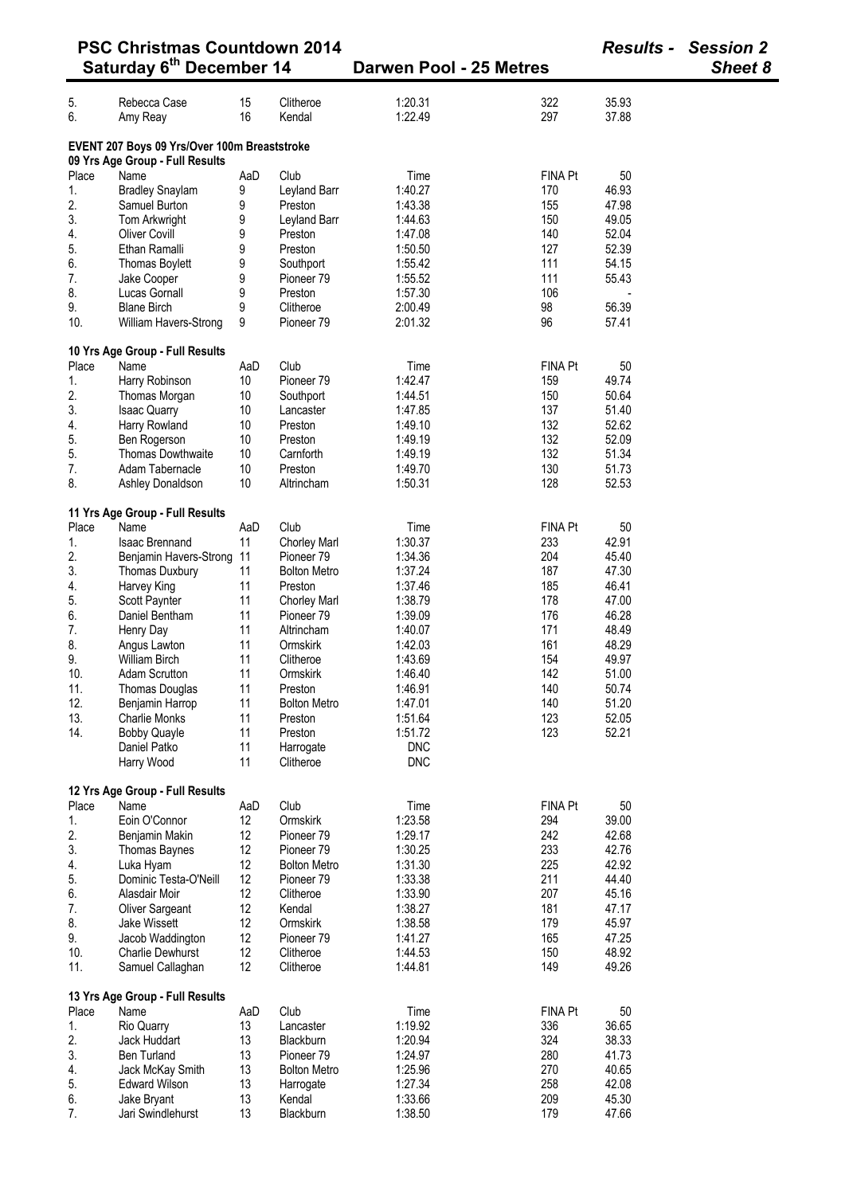| 5. | Rebecca Case | 15 | Clitheroe | 1:20.31 | 322 | 35.93 |
|---|---|---|---|---|---|---|
| 6. | Amy Reay | 16 | Kendal | 1:22.49 | 297 | 37.88 |

## EVENT 207 Boys 09 Yrs/Over 100m Breaststroke

### 09 Yrs Age Group - Full Results

| Place | Name | AaD | Club | Time | FINA Pt | 50 |
|---|---|---|---|---|---|---|
| 1. | Bradley Snaylam | 9 | Leyland Barr | 1:40.27 | 170 | 46.93 |
| 2. | Samuel Burton | 9 | Preston | 1:43.38 | 155 | 47.98 |
| 3. | Tom Arkwright | 9 | Leyland Barr | 1:44.63 | 150 | 49.05 |
| 4. | Oliver Covill | 9 | Preston | 1:47.08 | 140 | 52.04 |
| 5. | Ethan Ramalli | 9 | Preston | 1:50.50 | 127 | 52.39 |
| 6. | Thomas Boylett | 9 | Southport | 1:55.42 | 111 | 54.15 |
| 7. | Jake Cooper | 9 | Pioneer 79 | 1:55.52 | 111 | 55.43 |
| 8. | Lucas Gornall | 9 | Preston | 1:57.30 | 106 | - |
| 9. | Blane Birch | 9 | Clitheroe | 2:00.49 | 98 | 56.39 |
| 10. | William Havers-Strong | 9 | Pioneer 79 | 2:01.32 | 96 | 57.41 |

### 10 Yrs Age Group - Full Results

| Place | Name | AaD | Club | Time | FINA Pt | 50 |
|---|---|---|---|---|---|---|
| 1. | Harry Robinson | 10 | Pioneer 79 | 1:42.47 | 159 | 49.74 |
| 2. | Thomas Morgan | 10 | Southport | 1:44.51 | 150 | 50.64 |
| 3. | Isaac Quarry | 10 | Lancaster | 1:47.85 | 137 | 51.40 |
| 4. | Harry Rowland | 10 | Preston | 1:49.10 | 132 | 52.62 |
| 5. | Ben Rogerson | 10 | Preston | 1:49.19 | 132 | 52.09 |
| 5. | Thomas Dowthwaite | 10 | Carnforth | 1:49.19 | 132 | 51.34 |
| 7. | Adam Tabernacle | 10 | Preston | 1:49.70 | 130 | 51.73 |
| 8. | Ashley Donaldson | 10 | Altrincham | 1:50.31 | 128 | 52.53 |

### 11 Yrs Age Group - Full Results

| Place | Name | AaD | Club | Time | FINA Pt | 50 |
|---|---|---|---|---|---|---|
| 1. | Isaac Brennand | 11 | Chorley Marl | 1:30.37 | 233 | 42.91 |
| 2. | Benjamin Havers-Strong | 11 | Pioneer 79 | 1:34.36 | 204 | 45.40 |
| 3. | Thomas Duxbury | 11 | Bolton Metro | 1:37.24 | 187 | 47.30 |
| 4. | Harvey King | 11 | Preston | 1:37.46 | 185 | 46.41 |
| 5. | Scott Paynter | 11 | Chorley Marl | 1:38.79 | 178 | 47.00 |
| 6. | Daniel Bentham | 11 | Pioneer 79 | 1:39.09 | 176 | 46.28 |
| 7. | Henry Day | 11 | Altrincham | 1:40.07 | 171 | 48.49 |
| 8. | Angus Lawton | 11 | Ormskirk | 1:42.03 | 161 | 48.29 |
| 9. | William Birch | 11 | Clitheroe | 1:43.69 | 154 | 49.97 |
| 10. | Adam Scrutton | 11 | Ormskirk | 1:46.40 | 142 | 51.00 |
| 11. | Thomas Douglas | 11 | Preston | 1:46.91 | 140 | 50.74 |
| 12. | Benjamin Harrop | 11 | Bolton Metro | 1:47.01 | 140 | 51.20 |
| 13. | Charlie Monks | 11 | Preston | 1:51.64 | 123 | 52.05 |
| 14. | Bobby Quayle | 11 | Preston | 1:51.72 | 123 | 52.21 |
| | Daniel Patko | 11 | Harrogate | DNC | | |
| | Harry Wood | 11 | Clitheroe | DNC | | |

### 12 Yrs Age Group - Full Results

| Place | Name | AaD | Club | Time | FINA Pt | 50 |
|---|---|---|---|---|---|---|
| 1. | Eoin O'Connor | 12 | Ormskirk | 1:23.58 | 294 | 39.00 |
| 2. | Benjamin Makin | 12 | Pioneer 79 | 1:29.17 | 242 | 42.68 |
| 3. | Thomas Baynes | 12 | Pioneer 79 | 1:30.25 | 233 | 42.76 |
| 4. | Luka Hyam | 12 | Bolton Metro | 1:31.30 | 225 | 42.92 |
| 5. | Dominic Testa-O'Neill | 12 | Pioneer 79 | 1:33.38 | 211 | 44.40 |
| 6. | Alasdair Moir | 12 | Clitheroe | 1:33.90 | 207 | 45.16 |
| 7. | Oliver Sargeant | 12 | Kendal | 1:38.27 | 181 | 47.17 |
| 8. | Jake Wissett | 12 | Ormskirk | 1:38.58 | 179 | 45.97 |
| 9. | Jacob Waddington | 12 | Pioneer 79 | 1:41.27 | 165 | 47.25 |
| 10. | Charlie Dewhurst | 12 | Clitheroe | 1:44.53 | 150 | 48.92 |
| 11. | Samuel Callaghan | 12 | Clitheroe | 1:44.81 | 149 | 49.26 |

### 13 Yrs Age Group - Full Results

| Place | Name | AaD | Club | Time | FINA Pt | 50 |
|---|---|---|---|---|---|---|
| 1. | Rio Quarry | 13 | Lancaster | 1:19.92 | 336 | 36.65 |
| 2. | Jack Huddart | 13 | Blackburn | 1:20.94 | 324 | 38.33 |
| 3. | Ben Turland | 13 | Pioneer 79 | 1:24.97 | 280 | 41.73 |
| 4. | Jack McKay Smith | 13 | Bolton Metro | 1:25.96 | 270 | 40.65 |
| 5. | Edward Wilson | 13 | Harrogate | 1:27.34 | 258 | 42.08 |
| 6. | Jake Bryant | 13 | Kendal | 1:33.66 | 209 | 45.30 |
| 7. | Jari Swindlehurst | 13 | Blackburn | 1:38.50 | 179 | 47.66 |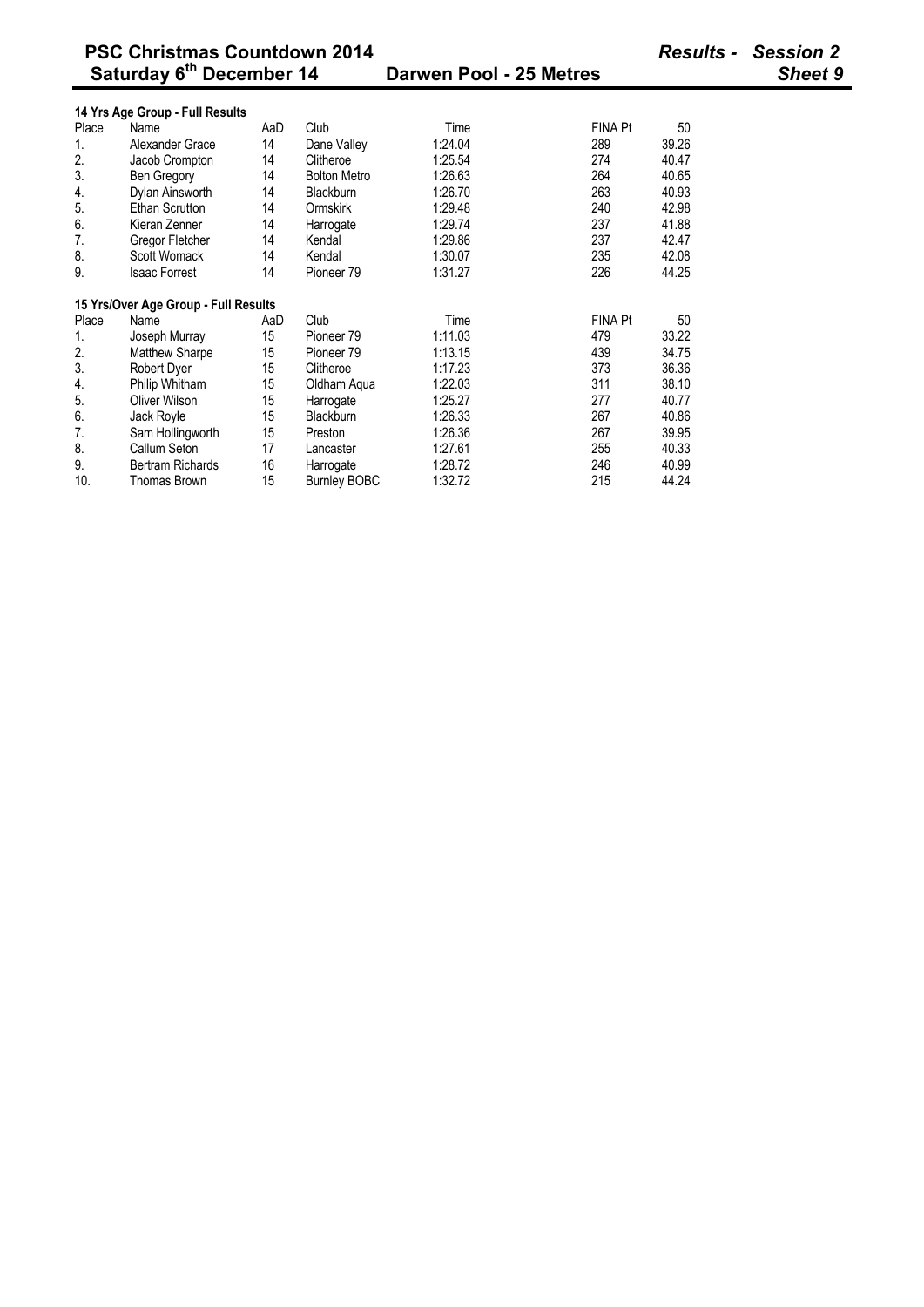**14 Yrs Age Group - Full Results**

| Place | Name | AaD | Club | Time | FINA Pt | 50 |
|---|---|---|---|---|---|---|
| 1. | Alexander Grace | 14 | Dane Valley | 1:24.04 | 289 | 39.26 |
| 2. | Jacob Crompton | 14 | Clitheroe | 1:25.54 | 274 | 40.47 |
| 3. | Ben Gregory | 14 | Bolton Metro | 1:26.63 | 264 | 40.65 |
| 4. | Dylan Ainsworth | 14 | Blackburn | 1:26.70 | 263 | 40.93 |
| 5. | Ethan Scrutton | 14 | Ormskirk | 1:29.48 | 240 | 42.98 |
| 6. | Kieran Zenner | 14 | Harrogate | 1:29.74 | 237 | 41.88 |
| 7. | Gregor Fletcher | 14 | Kendal | 1:29.86 | 237 | 42.47 |
| 8. | Scott Womack | 14 | Kendal | 1:30.07 | 235 | 42.08 |
| 9. | Isaac Forrest | 14 | Pioneer 79 | 1:31.27 | 226 | 44.25 |

**15 Yrs/Over Age Group - Full Results**

| Place | Name | AaD | Club | Time | FINA Pt | 50 |
|---|---|---|---|---|---|---|
| 1. | Joseph Murray | 15 | Pioneer 79 | 1:11.03 | 479 | 33.22 |
| 2. | Matthew Sharpe | 15 | Pioneer 79 | 1:13.15 | 439 | 34.75 |
| 3. | Robert Dyer | 15 | Clitheroe | 1:17.23 | 373 | 36.36 |
| 4. | Philip Whitham | 15 | Oldham Aqua | 1:22.03 | 311 | 38.10 |
| 5. | Oliver Wilson | 15 | Harrogate | 1:25.27 | 277 | 40.77 |
| 6. | Jack Royle | 15 | Blackburn | 1:26.33 | 267 | 40.86 |
| 7. | Sam Hollingworth | 15 | Preston | 1:26.36 | 267 | 39.95 |
| 8. | Callum Seton | 17 | Lancaster | 1:27.61 | 255 | 40.33 |
| 9. | Bertram Richards | 16 | Harrogate | 1:28.72 | 246 | 40.99 |
| 10. | Thomas Brown | 15 | Burnley BOBC | 1:32.72 | 215 | 44.24 |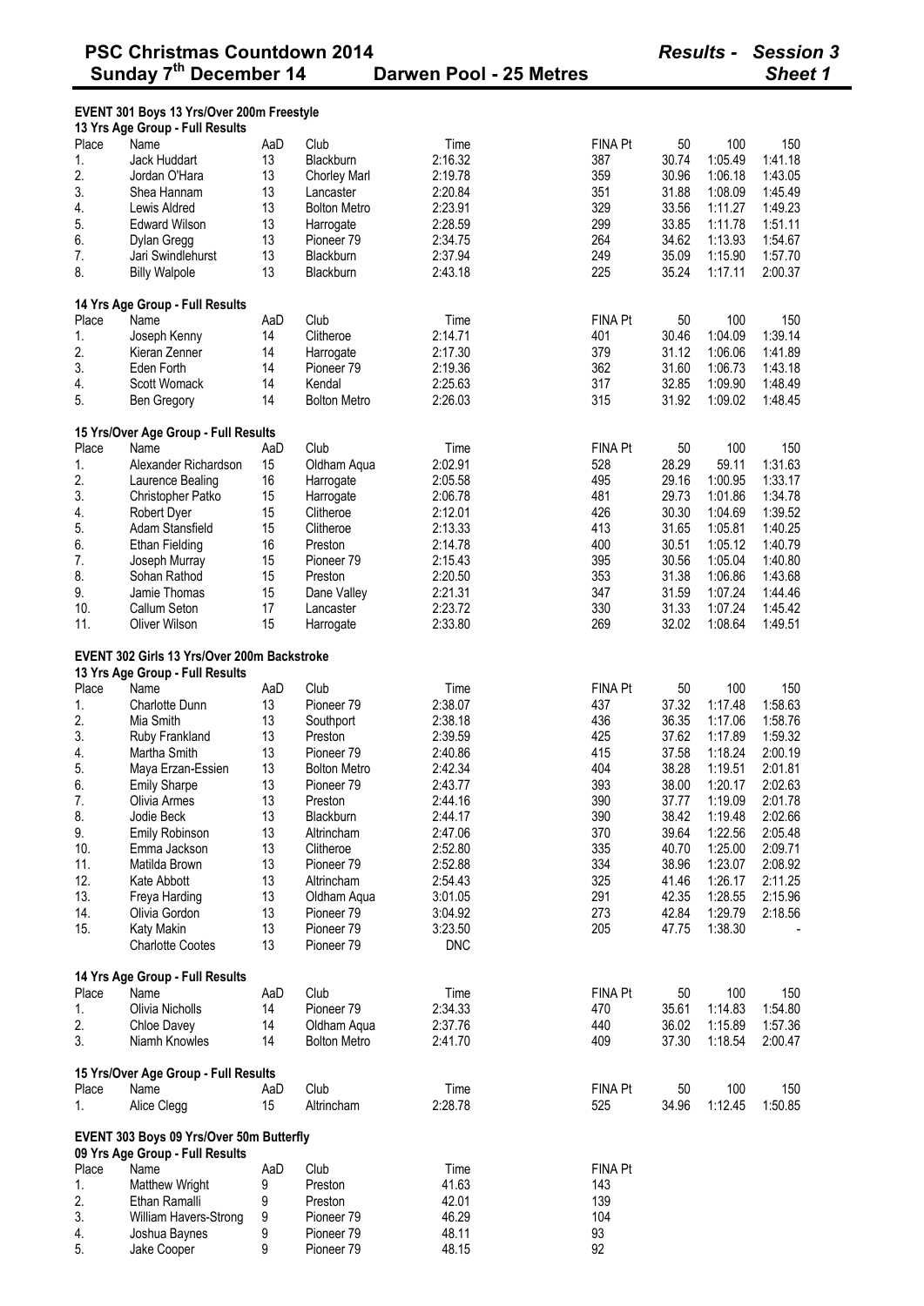**PSC Christmas Countdown 2014** — *Results - Session 3*

**Sunday 7th December 14** — **Darwen Pool - 25 Metres** — *Sheet 1*

### EVENT 301 Boys 13 Yrs/Over 200m Freestyle

#### 13 Yrs Age Group - Full Results

| Place | Name | AaD | Club | Time | FINA Pt | 50 | 100 | 150 |
|---|---|---|---|---|---|---|---|---|
| 1. | Jack Huddart | 13 | Blackburn | 2:16.32 | 387 | 30.74 | 1:05.49 | 1:41.18 |
| 2. | Jordan O'Hara | 13 | Chorley Marl | 2:19.78 | 359 | 30.96 | 1:06.18 | 1:43.05 |
| 3. | Shea Hannam | 13 | Lancaster | 2:20.84 | 351 | 31.88 | 1:08.09 | 1:45.49 |
| 4. | Lewis Aldred | 13 | Bolton Metro | 2:23.91 | 329 | 33.56 | 1:11.27 | 1:49.23 |
| 5. | Edward Wilson | 13 | Harrogate | 2:28.59 | 299 | 33.85 | 1:11.78 | 1:51.11 |
| 6. | Dylan Gregg | 13 | Pioneer 79 | 2:34.75 | 264 | 34.62 | 1:13.93 | 1:54.67 |
| 7. | Jari Swindlehurst | 13 | Blackburn | 2:37.94 | 249 | 35.09 | 1:15.90 | 1:57.70 |
| 8. | Billy Walpole | 13 | Blackburn | 2:43.18 | 225 | 35.24 | 1:17.11 | 2:00.37 |

#### 14 Yrs Age Group - Full Results

| Place | Name | AaD | Club | Time | FINA Pt | 50 | 100 | 150 |
|---|---|---|---|---|---|---|---|---|
| 1. | Joseph Kenny | 14 | Clitheroe | 2:14.71 | 401 | 30.46 | 1:04.09 | 1:39.14 |
| 2. | Kieran Zenner | 14 | Harrogate | 2:17.30 | 379 | 31.12 | 1:06.06 | 1:41.89 |
| 3. | Eden Forth | 14 | Pioneer 79 | 2:19.36 | 362 | 31.60 | 1:06.73 | 1:43.18 |
| 4. | Scott Womack | 14 | Kendal | 2:25.63 | 317 | 32.85 | 1:09.90 | 1:48.49 |
| 5. | Ben Gregory | 14 | Bolton Metro | 2:26.03 | 315 | 31.92 | 1:09.02 | 1:48.45 |

#### 15 Yrs/Over Age Group - Full Results

| Place | Name | AaD | Club | Time | FINA Pt | 50 | 100 | 150 |
|---|---|---|---|---|---|---|---|---|
| 1. | Alexander Richardson | 15 | Oldham Aqua | 2:02.91 | 528 | 28.29 | 59.11 | 1:31.63 |
| 2. | Laurence Bealing | 16 | Harrogate | 2:05.58 | 495 | 29.16 | 1:00.95 | 1:33.17 |
| 3. | Christopher Patko | 15 | Harrogate | 2:06.78 | 481 | 29.73 | 1:01.86 | 1:34.78 |
| 4. | Robert Dyer | 15 | Clitheroe | 2:12.01 | 426 | 30.30 | 1:04.69 | 1:39.52 |
| 5. | Adam Stansfield | 15 | Clitheroe | 2:13.33 | 413 | 31.65 | 1:05.81 | 1:40.25 |
| 6. | Ethan Fielding | 16 | Preston | 2:14.78 | 400 | 30.51 | 1:05.12 | 1:40.79 |
| 7. | Joseph Murray | 15 | Pioneer 79 | 2:15.43 | 395 | 30.56 | 1:05.04 | 1:40.80 |
| 8. | Sohan Rathod | 15 | Preston | 2:20.50 | 353 | 31.38 | 1:06.86 | 1:43.68 |
| 9. | Jamie Thomas | 15 | Dane Valley | 2:21.31 | 347 | 31.59 | 1:07.24 | 1:44.46 |
| 10. | Callum Seton | 17 | Lancaster | 2:23.72 | 330 | 31.33 | 1:07.24 | 1:45.42 |
| 11. | Oliver Wilson | 15 | Harrogate | 2:33.80 | 269 | 32.02 | 1:08.64 | 1:49.51 |

### EVENT 302 Girls 13 Yrs/Over 200m Backstroke

#### 13 Yrs Age Group - Full Results

| Place | Name | AaD | Club | Time | FINA Pt | 50 | 100 | 150 |
|---|---|---|---|---|---|---|---|---|
| 1. | Charlotte Dunn | 13 | Pioneer 79 | 2:38.07 | 437 | 37.32 | 1:17.48 | 1:58.63 |
| 2. | Mia Smith | 13 | Southport | 2:38.18 | 436 | 36.35 | 1:17.06 | 1:58.76 |
| 3. | Ruby Frankland | 13 | Preston | 2:39.59 | 425 | 37.62 | 1:17.89 | 1:59.32 |
| 4. | Martha Smith | 13 | Pioneer 79 | 2:40.86 | 415 | 37.58 | 1:18.24 | 2:00.19 |
| 5. | Maya Erzan-Essien | 13 | Bolton Metro | 2:42.34 | 404 | 38.28 | 1:19.51 | 2:01.81 |
| 6. | Emily Sharpe | 13 | Pioneer 79 | 2:43.77 | 393 | 38.00 | 1:20.17 | 2:02.63 |
| 7. | Olivia Armes | 13 | Preston | 2:44.16 | 390 | 37.77 | 1:19.09 | 2:01.78 |
| 8. | Jodie Beck | 13 | Blackburn | 2:44.17 | 390 | 38.42 | 1:19.48 | 2:02.66 |
| 9. | Emily Robinson | 13 | Altrincham | 2:47.06 | 370 | 39.64 | 1:22.56 | 2:05.48 |
| 10. | Emma Jackson | 13 | Clitheroe | 2:52.80 | 335 | 40.70 | 1:25.00 | 2:09.71 |
| 11. | Matilda Brown | 13 | Pioneer 79 | 2:52.88 | 334 | 38.96 | 1:23.07 | 2:08.92 |
| 12. | Kate Abbott | 13 | Altrincham | 2:54.43 | 325 | 41.46 | 1:26.17 | 2:11.25 |
| 13. | Freya Harding | 13 | Oldham Aqua | 3:01.05 | 291 | 42.35 | 1:28.55 | 2:15.96 |
| 14. | Olivia Gordon | 13 | Pioneer 79 | 3:04.92 | 273 | 42.84 | 1:29.79 | 2:18.56 |
| 15. | Katy Makin | 13 | Pioneer 79 | 3:23.50 | 205 | 47.75 | 1:38.30 | - |
| | Charlotte Cootes | 13 | Pioneer 79 | DNC | | | | |

#### 14 Yrs Age Group - Full Results

| Place | Name | AaD | Club | Time | FINA Pt | 50 | 100 | 150 |
|---|---|---|---|---|---|---|---|---|
| 1. | Olivia Nicholls | 14 | Pioneer 79 | 2:34.33 | 470 | 35.61 | 1:14.83 | 1:54.80 |
| 2. | Chloe Davey | 14 | Oldham Aqua | 2:37.76 | 440 | 36.02 | 1:15.89 | 1:57.36 |
| 3. | Niamh Knowles | 14 | Bolton Metro | 2:41.70 | 409 | 37.30 | 1:18.54 | 2:00.47 |

#### 15 Yrs/Over Age Group - Full Results

| Place | Name | AaD | Club | Time | FINA Pt | 50 | 100 | 150 |
|---|---|---|---|---|---|---|---|---|
| 1. | Alice Clegg | 15 | Altrincham | 2:28.78 | 525 | 34.96 | 1:12.45 | 1:50.85 |

### EVENT 303 Boys 09 Yrs/Over 50m Butterfly

#### 09 Yrs Age Group - Full Results

| Place | Name | AaD | Club | Time | FINA Pt |
|---|---|---|---|---|---|
| 1. | Matthew Wright | 9 | Preston | 41.63 | 143 |
| 2. | Ethan Ramalli | 9 | Preston | 42.01 | 139 |
| 3. | William Havers-Strong | 9 | Pioneer 79 | 46.29 | 104 |
| 4. | Joshua Baynes | 9 | Pioneer 79 | 48.11 | 93 |
| 5. | Jake Cooper | 9 | Pioneer 79 | 48.15 | 92 |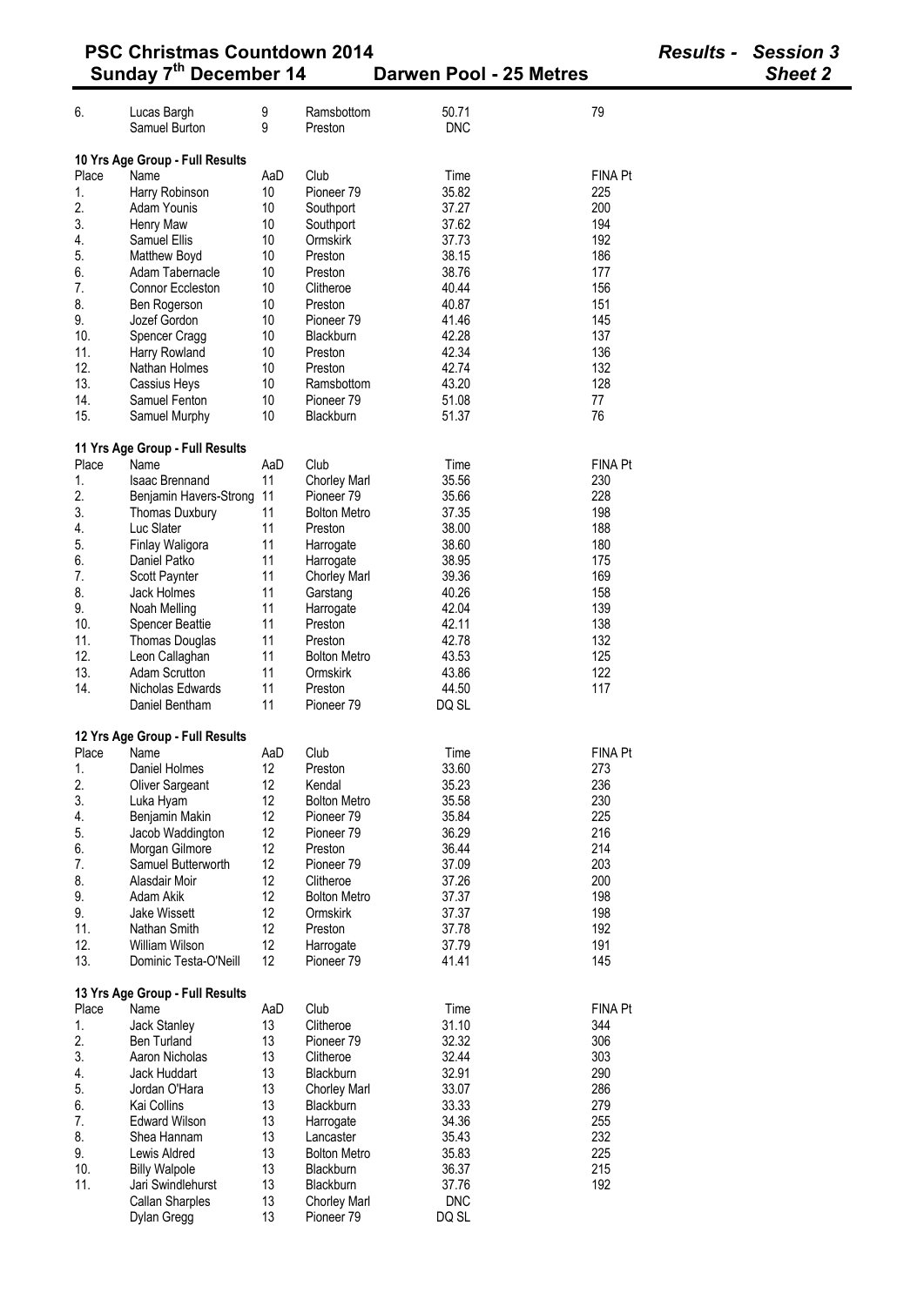# PSC Christmas Countdown 2014

**Sunday 7th December 14** — **Darwen Pool - 25 Metres**

*Results - Session 3* — *Sheet 2*

| Place | Name | AaD | Club | Time | FINA Pt |
|---|---|---|---|---|---|
| 6. | Lucas Bargh | 9 | Ramsbottom | 50.71 | 79 |
| | Samuel Burton | 9 | Preston | DNC | |

**10 Yrs Age Group - Full Results**

| Place | Name | AaD | Club | Time | FINA Pt |
|---|---|---|---|---|---|
| 1. | Harry Robinson | 10 | Pioneer 79 | 35.82 | 225 |
| 2. | Adam Younis | 10 | Southport | 37.27 | 200 |
| 3. | Henry Maw | 10 | Southport | 37.62 | 194 |
| 4. | Samuel Ellis | 10 | Ormskirk | 37.73 | 192 |
| 5. | Matthew Boyd | 10 | Preston | 38.15 | 186 |
| 6. | Adam Tabernacle | 10 | Preston | 38.76 | 177 |
| 7. | Connor Eccleston | 10 | Clitheroe | 40.44 | 156 |
| 8. | Ben Rogerson | 10 | Preston | 40.87 | 151 |
| 9. | Jozef Gordon | 10 | Pioneer 79 | 41.46 | 145 |
| 10. | Spencer Cragg | 10 | Blackburn | 42.28 | 137 |
| 11. | Harry Rowland | 10 | Preston | 42.34 | 136 |
| 12. | Nathan Holmes | 10 | Preston | 42.74 | 132 |
| 13. | Cassius Heys | 10 | Ramsbottom | 43.20 | 128 |
| 14. | Samuel Fenton | 10 | Pioneer 79 | 51.08 | 77 |
| 15. | Samuel Murphy | 10 | Blackburn | 51.37 | 76 |

**11 Yrs Age Group - Full Results**

| Place | Name | AaD | Club | Time | FINA Pt |
|---|---|---|---|---|---|
| 1. | Isaac Brennand | 11 | Chorley Marl | 35.56 | 230 |
| 2. | Benjamin Havers-Strong | 11 | Pioneer 79 | 35.66 | 228 |
| 3. | Thomas Duxbury | 11 | Bolton Metro | 37.35 | 198 |
| 4. | Luc Slater | 11 | Preston | 38.00 | 188 |
| 5. | Finlay Waligora | 11 | Harrogate | 38.60 | 180 |
| 6. | Daniel Patko | 11 | Harrogate | 38.95 | 175 |
| 7. | Scott Paynter | 11 | Chorley Marl | 39.36 | 169 |
| 8. | Jack Holmes | 11 | Garstang | 40.26 | 158 |
| 9. | Noah Melling | 11 | Harrogate | 42.04 | 139 |
| 10. | Spencer Beattie | 11 | Preston | 42.11 | 138 |
| 11. | Thomas Douglas | 11 | Preston | 42.78 | 132 |
| 12. | Leon Callaghan | 11 | Bolton Metro | 43.53 | 125 |
| 13. | Adam Scrutton | 11 | Ormskirk | 43.86 | 122 |
| 14. | Nicholas Edwards | 11 | Preston | 44.50 | 117 |
| | Daniel Bentham | 11 | Pioneer 79 | DQ SL | |

**12 Yrs Age Group - Full Results**

| Place | Name | AaD | Club | Time | FINA Pt |
|---|---|---|---|---|---|
| 1. | Daniel Holmes | 12 | Preston | 33.60 | 273 |
| 2. | Oliver Sargeant | 12 | Kendal | 35.23 | 236 |
| 3. | Luka Hyam | 12 | Bolton Metro | 35.58 | 230 |
| 4. | Benjamin Makin | 12 | Pioneer 79 | 35.84 | 225 |
| 5. | Jacob Waddington | 12 | Pioneer 79 | 36.29 | 216 |
| 6. | Morgan Gilmore | 12 | Preston | 36.44 | 214 |
| 7. | Samuel Butterworth | 12 | Pioneer 79 | 37.09 | 203 |
| 8. | Alasdair Moir | 12 | Clitheroe | 37.26 | 200 |
| 9. | Adam Akik | 12 | Bolton Metro | 37.37 | 198 |
| 9. | Jake Wissett | 12 | Ormskirk | 37.37 | 198 |
| 11. | Nathan Smith | 12 | Preston | 37.78 | 192 |
| 12. | William Wilson | 12 | Harrogate | 37.79 | 191 |
| 13. | Dominic Testa-O'Neill | 12 | Pioneer 79 | 41.41 | 145 |

**13 Yrs Age Group - Full Results**

| Place | Name | AaD | Club | Time | FINA Pt |
|---|---|---|---|---|---|
| 1. | Jack Stanley | 13 | Clitheroe | 31.10 | 344 |
| 2. | Ben Turland | 13 | Pioneer 79 | 32.32 | 306 |
| 3. | Aaron Nicholas | 13 | Clitheroe | 32.44 | 303 |
| 4. | Jack Huddart | 13 | Blackburn | 32.91 | 290 |
| 5. | Jordan O'Hara | 13 | Chorley Marl | 33.07 | 286 |
| 6. | Kai Collins | 13 | Blackburn | 33.33 | 279 |
| 7. | Edward Wilson | 13 | Harrogate | 34.36 | 255 |
| 8. | Shea Hannam | 13 | Lancaster | 35.43 | 232 |
| 9. | Lewis Aldred | 13 | Bolton Metro | 35.83 | 225 |
| 10. | Billy Walpole | 13 | Blackburn | 36.37 | 215 |
| 11. | Jari Swindlehurst | 13 | Blackburn | 37.76 | 192 |
| | Callan Sharples | 13 | Chorley Marl | DNC | |
| | Dylan Gregg | 13 | Pioneer 79 | DQ SL | |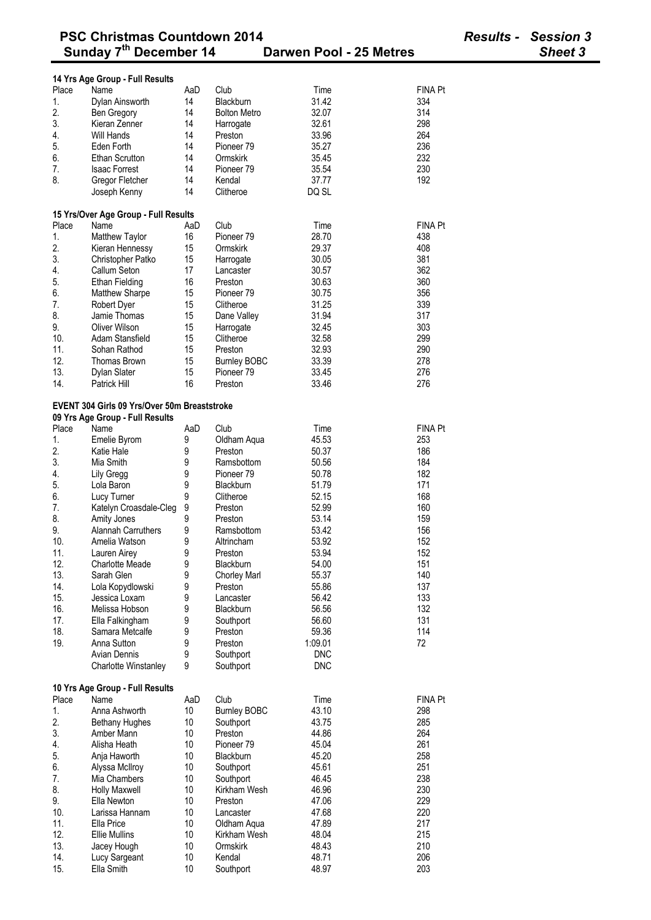# PSC Christmas Countdown 2014

**Sunday 7th December 14 — Darwen Pool - 25 Metres — *Results - Session 3* — *Sheet 3***

### 14 Yrs Age Group - Full Results

| Place | Name | AaD | Club | Time | FINA Pt |
|---|---|---|---|---|---|
| 1. | Dylan Ainsworth | 14 | Blackburn | 31.42 | 334 |
| 2. | Ben Gregory | 14 | Bolton Metro | 32.07 | 314 |
| 3. | Kieran Zenner | 14 | Harrogate | 32.61 | 298 |
| 4. | Will Hands | 14 | Preston | 33.96 | 264 |
| 5. | Eden Forth | 14 | Pioneer 79 | 35.27 | 236 |
| 6. | Ethan Scrutton | 14 | Ormskirk | 35.45 | 232 |
| 7. | Isaac Forrest | 14 | Pioneer 79 | 35.54 | 230 |
| 8. | Gregor Fletcher | 14 | Kendal | 37.77 | 192 |
| | Joseph Kenny | 14 | Clitheroe | DQ SL | |

### 15 Yrs/Over Age Group - Full Results

| Place | Name | AaD | Club | Time | FINA Pt |
|---|---|---|---|---|---|
| 1. | Matthew Taylor | 16 | Pioneer 79 | 28.70 | 438 |
| 2. | Kieran Hennessy | 15 | Ormskirk | 29.37 | 408 |
| 3. | Christopher Patko | 15 | Harrogate | 30.05 | 381 |
| 4. | Callum Seton | 17 | Lancaster | 30.57 | 362 |
| 5. | Ethan Fielding | 16 | Preston | 30.63 | 360 |
| 6. | Matthew Sharpe | 15 | Pioneer 79 | 30.75 | 356 |
| 7. | Robert Dyer | 15 | Clitheroe | 31.25 | 339 |
| 8. | Jamie Thomas | 15 | Dane Valley | 31.94 | 317 |
| 9. | Oliver Wilson | 15 | Harrogate | 32.45 | 303 |
| 10. | Adam Stansfield | 15 | Clitheroe | 32.58 | 299 |
| 11. | Sohan Rathod | 15 | Preston | 32.93 | 290 |
| 12. | Thomas Brown | 15 | Burnley BOBC | 33.39 | 278 |
| 13. | Dylan Slater | 15 | Pioneer 79 | 33.45 | 276 |
| 14. | Patrick Hill | 16 | Preston | 33.46 | 276 |

## EVENT 304 Girls 09 Yrs/Over 50m Breaststroke

### 09 Yrs Age Group - Full Results

| Place | Name | AaD | Club | Time | FINA Pt |
|---|---|---|---|---|---|
| 1. | Emelie Byrom | 9 | Oldham Aqua | 45.53 | 253 |
| 2. | Katie Hale | 9 | Preston | 50.37 | 186 |
| 3. | Mia Smith | 9 | Ramsbottom | 50.56 | 184 |
| 4. | Lily Gregg | 9 | Pioneer 79 | 50.78 | 182 |
| 5. | Lola Baron | 9 | Blackburn | 51.79 | 171 |
| 6. | Lucy Turner | 9 | Clitheroe | 52.15 | 168 |
| 7. | Katelyn Croasdale-Cleg | 9 | Preston | 52.99 | 160 |
| 8. | Amity Jones | 9 | Preston | 53.14 | 159 |
| 9. | Alannah Carruthers | 9 | Ramsbottom | 53.42 | 156 |
| 10. | Amelia Watson | 9 | Altrincham | 53.92 | 152 |
| 11. | Lauren Airey | 9 | Preston | 53.94 | 152 |
| 12. | Charlotte Meade | 9 | Blackburn | 54.00 | 151 |
| 13. | Sarah Glen | 9 | Chorley Marl | 55.37 | 140 |
| 14. | Lola Kopydlowski | 9 | Preston | 55.86 | 137 |
| 15. | Jessica Loxam | 9 | Lancaster | 56.42 | 133 |
| 16. | Melissa Hobson | 9 | Blackburn | 56.56 | 132 |
| 17. | Ella Falkingham | 9 | Southport | 56.60 | 131 |
| 18. | Samara Metcalfe | 9 | Preston | 59.36 | 114 |
| 19. | Anna Sutton | 9 | Preston | 1:09.01 | 72 |
| | Avian Dennis | 9 | Southport | DNC | |
| | Charlotte Winstanley | 9 | Southport | DNC | |

### 10 Yrs Age Group - Full Results

| Place | Name | AaD | Club | Time | FINA Pt |
|---|---|---|---|---|---|
| 1. | Anna Ashworth | 10 | Burnley BOBC | 43.10 | 298 |
| 2. | Bethany Hughes | 10 | Southport | 43.75 | 285 |
| 3. | Amber Mann | 10 | Preston | 44.86 | 264 |
| 4. | Alisha Heath | 10 | Pioneer 79 | 45.04 | 261 |
| 5. | Anja Haworth | 10 | Blackburn | 45.20 | 258 |
| 6. | Alyssa McIlroy | 10 | Southport | 45.61 | 251 |
| 7. | Mia Chambers | 10 | Southport | 46.45 | 238 |
| 8. | Holly Maxwell | 10 | Kirkham Wesh | 46.96 | 230 |
| 9. | Ella Newton | 10 | Preston | 47.06 | 229 |
| 10. | Larissa Hannam | 10 | Lancaster | 47.68 | 220 |
| 11. | Ella Price | 10 | Oldham Aqua | 47.89 | 217 |
| 12. | Ellie Mullins | 10 | Kirkham Wesh | 48.04 | 215 |
| 13. | Jacey Hough | 10 | Ormskirk | 48.43 | 210 |
| 14. | Lucy Sargeant | 10 | Kendal | 48.71 | 206 |
| 15. | Ella Smith | 10 | Southport | 48.97 | 203 |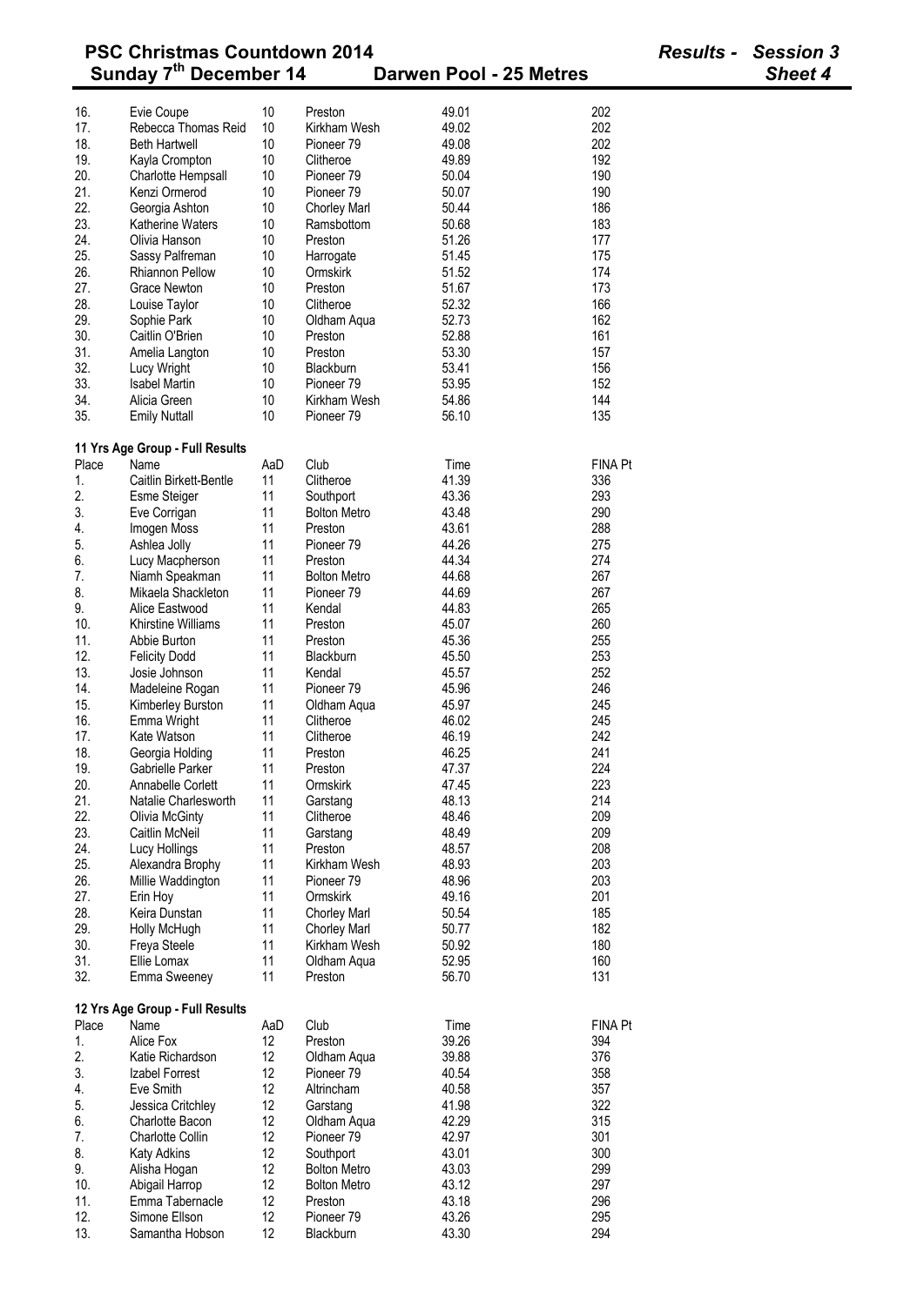## PSC Christmas Countdown 2014 — *Results - Session 3*

**Sunday 7th December 14 — Darwen Pool - 25 Metres — *Sheet 4***

| Place | Name | AaD | Club | Time | FINA Pt |
|---|---|---|---|---|---|
| 16. | Evie Coupe | 10 | Preston | 49.01 | 202 |
| 17. | Rebecca Thomas Reid | 10 | Kirkham Wesh | 49.02 | 202 |
| 18. | Beth Hartwell | 10 | Pioneer 79 | 49.08 | 202 |
| 19. | Kayla Crompton | 10 | Clitheroe | 49.89 | 192 |
| 20. | Charlotte Hempsall | 10 | Pioneer 79 | 50.04 | 190 |
| 21. | Kenzi Ormerod | 10 | Pioneer 79 | 50.07 | 190 |
| 22. | Georgia Ashton | 10 | Chorley Marl | 50.44 | 186 |
| 23. | Katherine Waters | 10 | Ramsbottom | 50.68 | 183 |
| 24. | Olivia Hanson | 10 | Preston | 51.26 | 177 |
| 25. | Sassy Palfreman | 10 | Harrogate | 51.45 | 175 |
| 26. | Rhiannon Pellow | 10 | Ormskirk | 51.52 | 174 |
| 27. | Grace Newton | 10 | Preston | 51.67 | 173 |
| 28. | Louise Taylor | 10 | Clitheroe | 52.32 | 166 |
| 29. | Sophie Park | 10 | Oldham Aqua | 52.73 | 162 |
| 30. | Caitlin O'Brien | 10 | Preston | 52.88 | 161 |
| 31. | Amelia Langton | 10 | Preston | 53.30 | 157 |
| 32. | Lucy Wright | 10 | Blackburn | 53.41 | 156 |
| 33. | Isabel Martin | 10 | Pioneer 79 | 53.95 | 152 |
| 34. | Alicia Green | 10 | Kirkham Wesh | 54.86 | 144 |
| 35. | Emily Nuttall | 10 | Pioneer 79 | 56.10 | 135 |

**11 Yrs Age Group - Full Results**

| Place | Name | AaD | Club | Time | FINA Pt |
|---|---|---|---|---|---|
| 1. | Caitlin Birkett-Bentle | 11 | Clitheroe | 41.39 | 336 |
| 2. | Esme Steiger | 11 | Southport | 43.36 | 293 |
| 3. | Eve Corrigan | 11 | Bolton Metro | 43.48 | 290 |
| 4. | Imogen Moss | 11 | Preston | 43.61 | 288 |
| 5. | Ashlea Jolly | 11 | Pioneer 79 | 44.26 | 275 |
| 6. | Lucy Macpherson | 11 | Preston | 44.34 | 274 |
| 7. | Niamh Speakman | 11 | Bolton Metro | 44.68 | 267 |
| 8. | Mikaela Shackleton | 11 | Pioneer 79 | 44.69 | 267 |
| 9. | Alice Eastwood | 11 | Kendal | 44.83 | 265 |
| 10. | Khirstine Williams | 11 | Preston | 45.07 | 260 |
| 11. | Abbie Burton | 11 | Preston | 45.36 | 255 |
| 12. | Felicity Dodd | 11 | Blackburn | 45.50 | 253 |
| 13. | Josie Johnson | 11 | Kendal | 45.57 | 252 |
| 14. | Madeleine Rogan | 11 | Pioneer 79 | 45.96 | 246 |
| 15. | Kimberley Burston | 11 | Oldham Aqua | 45.97 | 245 |
| 16. | Emma Wright | 11 | Clitheroe | 46.02 | 245 |
| 17. | Kate Watson | 11 | Clitheroe | 46.19 | 242 |
| 18. | Georgia Holding | 11 | Preston | 46.25 | 241 |
| 19. | Gabrielle Parker | 11 | Preston | 47.37 | 224 |
| 20. | Annabelle Corlett | 11 | Ormskirk | 47.45 | 223 |
| 21. | Natalie Charlesworth | 11 | Garstang | 48.13 | 214 |
| 22. | Olivia McGinty | 11 | Clitheroe | 48.46 | 209 |
| 23. | Caitlin McNeil | 11 | Garstang | 48.49 | 209 |
| 24. | Lucy Hollings | 11 | Preston | 48.57 | 208 |
| 25. | Alexandra Brophy | 11 | Kirkham Wesh | 48.93 | 203 |
| 26. | Millie Waddington | 11 | Pioneer 79 | 48.96 | 203 |
| 27. | Erin Hoy | 11 | Ormskirk | 49.16 | 201 |
| 28. | Keira Dunstan | 11 | Chorley Marl | 50.54 | 185 |
| 29. | Holly McHugh | 11 | Chorley Marl | 50.77 | 182 |
| 30. | Freya Steele | 11 | Kirkham Wesh | 50.92 | 180 |
| 31. | Ellie Lomax | 11 | Oldham Aqua | 52.95 | 160 |
| 32. | Emma Sweeney | 11 | Preston | 56.70 | 131 |

**12 Yrs Age Group - Full Results**

| Place | Name | AaD | Club | Time | FINA Pt |
|---|---|---|---|---|---|
| 1. | Alice Fox | 12 | Preston | 39.26 | 394 |
| 2. | Katie Richardson | 12 | Oldham Aqua | 39.88 | 376 |
| 3. | Izabel Forrest | 12 | Pioneer 79 | 40.54 | 358 |
| 4. | Eve Smith | 12 | Altrincham | 40.58 | 357 |
| 5. | Jessica Critchley | 12 | Garstang | 41.98 | 322 |
| 6. | Charlotte Bacon | 12 | Oldham Aqua | 42.29 | 315 |
| 7. | Charlotte Collin | 12 | Pioneer 79 | 42.97 | 301 |
| 8. | Katy Adkins | 12 | Southport | 43.01 | 300 |
| 9. | Alisha Hogan | 12 | Bolton Metro | 43.03 | 299 |
| 10. | Abigail Harrop | 12 | Bolton Metro | 43.12 | 297 |
| 11. | Emma Tabernacle | 12 | Preston | 43.18 | 296 |
| 12. | Simone Ellson | 12 | Pioneer 79 | 43.26 | 295 |
| 13. | Samantha Hobson | 12 | Blackburn | 43.30 | 294 |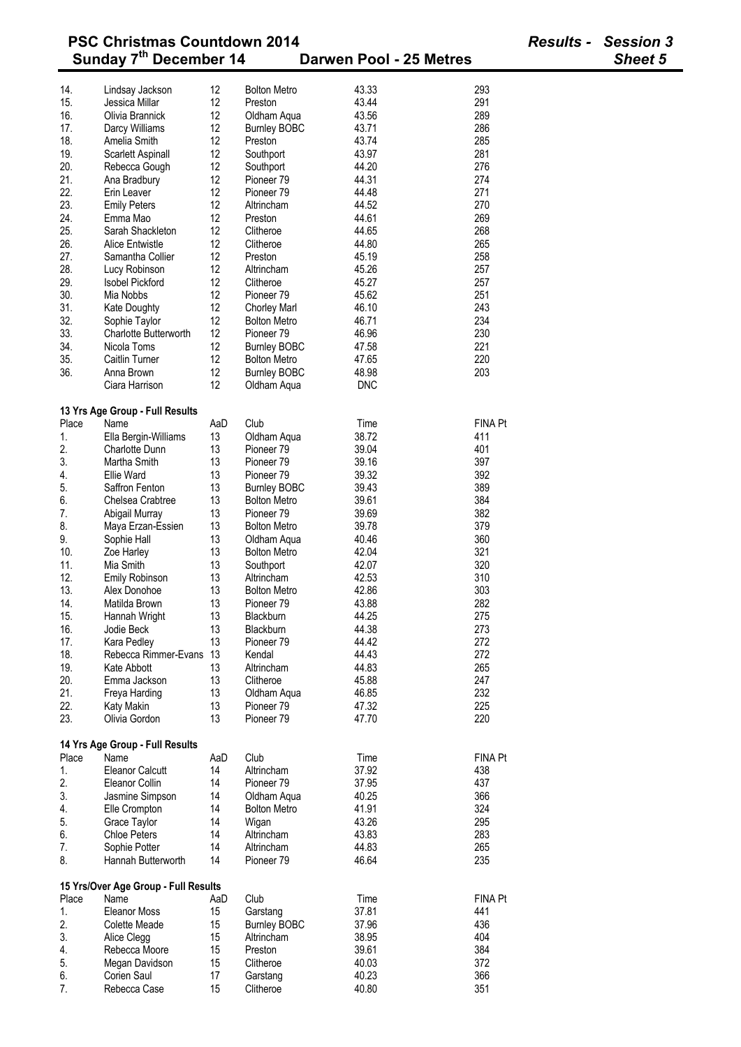# PSC Christmas Countdown 2014 — Results - Session 3

**Sunday 7th December 14 — Darwen Pool - 25 Metres — Sheet 5**

| Place | Name | AaD | Club | Time | FINA Pt |
|---|---|---|---|---|---|
| 14. | Lindsay Jackson | 12 | Bolton Metro | 43.33 | 293 |
| 15. | Jessica Millar | 12 | Preston | 43.44 | 291 |
| 16. | Olivia Brannick | 12 | Oldham Aqua | 43.56 | 289 |
| 17. | Darcy Williams | 12 | Burnley BOBC | 43.71 | 286 |
| 18. | Amelia Smith | 12 | Preston | 43.74 | 285 |
| 19. | Scarlett Aspinall | 12 | Southport | 43.97 | 281 |
| 20. | Rebecca Gough | 12 | Southport | 44.20 | 276 |
| 21. | Ana Bradbury | 12 | Pioneer 79 | 44.31 | 274 |
| 22. | Erin Leaver | 12 | Pioneer 79 | 44.48 | 271 |
| 23. | Emily Peters | 12 | Altrincham | 44.52 | 270 |
| 24. | Emma Mao | 12 | Preston | 44.61 | 269 |
| 25. | Sarah Shackleton | 12 | Clitheroe | 44.65 | 268 |
| 26. | Alice Entwistle | 12 | Clitheroe | 44.80 | 265 |
| 27. | Samantha Collier | 12 | Preston | 45.19 | 258 |
| 28. | Lucy Robinson | 12 | Altrincham | 45.26 | 257 |
| 29. | Isobel Pickford | 12 | Clitheroe | 45.27 | 257 |
| 30. | Mia Nobbs | 12 | Pioneer 79 | 45.62 | 251 |
| 31. | Kate Doughty | 12 | Chorley Marl | 46.10 | 243 |
| 32. | Sophie Taylor | 12 | Bolton Metro | 46.71 | 234 |
| 33. | Charlotte Butterworth | 12 | Pioneer 79 | 46.96 | 230 |
| 34. | Nicola Toms | 12 | Burnley BOBC | 47.58 | 221 |
| 35. | Caitlin Turner | 12 | Bolton Metro | 47.65 | 220 |
| 36. | Anna Brown | 12 | Burnley BOBC | 48.98 | 203 |
| | Ciara Harrison | 12 | Oldham Aqua | DNC | |

**13 Yrs Age Group - Full Results**

| Place | Name | AaD | Club | Time | FINA Pt |
|---|---|---|---|---|---|
| 1. | Ella Bergin-Williams | 13 | Oldham Aqua | 38.72 | 411 |
| 2. | Charlotte Dunn | 13 | Pioneer 79 | 39.04 | 401 |
| 3. | Martha Smith | 13 | Pioneer 79 | 39.16 | 397 |
| 4. | Ellie Ward | 13 | Pioneer 79 | 39.32 | 392 |
| 5. | Saffron Fenton | 13 | Burnley BOBC | 39.43 | 389 |
| 6. | Chelsea Crabtree | 13 | Bolton Metro | 39.61 | 384 |
| 7. | Abigail Murray | 13 | Pioneer 79 | 39.69 | 382 |
| 8. | Maya Erzan-Essien | 13 | Bolton Metro | 39.78 | 379 |
| 9. | Sophie Hall | 13 | Oldham Aqua | 40.46 | 360 |
| 10. | Zoe Harley | 13 | Bolton Metro | 42.04 | 321 |
| 11. | Mia Smith | 13 | Southport | 42.07 | 320 |
| 12. | Emily Robinson | 13 | Altrincham | 42.53 | 310 |
| 13. | Alex Donohoe | 13 | Bolton Metro | 42.86 | 303 |
| 14. | Matilda Brown | 13 | Pioneer 79 | 43.88 | 282 |
| 15. | Hannah Wright | 13 | Blackburn | 44.25 | 275 |
| 16. | Jodie Beck | 13 | Blackburn | 44.38 | 273 |
| 17. | Kara Pedley | 13 | Pioneer 79 | 44.42 | 272 |
| 18. | Rebecca Rimmer-Evans | 13 | Kendal | 44.43 | 272 |
| 19. | Kate Abbott | 13 | Altrincham | 44.83 | 265 |
| 20. | Emma Jackson | 13 | Clitheroe | 45.88 | 247 |
| 21. | Freya Harding | 13 | Oldham Aqua | 46.85 | 232 |
| 22. | Katy Makin | 13 | Pioneer 79 | 47.32 | 225 |
| 23. | Olivia Gordon | 13 | Pioneer 79 | 47.70 | 220 |

**14 Yrs Age Group - Full Results**

| Place | Name | AaD | Club | Time | FINA Pt |
|---|---|---|---|---|---|
| 1. | Eleanor Calcutt | 14 | Altrincham | 37.92 | 438 |
| 2. | Eleanor Collin | 14 | Pioneer 79 | 37.95 | 437 |
| 3. | Jasmine Simpson | 14 | Oldham Aqua | 40.25 | 366 |
| 4. | Elle Crompton | 14 | Bolton Metro | 41.91 | 324 |
| 5. | Grace Taylor | 14 | Wigan | 43.26 | 295 |
| 6. | Chloe Peters | 14 | Altrincham | 43.83 | 283 |
| 7. | Sophie Potter | 14 | Altrincham | 44.83 | 265 |
| 8. | Hannah Butterworth | 14 | Pioneer 79 | 46.64 | 235 |

**15 Yrs/Over Age Group - Full Results**

| Place | Name | AaD | Club | Time | FINA Pt |
|---|---|---|---|---|---|
| 1. | Eleanor Moss | 15 | Garstang | 37.81 | 441 |
| 2. | Colette Meade | 15 | Burnley BOBC | 37.96 | 436 |
| 3. | Alice Clegg | 15 | Altrincham | 38.95 | 404 |
| 4. | Rebecca Moore | 15 | Preston | 39.61 | 384 |
| 5. | Megan Davidson | 15 | Clitheroe | 40.03 | 372 |
| 6. | Corien Saul | 17 | Garstang | 40.23 | 366 |
| 7. | Rebecca Case | 15 | Clitheroe | 40.80 | 351 |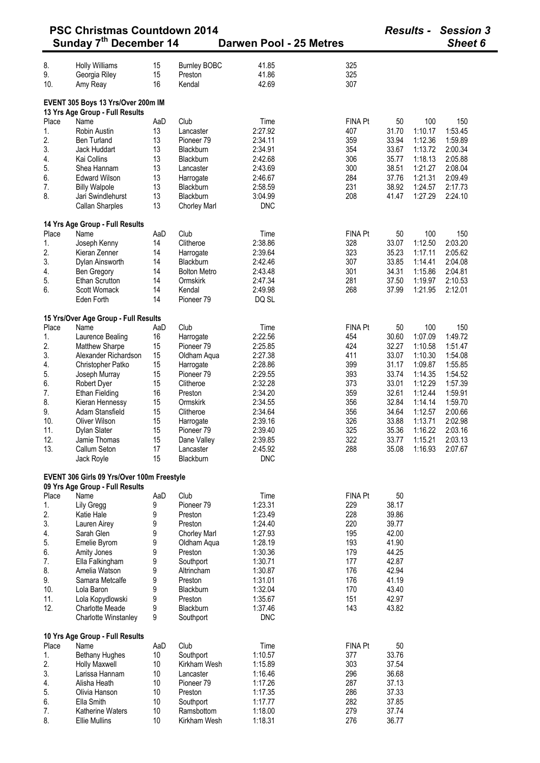# PSC Christmas Countdown 2014

**Sunday 7th December 14** — **Darwen Pool - 25 Metres** — *Results - Session 3* — *Sheet 6*

| Place | Name | AaD | Club | Time | FINA Pt |
|---|---|---|---|---|---|
| 8. | Holly Williams | 15 | Burnley BOBC | 41.85 | 325 |
| 9. | Georgia Riley | 15 | Preston | 41.86 | 325 |
| 10. | Amy Reay | 16 | Kendal | 42.69 | 307 |

## EVENT 305 Boys 13 Yrs/Over 200m IM

### 13 Yrs Age Group - Full Results

| Place | Name | AaD | Club | Time | FINA Pt | 50 | 100 | 150 |
|---|---|---|---|---|---|---|---|---|
| 1. | Robin Austin | 13 | Lancaster | 2:27.92 | 407 | 31.70 | 1:10.17 | 1:53.45 |
| 2. | Ben Turland | 13 | Pioneer 79 | 2:34.11 | 359 | 33.94 | 1:12.36 | 1:59.89 |
| 3. | Jack Huddart | 13 | Blackburn | 2:34.91 | 354 | 33.67 | 1:13.72 | 2:00.34 |
| 4. | Kai Collins | 13 | Blackburn | 2:42.68 | 306 | 35.77 | 1:18.13 | 2:05.88 |
| 5. | Shea Hannam | 13 | Lancaster | 2:43.69 | 300 | 38.51 | 1:21.27 | 2:08.04 |
| 6. | Edward Wilson | 13 | Harrogate | 2:46.67 | 284 | 37.76 | 1:21.31 | 2:09.49 |
| 7. | Billy Walpole | 13 | Blackburn | 2:58.59 | 231 | 38.92 | 1:24.57 | 2:17.73 |
| 8. | Jari Swindlehurst | 13 | Blackburn | 3:04.99 | 208 | 41.47 | 1:27.29 | 2:24.10 |
| | Callan Sharples | 13 | Chorley Marl | DNC | | | | |

### 14 Yrs Age Group - Full Results

| Place | Name | AaD | Club | Time | FINA Pt | 50 | 100 | 150 |
|---|---|---|---|---|---|---|---|---|
| 1. | Joseph Kenny | 14 | Clitheroe | 2:38.86 | 328 | 33.07 | 1:12.50 | 2:03.20 |
| 2. | Kieran Zenner | 14 | Harrogate | 2:39.64 | 323 | 35.23 | 1:17.11 | 2:05.62 |
| 3. | Dylan Ainsworth | 14 | Blackburn | 2:42.46 | 307 | 33.85 | 1:14.41 | 2:04.08 |
| 4. | Ben Gregory | 14 | Bolton Metro | 2:43.48 | 301 | 34.31 | 1:15.86 | 2:04.81 |
| 5. | Ethan Scrutton | 14 | Ormskirk | 2:47.34 | 281 | 37.50 | 1:19.97 | 2:10.53 |
| 6. | Scott Womack | 14 | Kendal | 2:49.98 | 268 | 37.99 | 1:21.95 | 2:12.01 |
| | Eden Forth | 14 | Pioneer 79 | DQ SL | | | | |

### 15 Yrs/Over Age Group - Full Results

| Place | Name | AaD | Club | Time | FINA Pt | 50 | 100 | 150 |
|---|---|---|---|---|---|---|---|---|
| 1. | Laurence Bealing | 16 | Harrogate | 2:22.56 | 454 | 30.60 | 1:07.09 | 1:49.72 |
| 2. | Matthew Sharpe | 15 | Pioneer 79 | 2:25.85 | 424 | 32.27 | 1:10.58 | 1:51.47 |
| 3. | Alexander Richardson | 15 | Oldham Aqua | 2:27.38 | 411 | 33.07 | 1:10.30 | 1:54.08 |
| 4. | Christopher Patko | 15 | Harrogate | 2:28.86 | 399 | 31.17 | 1:09.87 | 1:55.85 |
| 5. | Joseph Murray | 15 | Pioneer 79 | 2:29.55 | 393 | 33.74 | 1:14.35 | 1:54.52 |
| 6. | Robert Dyer | 15 | Clitheroe | 2:32.28 | 373 | 33.01 | 1:12.29 | 1:57.39 |
| 7. | Ethan Fielding | 16 | Preston | 2:34.20 | 359 | 32.61 | 1:12.44 | 1:59.91 |
| 8. | Kieran Hennessy | 15 | Ormskirk | 2:34.55 | 356 | 32.84 | 1:14.14 | 1:59.70 |
| 9. | Adam Stansfield | 15 | Clitheroe | 2:34.64 | 356 | 34.64 | 1:12.57 | 2:00.66 |
| 10. | Oliver Wilson | 15 | Harrogate | 2:39.16 | 326 | 33.88 | 1:13.71 | 2:02.98 |
| 11. | Dylan Slater | 15 | Pioneer 79 | 2:39.40 | 325 | 35.36 | 1:16.22 | 2:03.16 |
| 12. | Jamie Thomas | 15 | Dane Valley | 2:39.85 | 322 | 33.77 | 1:15.21 | 2:03.13 |
| 13. | Callum Seton | 17 | Lancaster | 2:45.92 | 288 | 35.08 | 1:16.93 | 2:07.67 |
| | Jack Royle | 15 | Blackburn | DNC | | | | |

## EVENT 306 Girls 09 Yrs/Over 100m Freestyle

### 09 Yrs Age Group - Full Results

| Place | Name | AaD | Club | Time | FINA Pt | 50 |
|---|---|---|---|---|---|---|
| 1. | Lily Gregg | 9 | Pioneer 79 | 1:23.31 | 229 | 38.17 |
| 2. | Katie Hale | 9 | Preston | 1:23.49 | 228 | 39.86 |
| 3. | Lauren Airey | 9 | Preston | 1:24.40 | 220 | 39.77 |
| 4. | Sarah Glen | 9 | Chorley Marl | 1:27.93 | 195 | 42.00 |
| 5. | Emelie Byrom | 9 | Oldham Aqua | 1:28.19 | 193 | 41.90 |
| 6. | Amity Jones | 9 | Preston | 1:30.36 | 179 | 44.25 |
| 7. | Ella Falkingham | 9 | Southport | 1:30.71 | 177 | 42.87 |
| 8. | Amelia Watson | 9 | Altrincham | 1:30.87 | 176 | 42.94 |
| 9. | Samara Metcalfe | 9 | Preston | 1:31.01 | 176 | 41.19 |
| 10. | Lola Baron | 9 | Blackburn | 1:32.04 | 170 | 43.40 |
| 11. | Lola Kopydlowski | 9 | Preston | 1:35.67 | 151 | 42.97 |
| 12. | Charlotte Meade | 9 | Blackburn | 1:37.46 | 143 | 43.82 |
| | Charlotte Winstanley | 9 | Southport | DNC | | |

### 10 Yrs Age Group - Full Results

| Place | Name | AaD | Club | Time | FINA Pt | 50 |
|---|---|---|---|---|---|---|
| 1. | Bethany Hughes | 10 | Southport | 1:10.57 | 377 | 33.76 |
| 2. | Holly Maxwell | 10 | Kirkham Wesh | 1:15.89 | 303 | 37.54 |
| 3. | Larissa Hannam | 10 | Lancaster | 1:16.46 | 296 | 36.68 |
| 4. | Alisha Heath | 10 | Pioneer 79 | 1:17.26 | 287 | 37.13 |
| 5. | Olivia Hanson | 10 | Preston | 1:17.35 | 286 | 37.33 |
| 6. | Ella Smith | 10 | Southport | 1:17.77 | 282 | 37.85 |
| 7. | Katherine Waters | 10 | Ramsbottom | 1:18.00 | 279 | 37.74 |
| 8. | Ellie Mullins | 10 | Kirkham Wesh | 1:18.31 | 276 | 36.77 |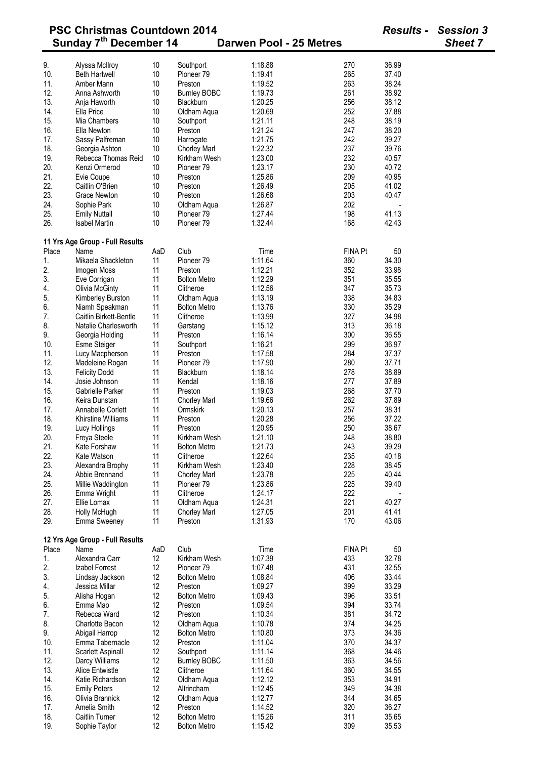# PSC Christmas Countdown 2014

**Sunday 7th December 14** — **Darwen Pool - 25 Metres**

*Results - Session 3* — *Sheet 7*

| Place | Name | AaD | Club | Time | FINA Pt | 50 |
|---|---|---|---|---|---|---|
| 9. | Alyssa McIlroy | 10 | Southport | 1:18.88 | 270 | 36.99 |
| 10. | Beth Hartwell | 10 | Pioneer 79 | 1:19.41 | 265 | 37.40 |
| 11. | Amber Mann | 10 | Preston | 1:19.52 | 263 | 38.24 |
| 12. | Anna Ashworth | 10 | Burnley BOBC | 1:19.73 | 261 | 38.92 |
| 13. | Anja Haworth | 10 | Blackburn | 1:20.25 | 256 | 38.12 |
| 14. | Ella Price | 10 | Oldham Aqua | 1:20.69 | 252 | 37.88 |
| 15. | Mia Chambers | 10 | Southport | 1:21.11 | 248 | 38.19 |
| 16. | Ella Newton | 10 | Preston | 1:21.24 | 247 | 38.20 |
| 17. | Sassy Palfreman | 10 | Harrogate | 1:21.75 | 242 | 39.27 |
| 18. | Georgia Ashton | 10 | Chorley Marl | 1:22.32 | 237 | 39.76 |
| 19. | Rebecca Thomas Reid | 10 | Kirkham Wesh | 1:23.00 | 232 | 40.57 |
| 20. | Kenzi Ormerod | 10 | Pioneer 79 | 1:23.17 | 230 | 40.72 |
| 21. | Evie Coupe | 10 | Preston | 1:25.86 | 209 | 40.95 |
| 22. | Caitlin O'Brien | 10 | Preston | 1:26.49 | 205 | 41.02 |
| 23. | Grace Newton | 10 | Preston | 1:26.68 | 203 | 40.47 |
| 24. | Sophie Park | 10 | Oldham Aqua | 1:26.87 | 202 | - |
| 25. | Emily Nuttall | 10 | Pioneer 79 | 1:27.44 | 198 | 41.13 |
| 26. | Isabel Martin | 10 | Pioneer 79 | 1:32.44 | 168 | 42.43 |

**11 Yrs Age Group - Full Results**

| Place | Name | AaD | Club | Time | FINA Pt | 50 |
|---|---|---|---|---|---|---|
| 1. | Mikaela Shackleton | 11 | Pioneer 79 | 1:11.64 | 360 | 34.30 |
| 2. | Imogen Moss | 11 | Preston | 1:12.21 | 352 | 33.98 |
| 3. | Eve Corrigan | 11 | Bolton Metro | 1:12.29 | 351 | 35.55 |
| 4. | Olivia McGinty | 11 | Clitheroe | 1:12.56 | 347 | 35.73 |
| 5. | Kimberley Burston | 11 | Oldham Aqua | 1:13.19 | 338 | 34.83 |
| 6. | Niamh Speakman | 11 | Bolton Metro | 1:13.76 | 330 | 35.29 |
| 7. | Caitlin Birkett-Bentle | 11 | Clitheroe | 1:13.99 | 327 | 34.98 |
| 8. | Natalie Charlesworth | 11 | Garstang | 1:15.12 | 313 | 36.18 |
| 9. | Georgia Holding | 11 | Preston | 1:16.14 | 300 | 36.55 |
| 10. | Esme Steiger | 11 | Southport | 1:16.21 | 299 | 36.97 |
| 11. | Lucy Macpherson | 11 | Preston | 1:17.58 | 284 | 37.37 |
| 12. | Madeleine Rogan | 11 | Pioneer 79 | 1:17.90 | 280 | 37.71 |
| 13. | Felicity Dodd | 11 | Blackburn | 1:18.14 | 278 | 38.89 |
| 14. | Josie Johnson | 11 | Kendal | 1:18.16 | 277 | 37.89 |
| 15. | Gabrielle Parker | 11 | Preston | 1:19.03 | 268 | 37.70 |
| 16. | Keira Dunstan | 11 | Chorley Marl | 1:19.66 | 262 | 37.89 |
| 17. | Annabelle Corlett | 11 | Ormskirk | 1:20.13 | 257 | 38.31 |
| 18. | Khirstine Williams | 11 | Preston | 1:20.28 | 256 | 37.22 |
| 19. | Lucy Hollings | 11 | Preston | 1:20.95 | 250 | 38.67 |
| 20. | Freya Steele | 11 | Kirkham Wesh | 1:21.10 | 248 | 38.80 |
| 21. | Kate Forshaw | 11 | Bolton Metro | 1:21.73 | 243 | 39.29 |
| 22. | Kate Watson | 11 | Clitheroe | 1:22.64 | 235 | 40.18 |
| 23. | Alexandra Brophy | 11 | Kirkham Wesh | 1:23.40 | 228 | 38.45 |
| 24. | Abbie Brennand | 11 | Chorley Marl | 1:23.78 | 225 | 40.44 |
| 25. | Millie Waddington | 11 | Pioneer 79 | 1:23.86 | 225 | 39.40 |
| 26. | Emma Wright | 11 | Clitheroe | 1:24.17 | 222 | - |
| 27. | Ellie Lomax | 11 | Oldham Aqua | 1:24.31 | 221 | 40.27 |
| 28. | Holly McHugh | 11 | Chorley Marl | 1:27.05 | 201 | 41.41 |
| 29. | Emma Sweeney | 11 | Preston | 1:31.93 | 170 | 43.06 |

**12 Yrs Age Group - Full Results**

| Place | Name | AaD | Club | Time | FINA Pt | 50 |
|---|---|---|---|---|---|---|
| 1. | Alexandra Carr | 12 | Kirkham Wesh | 1:07.39 | 433 | 32.78 |
| 2. | Izabel Forrest | 12 | Pioneer 79 | 1:07.48 | 431 | 32.55 |
| 3. | Lindsay Jackson | 12 | Bolton Metro | 1:08.84 | 406 | 33.44 |
| 4. | Jessica Millar | 12 | Preston | 1:09.27 | 399 | 33.29 |
| 5. | Alisha Hogan | 12 | Bolton Metro | 1:09.43 | 396 | 33.51 |
| 6. | Emma Mao | 12 | Preston | 1:09.54 | 394 | 33.74 |
| 7. | Rebecca Ward | 12 | Preston | 1:10.34 | 381 | 34.72 |
| 8. | Charlotte Bacon | 12 | Oldham Aqua | 1:10.78 | 374 | 34.25 |
| 9. | Abigail Harrop | 12 | Bolton Metro | 1:10.80 | 373 | 34.36 |
| 10. | Emma Tabernacle | 12 | Preston | 1:11.04 | 370 | 34.37 |
| 11. | Scarlett Aspinall | 12 | Southport | 1:11.14 | 368 | 34.46 |
| 12. | Darcy Williams | 12 | Burnley BOBC | 1:11.50 | 363 | 34.56 |
| 13. | Alice Entwistle | 12 | Clitheroe | 1:11.64 | 360 | 34.55 |
| 14. | Katie Richardson | 12 | Oldham Aqua | 1:12.12 | 353 | 34.91 |
| 15. | Emily Peters | 12 | Altrincham | 1:12.45 | 349 | 34.38 |
| 16. | Olivia Brannick | 12 | Oldham Aqua | 1:12.77 | 344 | 34.65 |
| 17. | Amelia Smith | 12 | Preston | 1:14.52 | 320 | 36.27 |
| 18. | Caitlin Turner | 12 | Bolton Metro | 1:15.26 | 311 | 35.65 |
| 19. | Sophie Taylor | 12 | Bolton Metro | 1:15.42 | 309 | 35.53 |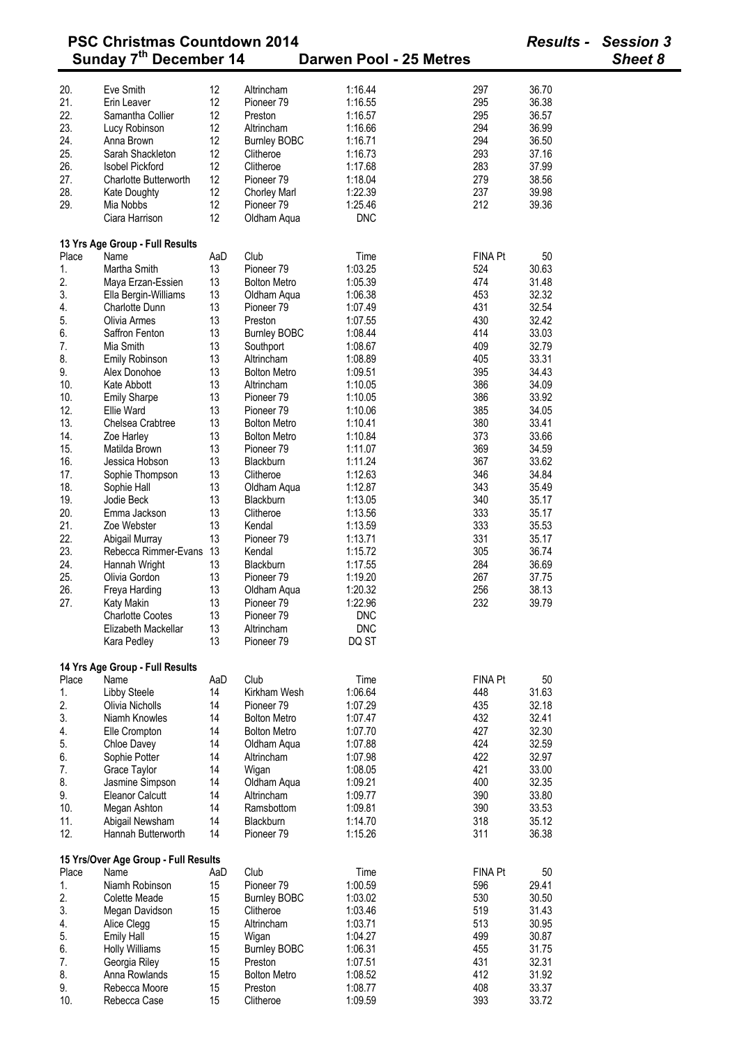# PSC Christmas Countdown 2014

**Sunday 7th December 14 — Darwen Pool - 25 Metres**

*Results - Session 3*
*Sheet 8*

| Place | Name | AaD | Club | Time | FINA Pt | 50 |
|---|---|---|---|---|---|---|
| 20. | Eve Smith | 12 | Altrincham | 1:16.44 | 297 | 36.70 |
| 21. | Erin Leaver | 12 | Pioneer 79 | 1:16.55 | 295 | 36.38 |
| 22. | Samantha Collier | 12 | Preston | 1:16.57 | 295 | 36.57 |
| 23. | Lucy Robinson | 12 | Altrincham | 1:16.66 | 294 | 36.99 |
| 24. | Anna Brown | 12 | Burnley BOBC | 1:16.71 | 294 | 36.50 |
| 25. | Sarah Shackleton | 12 | Clitheroe | 1:16.73 | 293 | 37.16 |
| 26. | Isobel Pickford | 12 | Clitheroe | 1:17.68 | 283 | 37.99 |
| 27. | Charlotte Butterworth | 12 | Pioneer 79 | 1:18.04 | 279 | 38.56 |
| 28. | Kate Doughty | 12 | Chorley Marl | 1:22.39 | 237 | 39.98 |
| 29. | Mia Nobbs | 12 | Pioneer 79 | 1:25.46 | 212 | 39.36 |
| | Ciara Harrison | 12 | Oldham Aqua | DNC | | |

**13 Yrs Age Group - Full Results**

| Place | Name | AaD | Club | Time | FINA Pt | 50 |
|---|---|---|---|---|---|---|
| 1. | Martha Smith | 13 | Pioneer 79 | 1:03.25 | 524 | 30.63 |
| 2. | Maya Erzan-Essien | 13 | Bolton Metro | 1:05.39 | 474 | 31.48 |
| 3. | Ella Bergin-Williams | 13 | Oldham Aqua | 1:06.38 | 453 | 32.32 |
| 4. | Charlotte Dunn | 13 | Pioneer 79 | 1:07.49 | 431 | 32.54 |
| 5. | Olivia Armes | 13 | Preston | 1:07.55 | 430 | 32.42 |
| 6. | Saffron Fenton | 13 | Burnley BOBC | 1:08.44 | 414 | 33.03 |
| 7. | Mia Smith | 13 | Southport | 1:08.67 | 409 | 32.79 |
| 8. | Emily Robinson | 13 | Altrincham | 1:08.89 | 405 | 33.31 |
| 9. | Alex Donohoe | 13 | Bolton Metro | 1:09.51 | 395 | 34.43 |
| 10. | Kate Abbott | 13 | Altrincham | 1:10.05 | 386 | 34.09 |
| 10. | Emily Sharpe | 13 | Pioneer 79 | 1:10.05 | 386 | 33.92 |
| 12. | Ellie Ward | 13 | Pioneer 79 | 1:10.06 | 385 | 34.05 |
| 13. | Chelsea Crabtree | 13 | Bolton Metro | 1:10.41 | 380 | 33.41 |
| 14. | Zoe Harley | 13 | Bolton Metro | 1:10.84 | 373 | 33.66 |
| 15. | Matilda Brown | 13 | Pioneer 79 | 1:11.07 | 369 | 34.59 |
| 16. | Jessica Hobson | 13 | Blackburn | 1:11.24 | 367 | 33.62 |
| 17. | Sophie Thompson | 13 | Clitheroe | 1:12.63 | 346 | 34.84 |
| 18. | Sophie Hall | 13 | Oldham Aqua | 1:12.87 | 343 | 35.49 |
| 19. | Jodie Beck | 13 | Blackburn | 1:13.05 | 340 | 35.17 |
| 20. | Emma Jackson | 13 | Clitheroe | 1:13.56 | 333 | 35.17 |
| 21. | Zoe Webster | 13 | Kendal | 1:13.59 | 333 | 35.53 |
| 22. | Abigail Murray | 13 | Pioneer 79 | 1:13.71 | 331 | 35.17 |
| 23. | Rebecca Rimmer-Evans | 13 | Kendal | 1:15.72 | 305 | 36.74 |
| 24. | Hannah Wright | 13 | Blackburn | 1:17.55 | 284 | 36.69 |
| 25. | Olivia Gordon | 13 | Pioneer 79 | 1:19.20 | 267 | 37.75 |
| 26. | Freya Harding | 13 | Oldham Aqua | 1:20.32 | 256 | 38.13 |
| 27. | Katy Makin | 13 | Pioneer 79 | 1:22.96 | 232 | 39.79 |
| | Charlotte Cootes | 13 | Pioneer 79 | DNC | | |
| | Elizabeth Mackellar | 13 | Altrincham | DNC | | |
| | Kara Pedley | 13 | Pioneer 79 | DQ ST | | |

**14 Yrs Age Group - Full Results**

| Place | Name | AaD | Club | Time | FINA Pt | 50 |
|---|---|---|---|---|---|---|
| 1. | Libby Steele | 14 | Kirkham Wesh | 1:06.64 | 448 | 31.63 |
| 2. | Olivia Nicholls | 14 | Pioneer 79 | 1:07.29 | 435 | 32.18 |
| 3. | Niamh Knowles | 14 | Bolton Metro | 1:07.47 | 432 | 32.41 |
| 4. | Elle Crompton | 14 | Bolton Metro | 1:07.70 | 427 | 32.30 |
| 5. | Chloe Davey | 14 | Oldham Aqua | 1:07.88 | 424 | 32.59 |
| 6. | Sophie Potter | 14 | Altrincham | 1:07.98 | 422 | 32.97 |
| 7. | Grace Taylor | 14 | Wigan | 1:08.05 | 421 | 33.00 |
| 8. | Jasmine Simpson | 14 | Oldham Aqua | 1:09.21 | 400 | 32.35 |
| 9. | Eleanor Calcutt | 14 | Altrincham | 1:09.77 | 390 | 33.80 |
| 10. | Megan Ashton | 14 | Ramsbottom | 1:09.81 | 390 | 33.53 |
| 11. | Abigail Newsham | 14 | Blackburn | 1:14.70 | 318 | 35.12 |
| 12. | Hannah Butterworth | 14 | Pioneer 79 | 1:15.26 | 311 | 36.38 |

**15 Yrs/Over Age Group - Full Results**

| Place | Name | AaD | Club | Time | FINA Pt | 50 |
|---|---|---|---|---|---|---|
| 1. | Niamh Robinson | 15 | Pioneer 79 | 1:00.59 | 596 | 29.41 |
| 2. | Colette Meade | 15 | Burnley BOBC | 1:03.02 | 530 | 30.50 |
| 3. | Megan Davidson | 15 | Clitheroe | 1:03.46 | 519 | 31.43 |
| 4. | Alice Clegg | 15 | Altrincham | 1:03.71 | 513 | 30.95 |
| 5. | Emily Hall | 15 | Wigan | 1:04.27 | 499 | 30.87 |
| 6. | Holly Williams | 15 | Burnley BOBC | 1:06.31 | 455 | 31.75 |
| 7. | Georgia Riley | 15 | Preston | 1:07.51 | 431 | 32.31 |
| 8. | Anna Rowlands | 15 | Bolton Metro | 1:08.52 | 412 | 31.92 |
| 9. | Rebecca Moore | 15 | Preston | 1:08.77 | 408 | 33.37 |
| 10. | Rebecca Case | 15 | Clitheroe | 1:09.59 | 393 | 33.72 |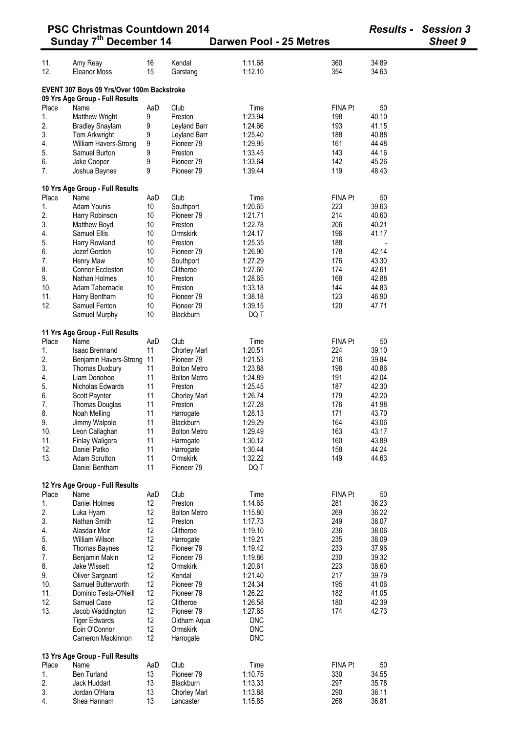| | | | | | | |
|---|---|---|---|---|---|---|
| 11. | Amy Reay | 16 | Kendal | 1:11.68 | 360 | 34.89 |
| 12. | Eleanor Moss | 15 | Garstang | 1:12.10 | 354 | 34.63 |

## EVENT 307 Boys 09 Yrs/Over 100m Backstroke

### 09 Yrs Age Group - Full Results

| Place | Name | AaD | Club | Time | FINA Pt | 50 |
|---|---|---|---|---|---|---|
| 1. | Matthew Wright | 9 | Preston | 1:23.94 | 198 | 40.10 |
| 2. | Bradley Snaylam | 9 | Leyland Barr | 1:24.66 | 193 | 41.15 |
| 3. | Tom Arkwright | 9 | Leyland Barr | 1:25.40 | 188 | 40.88 |
| 4. | William Havers-Strong | 9 | Pioneer 79 | 1:29.95 | 161 | 44.48 |
| 5. | Samuel Burton | 9 | Preston | 1:33.45 | 143 | 44.16 |
| 6. | Jake Cooper | 9 | Pioneer 79 | 1:33.64 | 142 | 45.26 |
| 7. | Joshua Baynes | 9 | Pioneer 79 | 1:39.44 | 119 | 48.43 |

### 10 Yrs Age Group - Full Results

| Place | Name | AaD | Club | Time | FINA Pt | 50 |
|---|---|---|---|---|---|---|
| 1. | Adam Younis | 10 | Southport | 1:20.65 | 223 | 39.63 |
| 2. | Harry Robinson | 10 | Pioneer 79 | 1:21.71 | 214 | 40.60 |
| 3. | Matthew Boyd | 10 | Preston | 1:22.78 | 206 | 40.21 |
| 4. | Samuel Ellis | 10 | Ormskirk | 1:24.17 | 196 | 41.17 |
| 5. | Harry Rowland | 10 | Preston | 1:25.35 | 188 | - |
| 6. | Jozef Gordon | 10 | Pioneer 79 | 1:26.90 | 178 | 42.14 |
| 7. | Henry Maw | 10 | Southport | 1:27.29 | 176 | 43.30 |
| 8. | Connor Eccleston | 10 | Clitheroe | 1:27.60 | 174 | 42.61 |
| 9. | Nathan Holmes | 10 | Preston | 1:28.65 | 168 | 42.88 |
| 10. | Adam Tabernacle | 10 | Preston | 1:33.18 | 144 | 44.83 |
| 11. | Harry Bentham | 10 | Pioneer 79 | 1:38.18 | 123 | 46.90 |
| 12. | Samuel Fenton | 10 | Pioneer 79 | 1:39.15 | 120 | 47.71 |
| | Samuel Murphy | 10 | Blackburn | DQ T | | |

### 11 Yrs Age Group - Full Results

| Place | Name | AaD | Club | Time | FINA Pt | 50 |
|---|---|---|---|---|---|---|
| 1. | Isaac Brennand | 11 | Chorley Marl | 1:20.51 | 224 | 39.10 |
| 2. | Benjamin Havers-Strong | 11 | Pioneer 79 | 1:21.53 | 216 | 39.84 |
| 3. | Thomas Duxbury | 11 | Bolton Metro | 1:23.88 | 198 | 40.86 |
| 4. | Liam Donohoe | 11 | Bolton Metro | 1:24.89 | 191 | 42.04 |
| 5. | Nicholas Edwards | 11 | Preston | 1:25.45 | 187 | 42.30 |
| 6. | Scott Paynter | 11 | Chorley Marl | 1:26.74 | 179 | 42.20 |
| 7. | Thomas Douglas | 11 | Preston | 1:27.28 | 176 | 41.98 |
| 8. | Noah Melling | 11 | Harrogate | 1:28.13 | 171 | 43.70 |
| 9. | Jimmy Walpole | 11 | Blackburn | 1:29.29 | 164 | 43.06 |
| 10. | Leon Callaghan | 11 | Bolton Metro | 1:29.49 | 163 | 43.17 |
| 11. | Finlay Waligora | 11 | Harrogate | 1:30.12 | 160 | 43.89 |
| 12. | Daniel Patko | 11 | Harrogate | 1:30.44 | 158 | 44.24 |
| 13. | Adam Scrutton | 11 | Ormskirk | 1:32.22 | 149 | 44.63 |
| | Daniel Bentham | 11 | Pioneer 79 | DQ T | | |

### 12 Yrs Age Group - Full Results

| Place | Name | AaD | Club | Time | FINA Pt | 50 |
|---|---|---|---|---|---|---|
| 1. | Daniel Holmes | 12 | Preston | 1:14.65 | 281 | 36.23 |
| 2. | Luka Hyam | 12 | Bolton Metro | 1:15.80 | 269 | 36.22 |
| 3. | Nathan Smith | 12 | Preston | 1:17.73 | 249 | 38.07 |
| 4. | Alasdair Moir | 12 | Clitheroe | 1:19.10 | 236 | 38.06 |
| 5. | William Wilson | 12 | Harrogate | 1:19.21 | 235 | 38.09 |
| 6. | Thomas Baynes | 12 | Pioneer 79 | 1:19.42 | 233 | 37.96 |
| 7. | Benjamin Makin | 12 | Pioneer 79 | 1:19.86 | 230 | 39.32 |
| 8. | Jake Wissett | 12 | Ormskirk | 1:20.61 | 223 | 38.60 |
| 9. | Oliver Sargeant | 12 | Kendal | 1:21.40 | 217 | 39.79 |
| 10. | Samuel Butterworth | 12 | Pioneer 79 | 1:24.34 | 195 | 41.06 |
| 11. | Dominic Testa-O'Neill | 12 | Pioneer 79 | 1:26.22 | 182 | 41.05 |
| 12. | Samuel Case | 12 | Clitheroe | 1:26.58 | 180 | 42.39 |
| 13. | Jacob Waddington | 12 | Pioneer 79 | 1:27.65 | 174 | 42.73 |
| | Tiger Edwards | 12 | Oldham Aqua | DNC | | |
| | Eoin O'Connor | 12 | Ormskirk | DNC | | |
| | Cameron Mackinnon | 12 | Harrogate | DNC | | |

### 13 Yrs Age Group - Full Results

| Place | Name | AaD | Club | Time | FINA Pt | 50 |
|---|---|---|---|---|---|---|
| 1. | Ben Turland | 13 | Pioneer 79 | 1:10.75 | 330 | 34.55 |
| 2. | Jack Huddart | 13 | Blackburn | 1:13.33 | 297 | 35.78 |
| 3. | Jordan O'Hara | 13 | Chorley Marl | 1:13.88 | 290 | 36.11 |
| 4. | Shea Hannam | 13 | Lancaster | 1:15.85 | 268 | 36.81 |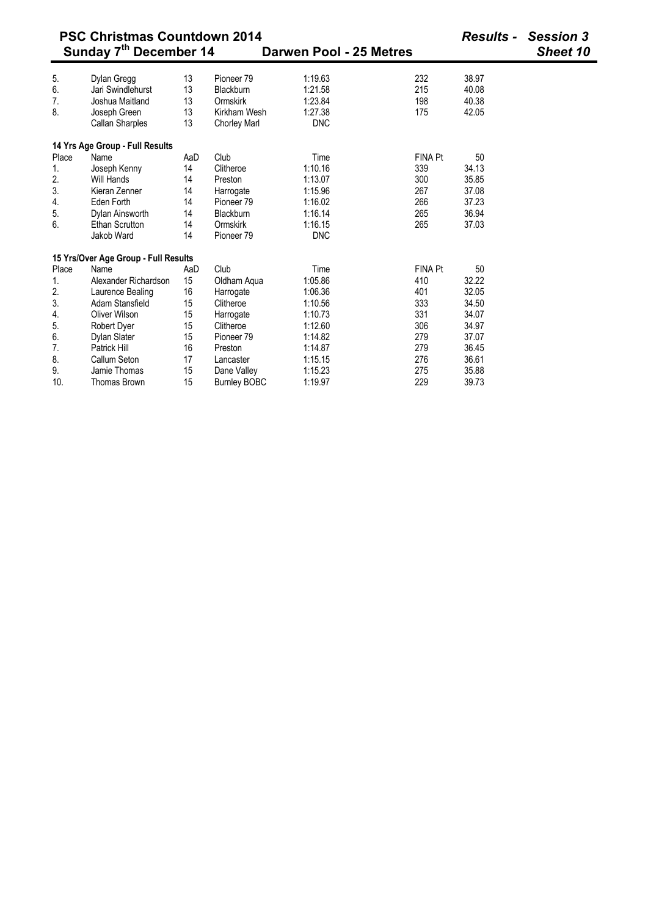# PSC Christmas Countdown 2014

**Sunday 7th December 14** — **Darwen Pool - 25 Metres**

*Results - Session 3* — *Sheet 10*

| Place | Name | AaD | Club | Time | FINA Pt | 50 |
|---|---|---|---|---|---|---|
| 5. | Dylan Gregg | 13 | Pioneer 79 | 1:19.63 | 232 | 38.97 |
| 6. | Jari Swindlehurst | 13 | Blackburn | 1:21.58 | 215 | 40.08 |
| 7. | Joshua Maitland | 13 | Ormskirk | 1:23.84 | 198 | 40.38 |
| 8. | Joseph Green | 13 | Kirkham Wesh | 1:27.38 | 175 | 42.05 |
| | Callan Sharples | 13 | Chorley Marl | DNC | | |

**14 Yrs Age Group - Full Results**

| Place | Name | AaD | Club | Time | FINA Pt | 50 |
|---|---|---|---|---|---|---|
| 1. | Joseph Kenny | 14 | Clitheroe | 1:10.16 | 339 | 34.13 |
| 2. | Will Hands | 14 | Preston | 1:13.07 | 300 | 35.85 |
| 3. | Kieran Zenner | 14 | Harrogate | 1:15.96 | 267 | 37.08 |
| 4. | Eden Forth | 14 | Pioneer 79 | 1:16.02 | 266 | 37.23 |
| 5. | Dylan Ainsworth | 14 | Blackburn | 1:16.14 | 265 | 36.94 |
| 6. | Ethan Scrutton | 14 | Ormskirk | 1:16.15 | 265 | 37.03 |
| | Jakob Ward | 14 | Pioneer 79 | DNC | | |

**15 Yrs/Over Age Group - Full Results**

| Place | Name | AaD | Club | Time | FINA Pt | 50 |
|---|---|---|---|---|---|---|
| 1. | Alexander Richardson | 15 | Oldham Aqua | 1:05.86 | 410 | 32.22 |
| 2. | Laurence Bealing | 16 | Harrogate | 1:06.36 | 401 | 32.05 |
| 3. | Adam Stansfield | 15 | Clitheroe | 1:10.56 | 333 | 34.50 |
| 4. | Oliver Wilson | 15 | Harrogate | 1:10.73 | 331 | 34.07 |
| 5. | Robert Dyer | 15 | Clitheroe | 1:12.60 | 306 | 34.97 |
| 6. | Dylan Slater | 15 | Pioneer 79 | 1:14.82 | 279 | 37.07 |
| 7. | Patrick Hill | 16 | Preston | 1:14.87 | 279 | 36.45 |
| 8. | Callum Seton | 17 | Lancaster | 1:15.15 | 276 | 36.61 |
| 9. | Jamie Thomas | 15 | Dane Valley | 1:15.23 | 275 | 35.88 |
| 10. | Thomas Brown | 15 | Burnley BOBC | 1:19.97 | 229 | 39.73 |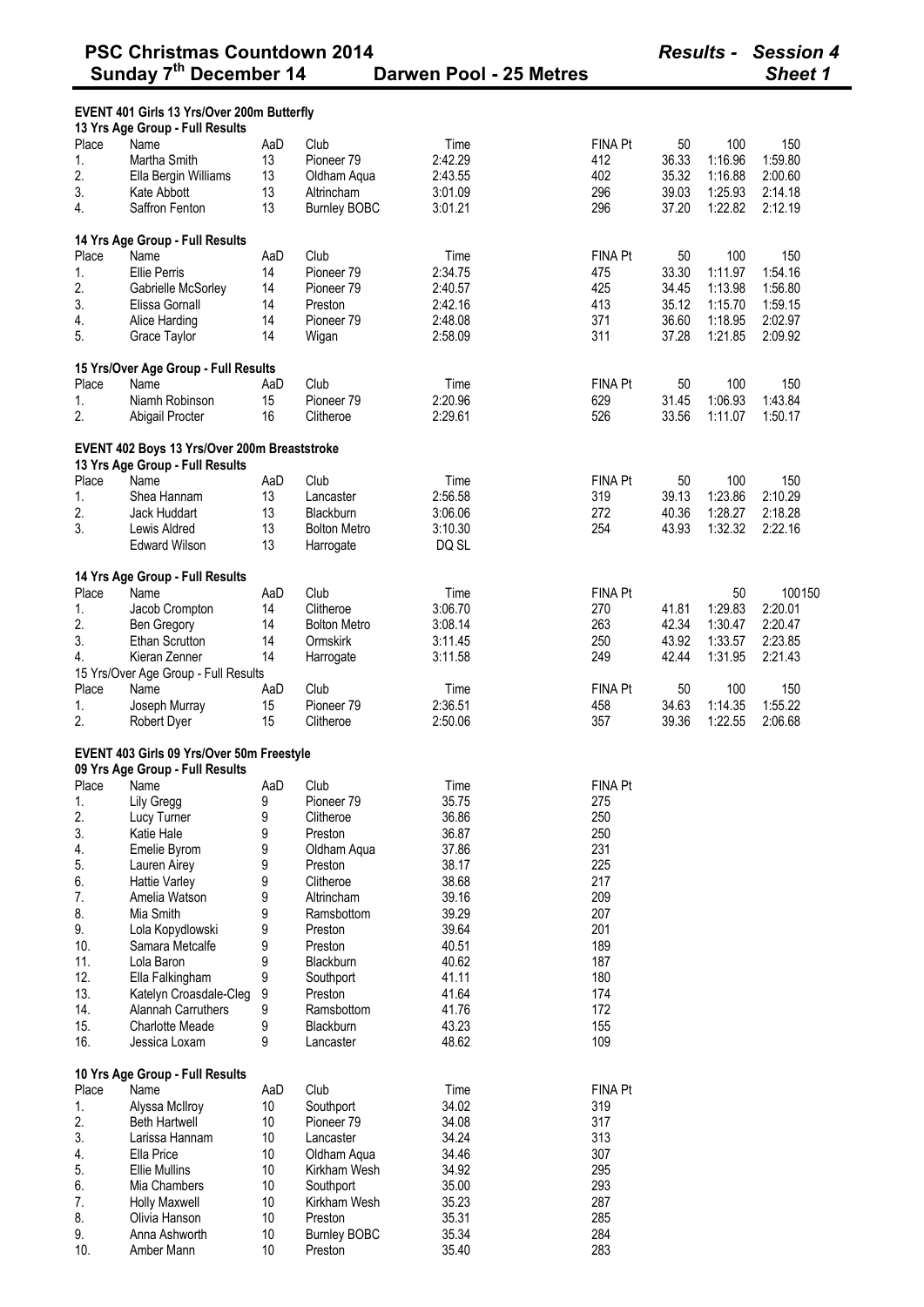# PSC Christmas Countdown 2014

**Sunday 7th December 14** — **Darwen Pool - 25 Metres** — *Results - Session 4* — *Sheet 1*

## EVENT 401 Girls 13 Yrs/Over 200m Butterfly

### 13 Yrs Age Group - Full Results

| Place | Name | AaD | Club | Time | FINA Pt | 50 | 100 | 150 |
|---|---|---|---|---|---|---|---|---|
| 1. | Martha Smith | 13 | Pioneer 79 | 2:42.29 | 412 | 36.33 | 1:16.96 | 1:59.80 |
| 2. | Ella Bergin Williams | 13 | Oldham Aqua | 2:43.55 | 402 | 35.32 | 1:16.88 | 2:00.60 |
| 3. | Kate Abbott | 13 | Altrincham | 3:01.09 | 296 | 39.03 | 1:25.93 | 2:14.18 |
| 4. | Saffron Fenton | 13 | Burnley BOBC | 3:01.21 | 296 | 37.20 | 1:22.82 | 2:12.19 |

### 14 Yrs Age Group - Full Results

| Place | Name | AaD | Club | Time | FINA Pt | 50 | 100 | 150 |
|---|---|---|---|---|---|---|---|---|
| 1. | Ellie Perris | 14 | Pioneer 79 | 2:34.75 | 475 | 33.30 | 1:11.97 | 1:54.16 |
| 2. | Gabrielle McSorley | 14 | Pioneer 79 | 2:40.57 | 425 | 34.45 | 1:13.98 | 1:56.80 |
| 3. | Elissa Gornall | 14 | Preston | 2:42.16 | 413 | 35.12 | 1:15.70 | 1:59.15 |
| 4. | Alice Harding | 14 | Pioneer 79 | 2:48.08 | 371 | 36.60 | 1:18.95 | 2:02.97 |
| 5. | Grace Taylor | 14 | Wigan | 2:58.09 | 311 | 37.28 | 1:21.85 | 2:09.92 |

### 15 Yrs/Over Age Group - Full Results

| Place | Name | AaD | Club | Time | FINA Pt | 50 | 100 | 150 |
|---|---|---|---|---|---|---|---|---|
| 1. | Niamh Robinson | 15 | Pioneer 79 | 2:20.96 | 629 | 31.45 | 1:06.93 | 1:43.84 |
| 2. | Abigail Procter | 16 | Clitheroe | 2:29.61 | 526 | 33.56 | 1:11.07 | 1:50.17 |

## EVENT 402 Boys 13 Yrs/Over 200m Breaststroke

### 13 Yrs Age Group - Full Results

| Place | Name | AaD | Club | Time | FINA Pt | 50 | 100 | 150 |
|---|---|---|---|---|---|---|---|---|
| 1. | Shea Hannam | 13 | Lancaster | 2:56.58 | 319 | 39.13 | 1:23.86 | 2:10.29 |
| 2. | Jack Huddart | 13 | Blackburn | 3:06.06 | 272 | 40.36 | 1:28.27 | 2:18.28 |
| 3. | Lewis Aldred | 13 | Bolton Metro | 3:10.30 | 254 | 43.93 | 1:32.32 | 2:22.16 |
| | Edward Wilson | 13 | Harrogate | DQ SL | | | | |

### 14 Yrs Age Group - Full Results

| Place | Name | AaD | Club | Time | FINA Pt | 50 | 100 | 150 |
|---|---|---|---|---|---|---|---|---|
| 1. | Jacob Crompton | 14 | Clitheroe | 3:06.70 | 270 | 41.81 | 1:29.83 | 2:20.01 |
| 2. | Ben Gregory | 14 | Bolton Metro | 3:08.14 | 263 | 42.34 | 1:30.47 | 2:20.47 |
| 3. | Ethan Scrutton | 14 | Ormskirk | 3:11.45 | 250 | 43.92 | 1:33.57 | 2:23.85 |
| 4. | Kieran Zenner | 14 | Harrogate | 3:11.58 | 249 | 42.44 | 1:31.95 | 2:21.43 |

### 15 Yrs/Over Age Group - Full Results

| Place | Name | AaD | Club | Time | FINA Pt | 50 | 100 | 150 |
|---|---|---|---|---|---|---|---|---|
| 1. | Joseph Murray | 15 | Pioneer 79 | 2:36.51 | 458 | 34.63 | 1:14.35 | 1:55.22 |
| 2. | Robert Dyer | 15 | Clitheroe | 2:50.06 | 357 | 39.36 | 1:22.55 | 2:06.68 |

## EVENT 403 Girls 09 Yrs/Over 50m Freestyle

### 09 Yrs Age Group - Full Results

| Place | Name | AaD | Club | Time | FINA Pt |
|---|---|---|---|---|---|
| 1. | Lily Gregg | 9 | Pioneer 79 | 35.75 | 275 |
| 2. | Lucy Turner | 9 | Clitheroe | 36.86 | 250 |
| 3. | Katie Hale | 9 | Preston | 36.87 | 250 |
| 4. | Emelie Byrom | 9 | Oldham Aqua | 37.86 | 231 |
| 5. | Lauren Airey | 9 | Preston | 38.17 | 225 |
| 6. | Hattie Varley | 9 | Clitheroe | 38.68 | 217 |
| 7. | Amelia Watson | 9 | Altrincham | 39.16 | 209 |
| 8. | Mia Smith | 9 | Ramsbottom | 39.29 | 207 |
| 9. | Lola Kopydlowski | 9 | Preston | 39.64 | 201 |
| 10. | Samara Metcalfe | 9 | Preston | 40.51 | 189 |
| 11. | Lola Baron | 9 | Blackburn | 40.62 | 187 |
| 12. | Ella Falkingham | 9 | Southport | 41.11 | 180 |
| 13. | Katelyn Croasdale-Cleg | 9 | Preston | 41.64 | 174 |
| 14. | Alannah Carruthers | 9 | Ramsbottom | 41.76 | 172 |
| 15. | Charlotte Meade | 9 | Blackburn | 43.23 | 155 |
| 16. | Jessica Loxam | 9 | Lancaster | 48.62 | 109 |

### 10 Yrs Age Group - Full Results

| Place | Name | AaD | Club | Time | FINA Pt |
|---|---|---|---|---|---|
| 1. | Alyssa McIlroy | 10 | Southport | 34.02 | 319 |
| 2. | Beth Hartwell | 10 | Pioneer 79 | 34.08 | 317 |
| 3. | Larissa Hannam | 10 | Lancaster | 34.24 | 313 |
| 4. | Ella Price | 10 | Oldham Aqua | 34.46 | 307 |
| 5. | Ellie Mullins | 10 | Kirkham Wesh | 34.92 | 295 |
| 6. | Mia Chambers | 10 | Southport | 35.00 | 293 |
| 7. | Holly Maxwell | 10 | Kirkham Wesh | 35.23 | 287 |
| 8. | Olivia Hanson | 10 | Preston | 35.31 | 285 |
| 9. | Anna Ashworth | 10 | Burnley BOBC | 35.34 | 284 |
| 10. | Amber Mann | 10 | Preston | 35.40 | 283 |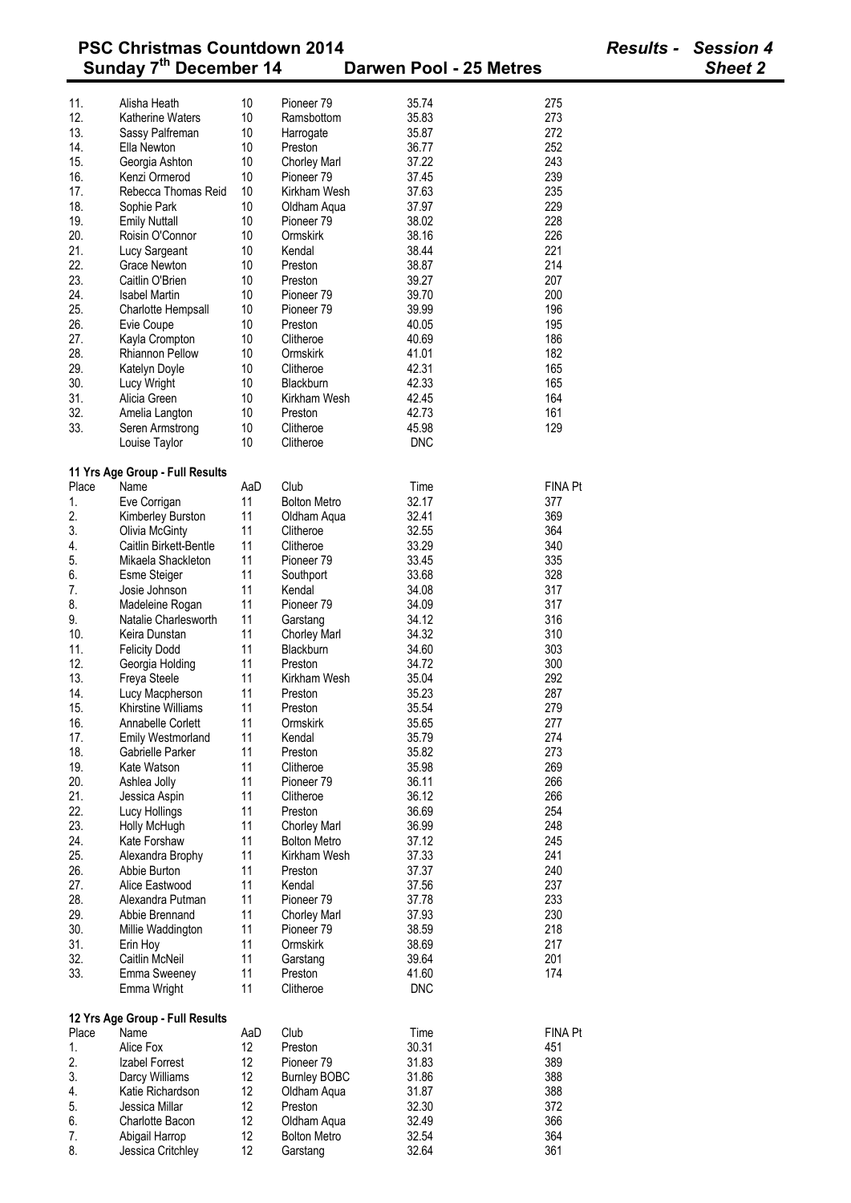# PSC Christmas Countdown 2014

**Sunday 7th December 14 — Darwen Pool - 25 Metres — Results - Session 4 — Sheet 2**

| Place | Name | AaD | Club | Time | FINA Pt |
|---|---|---|---|---|---|
| 11. | Alisha Heath | 10 | Pioneer 79 | 35.74 | 275 |
| 12. | Katherine Waters | 10 | Ramsbottom | 35.83 | 273 |
| 13. | Sassy Palfreman | 10 | Harrogate | 35.87 | 272 |
| 14. | Ella Newton | 10 | Preston | 36.77 | 252 |
| 15. | Georgia Ashton | 10 | Chorley Marl | 37.22 | 243 |
| 16. | Kenzi Ormerod | 10 | Pioneer 79 | 37.45 | 239 |
| 17. | Rebecca Thomas Reid | 10 | Kirkham Wesh | 37.63 | 235 |
| 18. | Sophie Park | 10 | Oldham Aqua | 37.97 | 229 |
| 19. | Emily Nuttall | 10 | Pioneer 79 | 38.02 | 228 |
| 20. | Roisin O'Connor | 10 | Ormskirk | 38.16 | 226 |
| 21. | Lucy Sargeant | 10 | Kendal | 38.44 | 221 |
| 22. | Grace Newton | 10 | Preston | 38.87 | 214 |
| 23. | Caitlin O'Brien | 10 | Preston | 39.27 | 207 |
| 24. | Isabel Martin | 10 | Pioneer 79 | 39.70 | 200 |
| 25. | Charlotte Hempsall | 10 | Pioneer 79 | 39.99 | 196 |
| 26. | Evie Coupe | 10 | Preston | 40.05 | 195 |
| 27. | Kayla Crompton | 10 | Clitheroe | 40.69 | 186 |
| 28. | Rhiannon Pellow | 10 | Ormskirk | 41.01 | 182 |
| 29. | Katelyn Doyle | 10 | Clitheroe | 42.31 | 165 |
| 30. | Lucy Wright | 10 | Blackburn | 42.33 | 165 |
| 31. | Alicia Green | 10 | Kirkham Wesh | 42.45 | 164 |
| 32. | Amelia Langton | 10 | Preston | 42.73 | 161 |
| 33. | Seren Armstrong | 10 | Clitheroe | 45.98 | 129 |
| | Louise Taylor | 10 | Clitheroe | DNC | |

**11 Yrs Age Group - Full Results**

| Place | Name | AaD | Club | Time | FINA Pt |
|---|---|---|---|---|---|
| 1. | Eve Corrigan | 11 | Bolton Metro | 32.17 | 377 |
| 2. | Kimberley Burston | 11 | Oldham Aqua | 32.41 | 369 |
| 3. | Olivia McGinty | 11 | Clitheroe | 32.55 | 364 |
| 4. | Caitlin Birkett-Bentle | 11 | Clitheroe | 33.29 | 340 |
| 5. | Mikaela Shackleton | 11 | Pioneer 79 | 33.45 | 335 |
| 6. | Esme Steiger | 11 | Southport | 33.68 | 328 |
| 7. | Josie Johnson | 11 | Kendal | 34.08 | 317 |
| 8. | Madeleine Rogan | 11 | Pioneer 79 | 34.09 | 317 |
| 9. | Natalie Charlesworth | 11 | Garstang | 34.12 | 316 |
| 10. | Keira Dunstan | 11 | Chorley Marl | 34.32 | 310 |
| 11. | Felicity Dodd | 11 | Blackburn | 34.60 | 303 |
| 12. | Georgia Holding | 11 | Preston | 34.72 | 300 |
| 13. | Freya Steele | 11 | Kirkham Wesh | 35.04 | 292 |
| 14. | Lucy Macpherson | 11 | Preston | 35.23 | 287 |
| 15. | Khirstine Williams | 11 | Preston | 35.54 | 279 |
| 16. | Annabelle Corlett | 11 | Ormskirk | 35.65 | 277 |
| 17. | Emily Westmorland | 11 | Kendal | 35.79 | 274 |
| 18. | Gabrielle Parker | 11 | Preston | 35.82 | 273 |
| 19. | Kate Watson | 11 | Clitheroe | 35.98 | 269 |
| 20. | Ashlea Jolly | 11 | Pioneer 79 | 36.11 | 266 |
| 21. | Jessica Aspin | 11 | Clitheroe | 36.12 | 266 |
| 22. | Lucy Hollings | 11 | Preston | 36.69 | 254 |
| 23. | Holly McHugh | 11 | Chorley Marl | 36.99 | 248 |
| 24. | Kate Forshaw | 11 | Bolton Metro | 37.12 | 245 |
| 25. | Alexandra Brophy | 11 | Kirkham Wesh | 37.33 | 241 |
| 26. | Abbie Burton | 11 | Preston | 37.37 | 240 |
| 27. | Alice Eastwood | 11 | Kendal | 37.56 | 237 |
| 28. | Alexandra Putman | 11 | Pioneer 79 | 37.78 | 233 |
| 29. | Abbie Brennand | 11 | Chorley Marl | 37.93 | 230 |
| 30. | Millie Waddington | 11 | Pioneer 79 | 38.59 | 218 |
| 31. | Erin Hoy | 11 | Ormskirk | 38.69 | 217 |
| 32. | Caitlin McNeil | 11 | Garstang | 39.64 | 201 |
| 33. | Emma Sweeney | 11 | Preston | 41.60 | 174 |
| | Emma Wright | 11 | Clitheroe | DNC | |

**12 Yrs Age Group - Full Results**

| Place | Name | AaD | Club | Time | FINA Pt |
|---|---|---|---|---|---|
| 1. | Alice Fox | 12 | Preston | 30.31 | 451 |
| 2. | Izabel Forrest | 12 | Pioneer 79 | 31.83 | 389 |
| 3. | Darcy Williams | 12 | Burnley BOBC | 31.86 | 388 |
| 4. | Katie Richardson | 12 | Oldham Aqua | 31.87 | 388 |
| 5. | Jessica Millar | 12 | Preston | 32.30 | 372 |
| 6. | Charlotte Bacon | 12 | Oldham Aqua | 32.49 | 366 |
| 7. | Abigail Harrop | 12 | Bolton Metro | 32.54 | 364 |
| 8. | Jessica Critchley | 12 | Garstang | 32.64 | 361 |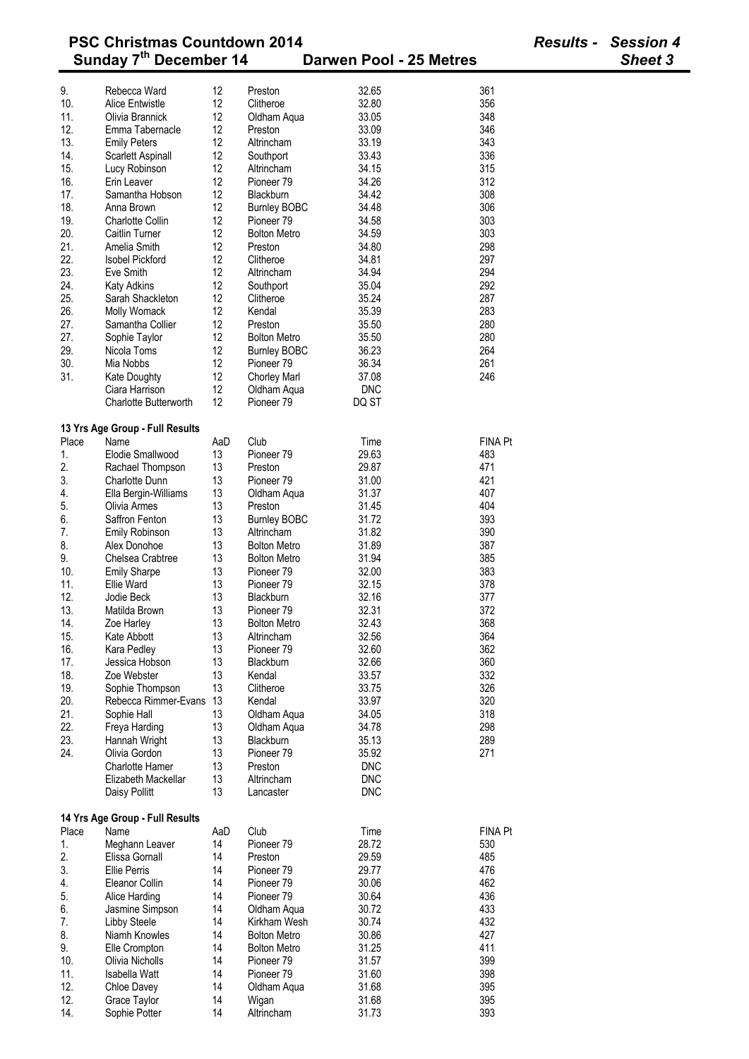# PSC Christmas Countdown 2014

**Sunday 7th December 14** — **Darwen Pool - 25 Metres**

*Results - Session 4*
*Sheet 3*

| Place | Name | AaD | Club | Time | FINA Pt |
|---|---|---|---|---|---|
| 9. | Rebecca Ward | 12 | Preston | 32.65 | 361 |
| 10. | Alice Entwistle | 12 | Clitheroe | 32.80 | 356 |
| 11. | Olivia Brannick | 12 | Oldham Aqua | 33.05 | 348 |
| 12. | Emma Tabernacle | 12 | Preston | 33.09 | 346 |
| 13. | Emily Peters | 12 | Altrincham | 33.19 | 343 |
| 14. | Scarlett Aspinall | 12 | Southport | 33.43 | 336 |
| 15. | Lucy Robinson | 12 | Altrincham | 34.15 | 315 |
| 16. | Erin Leaver | 12 | Pioneer 79 | 34.26 | 312 |
| 17. | Samantha Hobson | 12 | Blackburn | 34.42 | 308 |
| 18. | Anna Brown | 12 | Burnley BOBC | 34.48 | 306 |
| 19. | Charlotte Collin | 12 | Pioneer 79 | 34.58 | 303 |
| 20. | Caitlin Turner | 12 | Bolton Metro | 34.59 | 303 |
| 21. | Amelia Smith | 12 | Preston | 34.80 | 298 |
| 22. | Isobel Pickford | 12 | Clitheroe | 34.81 | 297 |
| 23. | Eve Smith | 12 | Altrincham | 34.94 | 294 |
| 24. | Katy Adkins | 12 | Southport | 35.04 | 292 |
| 25. | Sarah Shackleton | 12 | Clitheroe | 35.24 | 287 |
| 26. | Molly Womack | 12 | Kendal | 35.39 | 283 |
| 27. | Samantha Collier | 12 | Preston | 35.50 | 280 |
| 27. | Sophie Taylor | 12 | Bolton Metro | 35.50 | 280 |
| 29. | Nicola Toms | 12 | Burnley BOBC | 36.23 | 264 |
| 30. | Mia Nobbs | 12 | Pioneer 79 | 36.34 | 261 |
| 31. | Kate Doughty | 12 | Chorley Marl | 37.08 | 246 |
| | Ciara Harrison | 12 | Oldham Aqua | DNC | |
| | Charlotte Butterworth | 12 | Pioneer 79 | DQ ST | |

**13 Yrs Age Group - Full Results**

| Place | Name | AaD | Club | Time | FINA Pt |
|---|---|---|---|---|---|
| 1. | Elodie Smallwood | 13 | Pioneer 79 | 29.63 | 483 |
| 2. | Rachael Thompson | 13 | Preston | 29.87 | 471 |
| 3. | Charlotte Dunn | 13 | Pioneer 79 | 31.00 | 421 |
| 4. | Ella Bergin-Williams | 13 | Oldham Aqua | 31.37 | 407 |
| 5. | Olivia Armes | 13 | Preston | 31.45 | 404 |
| 6. | Saffron Fenton | 13 | Burnley BOBC | 31.72 | 393 |
| 7. | Emily Robinson | 13 | Altrincham | 31.82 | 390 |
| 8. | Alex Donohoe | 13 | Bolton Metro | 31.89 | 387 |
| 9. | Chelsea Crabtree | 13 | Bolton Metro | 31.94 | 385 |
| 10. | Emily Sharpe | 13 | Pioneer 79 | 32.00 | 383 |
| 11. | Ellie Ward | 13 | Pioneer 79 | 32.15 | 378 |
| 12. | Jodie Beck | 13 | Blackburn | 32.16 | 377 |
| 13. | Matilda Brown | 13 | Pioneer 79 | 32.31 | 372 |
| 14. | Zoe Harley | 13 | Bolton Metro | 32.43 | 368 |
| 15. | Kate Abbott | 13 | Altrincham | 32.56 | 364 |
| 16. | Kara Pedley | 13 | Pioneer 79 | 32.60 | 362 |
| 17. | Jessica Hobson | 13 | Blackburn | 32.66 | 360 |
| 18. | Zoe Webster | 13 | Kendal | 33.57 | 332 |
| 19. | Sophie Thompson | 13 | Clitheroe | 33.75 | 326 |
| 20. | Rebecca Rimmer-Evans | 13 | Kendal | 33.97 | 320 |
| 21. | Sophie Hall | 13 | Oldham Aqua | 34.05 | 318 |
| 22. | Freya Harding | 13 | Oldham Aqua | 34.78 | 298 |
| 23. | Hannah Wright | 13 | Blackburn | 35.13 | 289 |
| 24. | Olivia Gordon | 13 | Pioneer 79 | 35.92 | 271 |
| | Charlotte Hamer | 13 | Preston | DNC | |
| | Elizabeth Mackellar | 13 | Altrincham | DNC | |
| | Daisy Pollitt | 13 | Lancaster | DNC | |

**14 Yrs Age Group - Full Results**

| Place | Name | AaD | Club | Time | FINA Pt |
|---|---|---|---|---|---|
| 1. | Meghann Leaver | 14 | Pioneer 79 | 28.72 | 530 |
| 2. | Elissa Gornall | 14 | Preston | 29.59 | 485 |
| 3. | Ellie Perris | 14 | Pioneer 79 | 29.77 | 476 |
| 4. | Eleanor Collin | 14 | Pioneer 79 | 30.06 | 462 |
| 5. | Alice Harding | 14 | Pioneer 79 | 30.64 | 436 |
| 6. | Jasmine Simpson | 14 | Oldham Aqua | 30.72 | 433 |
| 7. | Libby Steele | 14 | Kirkham Wesh | 30.74 | 432 |
| 8. | Niamh Knowles | 14 | Bolton Metro | 30.86 | 427 |
| 9. | Elle Crompton | 14 | Bolton Metro | 31.25 | 411 |
| 10. | Olivia Nicholls | 14 | Pioneer 79 | 31.57 | 399 |
| 11. | Isabella Watt | 14 | Pioneer 79 | 31.60 | 398 |
| 12. | Chloe Davey | 14 | Oldham Aqua | 31.68 | 395 |
| 12. | Grace Taylor | 14 | Wigan | 31.68 | 395 |
| 14. | Sophie Potter | 14 | Altrincham | 31.73 | 393 |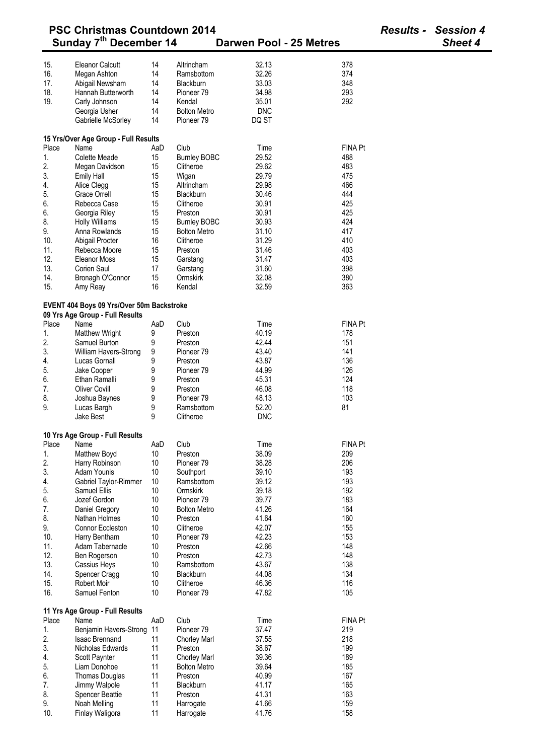| Place | Name | AaD | Club | Time | FINA Pt |
|---|---|---|---|---|---|
| 15. | Eleanor Calcutt | 14 | Altrincham | 32.13 | 378 |
| 16. | Megan Ashton | 14 | Ramsbottom | 32.26 | 374 |
| 17. | Abigail Newsham | 14 | Blackburn | 33.03 | 348 |
| 18. | Hannah Butterworth | 14 | Pioneer 79 | 34.98 | 293 |
| 19. | Carly Johnson | 14 | Kendal | 35.01 | 292 |
| | Georgia Usher | 14 | Bolton Metro | DNC | |
| | Gabrielle McSorley | 14 | Pioneer 79 | DQ ST | |

**15 Yrs/Over Age Group - Full Results**

| Place | Name | AaD | Club | Time | FINA Pt |
|---|---|---|---|---|---|
| 1. | Colette Meade | 15 | Burnley BOBC | 29.52 | 488 |
| 2. | Megan Davidson | 15 | Clitheroe | 29.62 | 483 |
| 3. | Emily Hall | 15 | Wigan | 29.79 | 475 |
| 4. | Alice Clegg | 15 | Altrincham | 29.98 | 466 |
| 5. | Grace Orrell | 15 | Blackburn | 30.46 | 444 |
| 6. | Rebecca Case | 15 | Clitheroe | 30.91 | 425 |
| 6. | Georgia Riley | 15 | Preston | 30.91 | 425 |
| 8. | Holly Williams | 15 | Burnley BOBC | 30.93 | 424 |
| 9. | Anna Rowlands | 15 | Bolton Metro | 31.10 | 417 |
| 10. | Abigail Procter | 16 | Clitheroe | 31.29 | 410 |
| 11. | Rebecca Moore | 15 | Preston | 31.46 | 403 |
| 12. | Eleanor Moss | 15 | Garstang | 31.47 | 403 |
| 13. | Corien Saul | 17 | Garstang | 31.60 | 398 |
| 14. | Bronagh O'Connor | 15 | Ormskirk | 32.08 | 380 |
| 15. | Amy Reay | 16 | Kendal | 32.59 | 363 |

**EVENT 404 Boys 09 Yrs/Over 50m Backstroke**

**09 Yrs Age Group - Full Results**

| Place | Name | AaD | Club | Time | FINA Pt |
|---|---|---|---|---|---|
| 1. | Matthew Wright | 9 | Preston | 40.19 | 178 |
| 2. | Samuel Burton | 9 | Preston | 42.44 | 151 |
| 3. | William Havers-Strong | 9 | Pioneer 79 | 43.40 | 141 |
| 4. | Lucas Gornall | 9 | Preston | 43.87 | 136 |
| 5. | Jake Cooper | 9 | Pioneer 79 | 44.99 | 126 |
| 6. | Ethan Ramalli | 9 | Preston | 45.31 | 124 |
| 7. | Oliver Covill | 9 | Preston | 46.08 | 118 |
| 8. | Joshua Baynes | 9 | Pioneer 79 | 48.13 | 103 |
| 9. | Lucas Bargh | 9 | Ramsbottom | 52.20 | 81 |
| | Jake Best | 9 | Clitheroe | DNC | |

**10 Yrs Age Group - Full Results**

| Place | Name | AaD | Club | Time | FINA Pt |
|---|---|---|---|---|---|
| 1. | Matthew Boyd | 10 | Preston | 38.09 | 209 |
| 2. | Harry Robinson | 10 | Pioneer 79 | 38.28 | 206 |
| 3. | Adam Younis | 10 | Southport | 39.10 | 193 |
| 4. | Gabriel Taylor-Rimmer | 10 | Ramsbottom | 39.12 | 193 |
| 5. | Samuel Ellis | 10 | Ormskirk | 39.18 | 192 |
| 6. | Jozef Gordon | 10 | Pioneer 79 | 39.77 | 183 |
| 7. | Daniel Gregory | 10 | Bolton Metro | 41.26 | 164 |
| 8. | Nathan Holmes | 10 | Preston | 41.64 | 160 |
| 9. | Connor Eccleston | 10 | Clitheroe | 42.07 | 155 |
| 10. | Harry Bentham | 10 | Pioneer 79 | 42.23 | 153 |
| 11. | Adam Tabernacle | 10 | Preston | 42.66 | 148 |
| 12. | Ben Rogerson | 10 | Preston | 42.73 | 148 |
| 13. | Cassius Heys | 10 | Ramsbottom | 43.67 | 138 |
| 14. | Spencer Cragg | 10 | Blackburn | 44.08 | 134 |
| 15. | Robert Moir | 10 | Clitheroe | 46.36 | 116 |
| 16. | Samuel Fenton | 10 | Pioneer 79 | 47.82 | 105 |

**11 Yrs Age Group - Full Results**

| Place | Name | AaD | Club | Time | FINA Pt |
|---|---|---|---|---|---|
| 1. | Benjamin Havers-Strong | 11 | Pioneer 79 | 37.47 | 219 |
| 2. | Isaac Brennand | 11 | Chorley Marl | 37.55 | 218 |
| 3. | Nicholas Edwards | 11 | Preston | 38.67 | 199 |
| 4. | Scott Paynter | 11 | Chorley Marl | 39.36 | 189 |
| 5. | Liam Donohoe | 11 | Bolton Metro | 39.64 | 185 |
| 6. | Thomas Douglas | 11 | Preston | 40.99 | 167 |
| 7. | Jimmy Walpole | 11 | Blackburn | 41.17 | 165 |
| 8. | Spencer Beattie | 11 | Preston | 41.31 | 163 |
| 9. | Noah Melling | 11 | Harrogate | 41.66 | 159 |
| 10. | Finlay Waligora | 11 | Harrogate | 41.76 | 158 |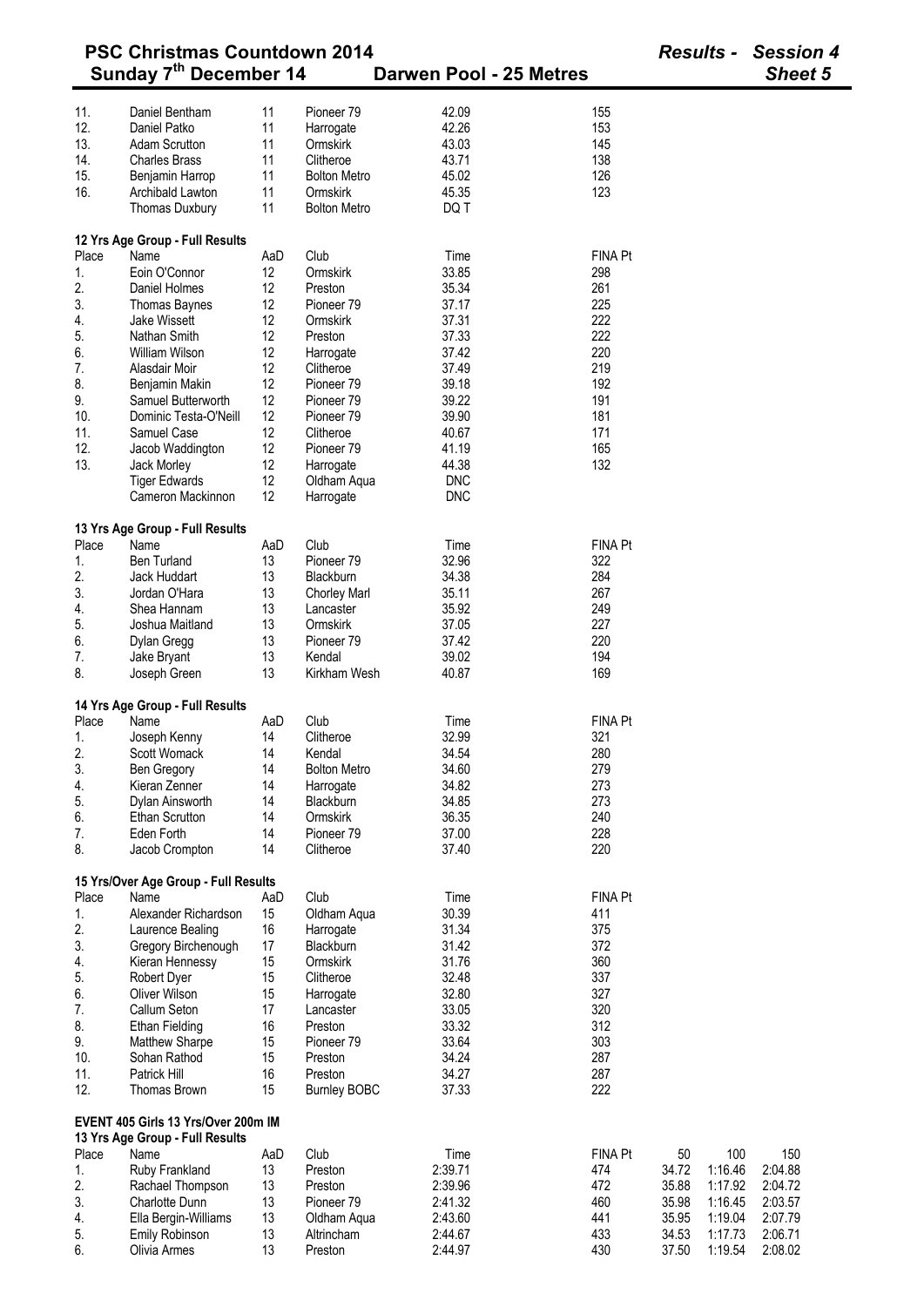| | | | | | |
|---|---|---|---|---|---|
| 11. | Daniel Bentham | 11 | Pioneer 79 | 42.09 | 155 |
| 12. | Daniel Patko | 11 | Harrogate | 42.26 | 153 |
| 13. | Adam Scrutton | 11 | Ormskirk | 43.03 | 145 |
| 14. | Charles Brass | 11 | Clitheroe | 43.71 | 138 |
| 15. | Benjamin Harrop | 11 | Bolton Metro | 45.02 | 126 |
| 16. | Archibald Lawton | 11 | Ormskirk | 45.35 | 123 |
| | Thomas Duxbury | 11 | Bolton Metro | DQ T | |

**12 Yrs Age Group - Full Results**

| Place | Name | AaD | Club | Time | FINA Pt |
|---|---|---|---|---|---|
| 1. | Eoin O'Connor | 12 | Ormskirk | 33.85 | 298 |
| 2. | Daniel Holmes | 12 | Preston | 35.34 | 261 |
| 3. | Thomas Baynes | 12 | Pioneer 79 | 37.17 | 225 |
| 4. | Jake Wissett | 12 | Ormskirk | 37.31 | 222 |
| 5. | Nathan Smith | 12 | Preston | 37.33 | 222 |
| 6. | William Wilson | 12 | Harrogate | 37.42 | 220 |
| 7. | Alasdair Moir | 12 | Clitheroe | 37.49 | 219 |
| 8. | Benjamin Makin | 12 | Pioneer 79 | 39.18 | 192 |
| 9. | Samuel Butterworth | 12 | Pioneer 79 | 39.22 | 191 |
| 10. | Dominic Testa-O'Neill | 12 | Pioneer 79 | 39.90 | 181 |
| 11. | Samuel Case | 12 | Clitheroe | 40.67 | 171 |
| 12. | Jacob Waddington | 12 | Pioneer 79 | 41.19 | 165 |
| 13. | Jack Morley | 12 | Harrogate | 44.38 | 132 |
| | Tiger Edwards | 12 | Oldham Aqua | DNC | |
| | Cameron Mackinnon | 12 | Harrogate | DNC | |

**13 Yrs Age Group - Full Results**

| Place | Name | AaD | Club | Time | FINA Pt |
|---|---|---|---|---|---|
| 1. | Ben Turland | 13 | Pioneer 79 | 32.96 | 322 |
| 2. | Jack Huddart | 13 | Blackburn | 34.38 | 284 |
| 3. | Jordan O'Hara | 13 | Chorley Marl | 35.11 | 267 |
| 4. | Shea Hannam | 13 | Lancaster | 35.92 | 249 |
| 5. | Joshua Maitland | 13 | Ormskirk | 37.05 | 227 |
| 6. | Dylan Gregg | 13 | Pioneer 79 | 37.42 | 220 |
| 7. | Jake Bryant | 13 | Kendal | 39.02 | 194 |
| 8. | Joseph Green | 13 | Kirkham Wesh | 40.87 | 169 |

**14 Yrs Age Group - Full Results**

| Place | Name | AaD | Club | Time | FINA Pt |
|---|---|---|---|---|---|
| 1. | Joseph Kenny | 14 | Clitheroe | 32.99 | 321 |
| 2. | Scott Womack | 14 | Kendal | 34.54 | 280 |
| 3. | Ben Gregory | 14 | Bolton Metro | 34.60 | 279 |
| 4. | Kieran Zenner | 14 | Harrogate | 34.82 | 273 |
| 5. | Dylan Ainsworth | 14 | Blackburn | 34.85 | 273 |
| 6. | Ethan Scrutton | 14 | Ormskirk | 36.35 | 240 |
| 7. | Eden Forth | 14 | Pioneer 79 | 37.00 | 228 |
| 8. | Jacob Crompton | 14 | Clitheroe | 37.40 | 220 |

**15 Yrs/Over Age Group - Full Results**

| Place | Name | AaD | Club | Time | FINA Pt |
|---|---|---|---|---|---|
| 1. | Alexander Richardson | 15 | Oldham Aqua | 30.39 | 411 |
| 2. | Laurence Bealing | 16 | Harrogate | 31.34 | 375 |
| 3. | Gregory Birchenough | 17 | Blackburn | 31.42 | 372 |
| 4. | Kieran Hennessy | 15 | Ormskirk | 31.76 | 360 |
| 5. | Robert Dyer | 15 | Clitheroe | 32.48 | 337 |
| 6. | Oliver Wilson | 15 | Harrogate | 32.80 | 327 |
| 7. | Callum Seton | 17 | Lancaster | 33.05 | 320 |
| 8. | Ethan Fielding | 16 | Preston | 33.32 | 312 |
| 9. | Matthew Sharpe | 15 | Pioneer 79 | 33.64 | 303 |
| 10. | Sohan Rathod | 15 | Preston | 34.24 | 287 |
| 11. | Patrick Hill | 16 | Preston | 34.27 | 287 |
| 12. | Thomas Brown | 15 | Burnley BOBC | 37.33 | 222 |

**EVENT 405 Girls 13 Yrs/Over 200m IM**

**13 Yrs Age Group - Full Results**

| Place | Name | AaD | Club | Time | FINA Pt | 50 | 100 | 150 |
|---|---|---|---|---|---|---|---|---|
| 1. | Ruby Frankland | 13 | Preston | 2:39.71 | 474 | 34.72 | 1:16.46 | 2:04.88 |
| 2. | Rachael Thompson | 13 | Preston | 2:39.96 | 472 | 35.88 | 1:17.92 | 2:04.72 |
| 3. | Charlotte Dunn | 13 | Pioneer 79 | 2:41.32 | 460 | 35.98 | 1:16.45 | 2:03.57 |
| 4. | Ella Bergin-Williams | 13 | Oldham Aqua | 2:43.60 | 441 | 35.95 | 1:19.04 | 2:07.79 |
| 5. | Emily Robinson | 13 | Altrincham | 2:44.67 | 433 | 34.53 | 1:17.73 | 2:06.71 |
| 6. | Olivia Armes | 13 | Preston | 2:44.97 | 430 | 37.50 | 1:19.54 | 2:08.02 |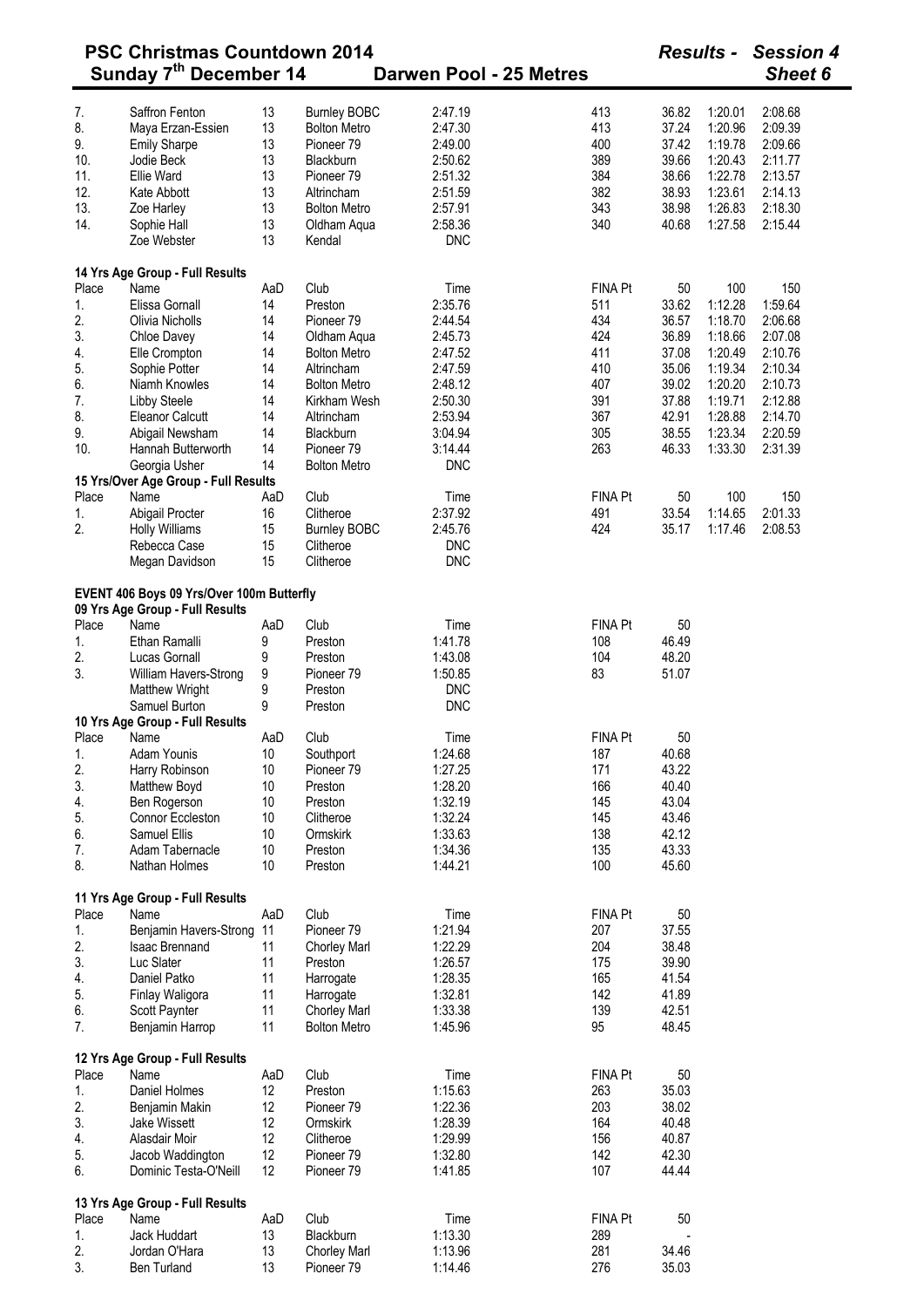# PSC Christmas Countdown 2014

**Sunday 7th December 14 — Darwen Pool - 25 Metres**

*Results - Session 4*
*Sheet 6*

| Place | Name | AaD | Club | Time | FINA Pt | 50 | 100 | 150 |
|---|---|---|---|---|---|---|---|---|
| 7. | Saffron Fenton | 13 | Burnley BOBC | 2:47.19 | 413 | 36.82 | 1:20.01 | 2:08.68 |
| 8. | Maya Erzan-Essien | 13 | Bolton Metro | 2:47.30 | 413 | 37.24 | 1:20.96 | 2:09.39 |
| 9. | Emily Sharpe | 13 | Pioneer 79 | 2:49.00 | 400 | 37.42 | 1:19.78 | 2:09.66 |
| 10. | Jodie Beck | 13 | Blackburn | 2:50.62 | 389 | 39.66 | 1:20.43 | 2:11.77 |
| 11. | Ellie Ward | 13 | Pioneer 79 | 2:51.32 | 384 | 38.66 | 1:22.78 | 2:13.57 |
| 12. | Kate Abbott | 13 | Altrincham | 2:51.59 | 382 | 38.93 | 1:23.61 | 2:14.13 |
| 13. | Zoe Harley | 13 | Bolton Metro | 2:57.91 | 343 | 38.98 | 1:26.83 | 2:18.30 |
| 14. | Sophie Hall | 13 | Oldham Aqua | 2:58.36 | 340 | 40.68 | 1:27.58 | 2:15.44 |
| | Zoe Webster | 13 | Kendal | DNC | | | | |

### 14 Yrs Age Group - Full Results

| Place | Name | AaD | Club | Time | FINA Pt | 50 | 100 | 150 |
|---|---|---|---|---|---|---|---|---|
| 1. | Elissa Gornall | 14 | Preston | 2:35.76 | 511 | 33.62 | 1:12.28 | 1:59.64 |
| 2. | Olivia Nicholls | 14 | Pioneer 79 | 2:44.54 | 434 | 36.57 | 1:18.70 | 2:06.68 |
| 3. | Chloe Davey | 14 | Oldham Aqua | 2:45.73 | 424 | 36.89 | 1:18.66 | 2:07.08 |
| 4. | Elle Crompton | 14 | Bolton Metro | 2:47.52 | 411 | 37.08 | 1:20.49 | 2:10.76 |
| 5. | Sophie Potter | 14 | Altrincham | 2:47.59 | 410 | 35.06 | 1:19.34 | 2:10.34 |
| 6. | Niamh Knowles | 14 | Bolton Metro | 2:48.12 | 407 | 39.02 | 1:20.20 | 2:10.73 |
| 7. | Libby Steele | 14 | Kirkham Wesh | 2:50.30 | 391 | 37.88 | 1:19.71 | 2:12.88 |
| 8. | Eleanor Calcutt | 14 | Altrincham | 2:53.94 | 367 | 42.91 | 1:28.88 | 2:14.70 |
| 9. | Abigail Newsham | 14 | Blackburn | 3:04.94 | 305 | 38.55 | 1:23.34 | 2:20.59 |
| 10. | Hannah Butterworth | 14 | Pioneer 79 | 3:14.44 | 263 | 46.33 | 1:33.30 | 2:31.39 |
| | Georgia Usher | 14 | Bolton Metro | DNC | | | | |

### 15 Yrs/Over Age Group - Full Results

| Place | Name | AaD | Club | Time | FINA Pt | 50 | 100 | 150 |
|---|---|---|---|---|---|---|---|---|
| 1. | Abigail Procter | 16 | Clitheroe | 2:37.92 | 491 | 33.54 | 1:14.65 | 2:01.33 |
| 2. | Holly Williams | 15 | Burnley BOBC | 2:45.76 | 424 | 35.17 | 1:17.46 | 2:08.53 |
| | Rebecca Case | 15 | Clitheroe | DNC | | | | |
| | Megan Davidson | 15 | Clitheroe | DNC | | | | |

## EVENT 406 Boys 09 Yrs/Over 100m Butterfly

### 09 Yrs Age Group - Full Results

| Place | Name | AaD | Club | Time | FINA Pt | 50 |
|---|---|---|---|---|---|---|
| 1. | Ethan Ramalli | 9 | Preston | 1:41.78 | 108 | 46.49 |
| 2. | Lucas Gornall | 9 | Preston | 1:43.08 | 104 | 48.20 |
| 3. | William Havers-Strong | 9 | Pioneer 79 | 1:50.85 | 83 | 51.07 |
| | Matthew Wright | 9 | Preston | DNC | | |
| | Samuel Burton | 9 | Preston | DNC | | |

### 10 Yrs Age Group - Full Results

| Place | Name | AaD | Club | Time | FINA Pt | 50 |
|---|---|---|---|---|---|---|
| 1. | Adam Younis | 10 | Southport | 1:24.68 | 187 | 40.68 |
| 2. | Harry Robinson | 10 | Pioneer 79 | 1:27.25 | 171 | 43.22 |
| 3. | Matthew Boyd | 10 | Preston | 1:28.20 | 166 | 40.40 |
| 4. | Ben Rogerson | 10 | Preston | 1:32.19 | 145 | 43.04 |
| 5. | Connor Eccleston | 10 | Clitheroe | 1:32.24 | 145 | 43.46 |
| 6. | Samuel Ellis | 10 | Ormskirk | 1:33.63 | 138 | 42.12 |
| 7. | Adam Tabernacle | 10 | Preston | 1:34.36 | 135 | 43.33 |
| 8. | Nathan Holmes | 10 | Preston | 1:44.21 | 100 | 45.60 |

### 11 Yrs Age Group - Full Results

| Place | Name | AaD | Club | Time | FINA Pt | 50 |
|---|---|---|---|---|---|---|
| 1. | Benjamin Havers-Strong | 11 | Pioneer 79 | 1:21.94 | 207 | 37.55 |
| 2. | Isaac Brennand | 11 | Chorley Marl | 1:22.29 | 204 | 38.48 |
| 3. | Luc Slater | 11 | Preston | 1:26.57 | 175 | 39.90 |
| 4. | Daniel Patko | 11 | Harrogate | 1:28.35 | 165 | 41.54 |
| 5. | Finlay Waligora | 11 | Harrogate | 1:32.81 | 142 | 41.89 |
| 6. | Scott Paynter | 11 | Chorley Marl | 1:33.38 | 139 | 42.51 |
| 7. | Benjamin Harrop | 11 | Bolton Metro | 1:45.96 | 95 | 48.45 |

### 12 Yrs Age Group - Full Results

| Place | Name | AaD | Club | Time | FINA Pt | 50 |
|---|---|---|---|---|---|---|
| 1. | Daniel Holmes | 12 | Preston | 1:15.63 | 263 | 35.03 |
| 2. | Benjamin Makin | 12 | Pioneer 79 | 1:22.36 | 203 | 38.02 |
| 3. | Jake Wissett | 12 | Ormskirk | 1:28.39 | 164 | 40.48 |
| 4. | Alasdair Moir | 12 | Clitheroe | 1:29.99 | 156 | 40.87 |
| 5. | Jacob Waddington | 12 | Pioneer 79 | 1:32.80 | 142 | 42.30 |
| 6. | Dominic Testa-O'Neill | 12 | Pioneer 79 | 1:41.85 | 107 | 44.44 |

### 13 Yrs Age Group - Full Results

| Place | Name | AaD | Club | Time | FINA Pt | 50 |
|---|---|---|---|---|---|---|
| 1. | Jack Huddart | 13 | Blackburn | 1:13.30 | 289 | - |
| 2. | Jordan O'Hara | 13 | Chorley Marl | 1:13.96 | 281 | 34.46 |
| 3. | Ben Turland | 13 | Pioneer 79 | 1:14.46 | 276 | 35.03 |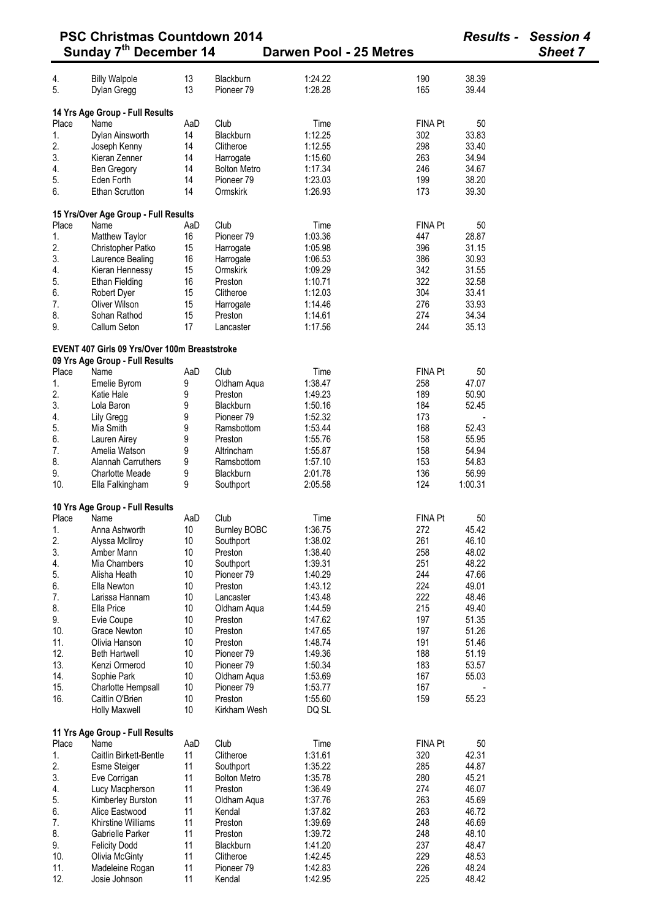# PSC Christmas Countdown 2014

**Results - Session 4**

**Sunday 7th December 14** — **Darwen Pool - 25 Metres** — **Sheet 7**

| Place | Name | AaD | Club | Time | FINA Pt | 50 |
|---|---|---|---|---|---|---|
| 4. | Billy Walpole | 13 | Blackburn | 1:24.22 | 190 | 38.39 |
| 5. | Dylan Gregg | 13 | Pioneer 79 | 1:28.28 | 165 | 39.44 |

**14 Yrs Age Group - Full Results**

| Place | Name | AaD | Club | Time | FINA Pt | 50 |
|---|---|---|---|---|---|---|
| 1. | Dylan Ainsworth | 14 | Blackburn | 1:12.25 | 302 | 33.83 |
| 2. | Joseph Kenny | 14 | Clitheroe | 1:12.55 | 298 | 33.40 |
| 3. | Kieran Zenner | 14 | Harrogate | 1:15.60 | 263 | 34.94 |
| 4. | Ben Gregory | 14 | Bolton Metro | 1:17.34 | 246 | 34.67 |
| 5. | Eden Forth | 14 | Pioneer 79 | 1:23.03 | 199 | 38.20 |
| 6. | Ethan Scrutton | 14 | Ormskirk | 1:26.93 | 173 | 39.30 |

**15 Yrs/Over Age Group - Full Results**

| Place | Name | AaD | Club | Time | FINA Pt | 50 |
|---|---|---|---|---|---|---|
| 1. | Matthew Taylor | 16 | Pioneer 79 | 1:03.36 | 447 | 28.87 |
| 2. | Christopher Patko | 15 | Harrogate | 1:05.98 | 396 | 31.15 |
| 3. | Laurence Bealing | 16 | Harrogate | 1:06.53 | 386 | 30.93 |
| 4. | Kieran Hennessy | 15 | Ormskirk | 1:09.29 | 342 | 31.55 |
| 5. | Ethan Fielding | 16 | Preston | 1:10.71 | 322 | 32.58 |
| 6. | Robert Dyer | 15 | Clitheroe | 1:12.03 | 304 | 33.41 |
| 7. | Oliver Wilson | 15 | Harrogate | 1:14.46 | 276 | 33.93 |
| 8. | Sohan Rathod | 15 | Preston | 1:14.61 | 274 | 34.34 |
| 9. | Callum Seton | 17 | Lancaster | 1:17.56 | 244 | 35.13 |

**EVENT 407 Girls 09 Yrs/Over 100m Breaststroke**

**09 Yrs Age Group - Full Results**

| Place | Name | AaD | Club | Time | FINA Pt | 50 |
|---|---|---|---|---|---|---|
| 1. | Emelie Byrom | 9 | Oldham Aqua | 1:38.47 | 258 | 47.07 |
| 2. | Katie Hale | 9 | Preston | 1:49.23 | 189 | 50.90 |
| 3. | Lola Baron | 9 | Blackburn | 1:50.16 | 184 | 52.45 |
| 4. | Lily Gregg | 9 | Pioneer 79 | 1:52.32 | 173 | - |
| 5. | Mia Smith | 9 | Ramsbottom | 1:53.44 | 168 | 52.43 |
| 6. | Lauren Airey | 9 | Preston | 1:55.76 | 158 | 55.95 |
| 7. | Amelia Watson | 9 | Altrincham | 1:55.87 | 158 | 54.94 |
| 8. | Alannah Carruthers | 9 | Ramsbottom | 1:57.10 | 153 | 54.83 |
| 9. | Charlotte Meade | 9 | Blackburn | 2:01.78 | 136 | 56.99 |
| 10. | Ella Falkingham | 9 | Southport | 2:05.58 | 124 | 1:00.31 |

**10 Yrs Age Group - Full Results**

| Place | Name | AaD | Club | Time | FINA Pt | 50 |
|---|---|---|---|---|---|---|
| 1. | Anna Ashworth | 10 | Burnley BOBC | 1:36.75 | 272 | 45.42 |
| 2. | Alyssa McIlroy | 10 | Southport | 1:38.02 | 261 | 46.10 |
| 3. | Amber Mann | 10 | Preston | 1:38.40 | 258 | 48.02 |
| 4. | Mia Chambers | 10 | Southport | 1:39.31 | 251 | 48.22 |
| 5. | Alisha Heath | 10 | Pioneer 79 | 1:40.29 | 244 | 47.66 |
| 6. | Ella Newton | 10 | Preston | 1:43.12 | 224 | 49.01 |
| 7. | Larissa Hannam | 10 | Lancaster | 1:43.48 | 222 | 48.46 |
| 8. | Ella Price | 10 | Oldham Aqua | 1:44.59 | 215 | 49.40 |
| 9. | Evie Coupe | 10 | Preston | 1:47.62 | 197 | 51.35 |
| 10. | Grace Newton | 10 | Preston | 1:47.65 | 197 | 51.26 |
| 11. | Olivia Hanson | 10 | Preston | 1:48.74 | 191 | 51.46 |
| 12. | Beth Hartwell | 10 | Pioneer 79 | 1:49.36 | 188 | 51.19 |
| 13. | Kenzi Ormerod | 10 | Pioneer 79 | 1:50.34 | 183 | 53.57 |
| 14. | Sophie Park | 10 | Oldham Aqua | 1:53.69 | 167 | 55.03 |
| 15. | Charlotte Hempsall | 10 | Pioneer 79 | 1:53.77 | 167 | - |
| 16. | Caitlin O'Brien | 10 | Preston | 1:55.60 | 159 | 55.23 |
| | Holly Maxwell | 10 | Kirkham Wesh | DQ SL | | |

**11 Yrs Age Group - Full Results**

| Place | Name | AaD | Club | Time | FINA Pt | 50 |
|---|---|---|---|---|---|---|
| 1. | Caitlin Birkett-Bentle | 11 | Clitheroe | 1:31.61 | 320 | 42.31 |
| 2. | Esme Steiger | 11 | Southport | 1:35.22 | 285 | 44.87 |
| 3. | Eve Corrigan | 11 | Bolton Metro | 1:35.78 | 280 | 45.21 |
| 4. | Lucy Macpherson | 11 | Preston | 1:36.49 | 274 | 46.07 |
| 5. | Kimberley Burston | 11 | Oldham Aqua | 1:37.76 | 263 | 45.69 |
| 6. | Alice Eastwood | 11 | Kendal | 1:37.82 | 263 | 46.72 |
| 7. | Khirstine Williams | 11 | Preston | 1:39.69 | 248 | 46.69 |
| 8. | Gabrielle Parker | 11 | Preston | 1:39.72 | 248 | 48.10 |
| 9. | Felicity Dodd | 11 | Blackburn | 1:41.20 | 237 | 48.47 |
| 10. | Olivia McGinty | 11 | Clitheroe | 1:42.45 | 229 | 48.53 |
| 11. | Madeleine Rogan | 11 | Pioneer 79 | 1:42.83 | 226 | 48.24 |
| 12. | Josie Johnson | 11 | Kendal | 1:42.95 | 225 | 48.42 |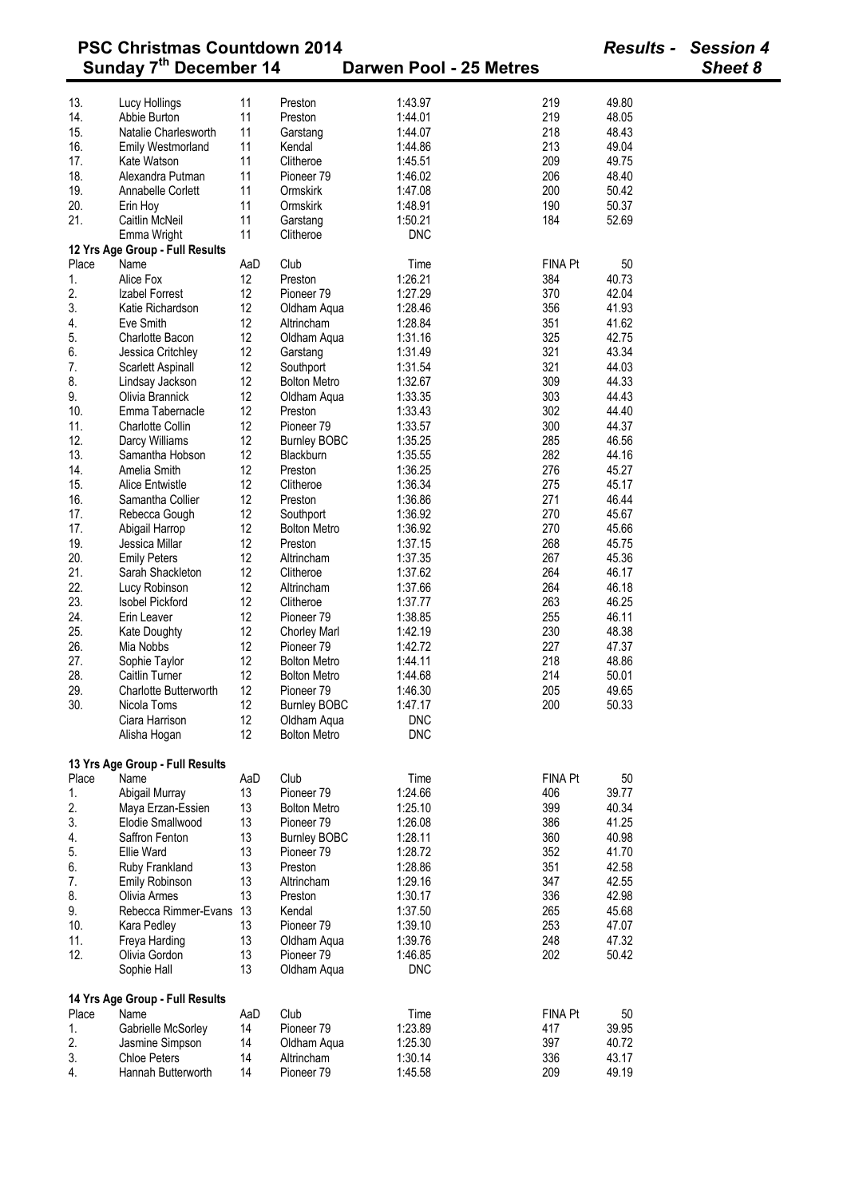# PSC Christmas Countdown 2014

**Sunday 7th December 14** — **Darwen Pool - 25 Metres** — ***Results - Session 4*** — ***Sheet 8***

| Place | Name | AaD | Club | Time | FINA Pt | 50 |
|---|---|---|---|---|---|---|
| 13. | Lucy Hollings | 11 | Preston | 1:43.97 | 219 | 49.80 |
| 14. | Abbie Burton | 11 | Preston | 1:44.01 | 219 | 48.05 |
| 15. | Natalie Charlesworth | 11 | Garstang | 1:44.07 | 218 | 48.43 |
| 16. | Emily Westmorland | 11 | Kendal | 1:44.86 | 213 | 49.04 |
| 17. | Kate Watson | 11 | Clitheroe | 1:45.51 | 209 | 49.75 |
| 18. | Alexandra Putman | 11 | Pioneer 79 | 1:46.02 | 206 | 48.40 |
| 19. | Annabelle Corlett | 11 | Ormskirk | 1:47.08 | 200 | 50.42 |
| 20. | Erin Hoy | 11 | Ormskirk | 1:48.91 | 190 | 50.37 |
| 21. | Caitlin McNeil | 11 | Garstang | 1:50.21 | 184 | 52.69 |
| | Emma Wright | 11 | Clitheroe | DNC | | |

**12 Yrs Age Group - Full Results**

| Place | Name | AaD | Club | Time | FINA Pt | 50 |
|---|---|---|---|---|---|---|
| 1. | Alice Fox | 12 | Preston | 1:26.21 | 384 | 40.73 |
| 2. | Izabel Forrest | 12 | Pioneer 79 | 1:27.29 | 370 | 42.04 |
| 3. | Katie Richardson | 12 | Oldham Aqua | 1:28.46 | 356 | 41.93 |
| 4. | Eve Smith | 12 | Altrincham | 1:28.84 | 351 | 41.62 |
| 5. | Charlotte Bacon | 12 | Oldham Aqua | 1:31.16 | 325 | 42.75 |
| 6. | Jessica Critchley | 12 | Garstang | 1:31.49 | 321 | 43.34 |
| 7. | Scarlett Aspinall | 12 | Southport | 1:31.54 | 321 | 44.03 |
| 8. | Lindsay Jackson | 12 | Bolton Metro | 1:32.67 | 309 | 44.33 |
| 9. | Olivia Brannick | 12 | Oldham Aqua | 1:33.35 | 303 | 44.43 |
| 10. | Emma Tabernacle | 12 | Preston | 1:33.43 | 302 | 44.40 |
| 11. | Charlotte Collin | 12 | Pioneer 79 | 1:33.57 | 300 | 44.37 |
| 12. | Darcy Williams | 12 | Burnley BOBC | 1:35.25 | 285 | 46.56 |
| 13. | Samantha Hobson | 12 | Blackburn | 1:35.55 | 282 | 44.16 |
| 14. | Amelia Smith | 12 | Preston | 1:36.25 | 276 | 45.27 |
| 15. | Alice Entwistle | 12 | Clitheroe | 1:36.34 | 275 | 45.17 |
| 16. | Samantha Collier | 12 | Preston | 1:36.86 | 271 | 46.44 |
| 17. | Rebecca Gough | 12 | Southport | 1:36.92 | 270 | 45.67 |
| 17. | Abigail Harrop | 12 | Bolton Metro | 1:36.92 | 270 | 45.66 |
| 19. | Jessica Millar | 12 | Preston | 1:37.15 | 268 | 45.75 |
| 20. | Emily Peters | 12 | Altrincham | 1:37.35 | 267 | 45.36 |
| 21. | Sarah Shackleton | 12 | Clitheroe | 1:37.62 | 264 | 46.17 |
| 22. | Lucy Robinson | 12 | Altrincham | 1:37.66 | 264 | 46.18 |
| 23. | Isobel Pickford | 12 | Clitheroe | 1:37.77 | 263 | 46.25 |
| 24. | Erin Leaver | 12 | Pioneer 79 | 1:38.85 | 255 | 46.11 |
| 25. | Kate Doughty | 12 | Chorley Marl | 1:42.19 | 230 | 48.38 |
| 26. | Mia Nobbs | 12 | Pioneer 79 | 1:42.72 | 227 | 47.37 |
| 27. | Sophie Taylor | 12 | Bolton Metro | 1:44.11 | 218 | 48.86 |
| 28. | Caitlin Turner | 12 | Bolton Metro | 1:44.68 | 214 | 50.01 |
| 29. | Charlotte Butterworth | 12 | Pioneer 79 | 1:46.30 | 205 | 49.65 |
| 30. | Nicola Toms | 12 | Burnley BOBC | 1:47.17 | 200 | 50.33 |
| | Ciara Harrison | 12 | Oldham Aqua | DNC | | |
| | Alisha Hogan | 12 | Bolton Metro | DNC | | |

**13 Yrs Age Group - Full Results**

| Place | Name | AaD | Club | Time | FINA Pt | 50 |
|---|---|---|---|---|---|---|
| 1. | Abigail Murray | 13 | Pioneer 79 | 1:24.66 | 406 | 39.77 |
| 2. | Maya Erzan-Essien | 13 | Bolton Metro | 1:25.10 | 399 | 40.34 |
| 3. | Elodie Smallwood | 13 | Pioneer 79 | 1:26.08 | 386 | 41.25 |
| 4. | Saffron Fenton | 13 | Burnley BOBC | 1:28.11 | 360 | 40.98 |
| 5. | Ellie Ward | 13 | Pioneer 79 | 1:28.72 | 352 | 41.70 |
| 6. | Ruby Frankland | 13 | Preston | 1:28.86 | 351 | 42.58 |
| 7. | Emily Robinson | 13 | Altrincham | 1:29.16 | 347 | 42.55 |
| 8. | Olivia Armes | 13 | Preston | 1:30.17 | 336 | 42.98 |
| 9. | Rebecca Rimmer-Evans | 13 | Kendal | 1:37.50 | 265 | 45.68 |
| 10. | Kara Pedley | 13 | Pioneer 79 | 1:39.10 | 253 | 47.07 |
| 11. | Freya Harding | 13 | Oldham Aqua | 1:39.76 | 248 | 47.32 |
| 12. | Olivia Gordon | 13 | Pioneer 79 | 1:46.85 | 202 | 50.42 |
| | Sophie Hall | 13 | Oldham Aqua | DNC | | |

**14 Yrs Age Group - Full Results**

| Place | Name | AaD | Club | Time | FINA Pt | 50 |
|---|---|---|---|---|---|---|
| 1. | Gabrielle McSorley | 14 | Pioneer 79 | 1:23.89 | 417 | 39.95 |
| 2. | Jasmine Simpson | 14 | Oldham Aqua | 1:25.30 | 397 | 40.72 |
| 3. | Chloe Peters | 14 | Altrincham | 1:30.14 | 336 | 43.17 |
| 4. | Hannah Butterworth | 14 | Pioneer 79 | 1:45.58 | 209 | 49.19 |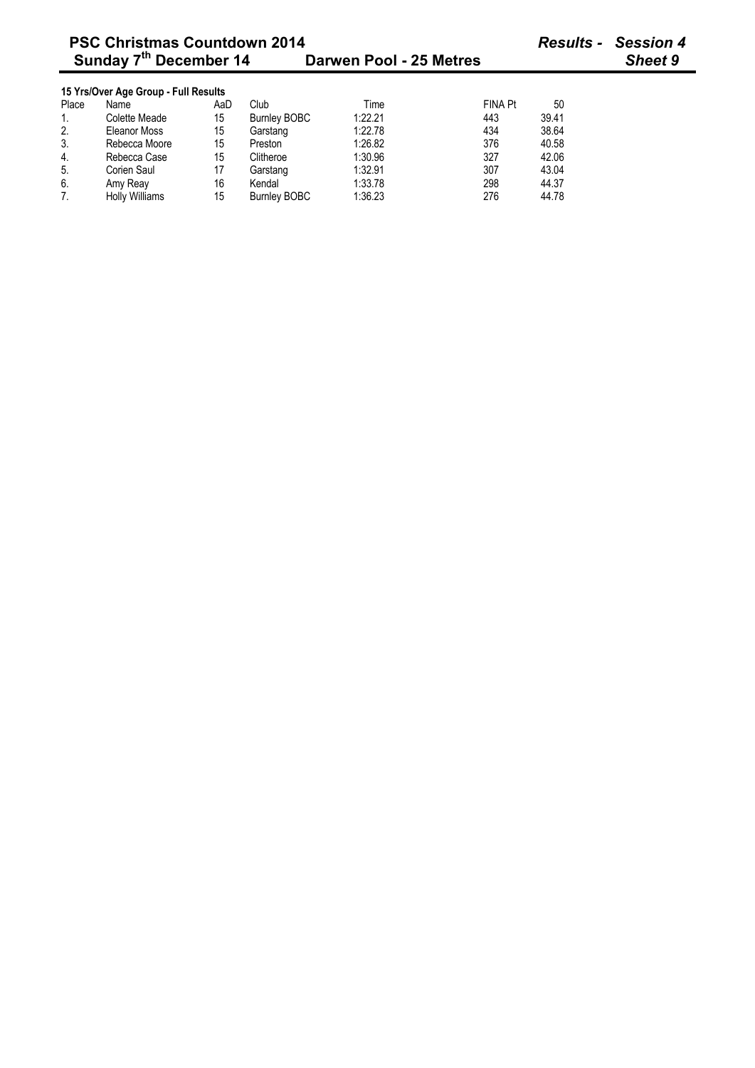# PSC Christmas Countdown 2014 — *Results - Session 4*

## Sunday 7th December 14 — Darwen Pool - 25 Metres — *Sheet 9*

**15 Yrs/Over Age Group - Full Results**

| Place | Name | AaD | Club | Time | FINA Pt | 50 |
|---|---|---|---|---|---|---|
| 1. | Colette Meade | 15 | Burnley BOBC | 1:22.21 | 443 | 39.41 |
| 2. | Eleanor Moss | 15 | Garstang | 1:22.78 | 434 | 38.64 |
| 3. | Rebecca Moore | 15 | Preston | 1:26.82 | 376 | 40.58 |
| 4. | Rebecca Case | 15 | Clitheroe | 1:30.96 | 327 | 42.06 |
| 5. | Corien Saul | 17 | Garstang | 1:32.91 | 307 | 43.04 |
| 6. | Amy Reay | 16 | Kendal | 1:33.78 | 298 | 44.37 |
| 7. | Holly Williams | 15 | Burnley BOBC | 1:36.23 | 276 | 44.78 |